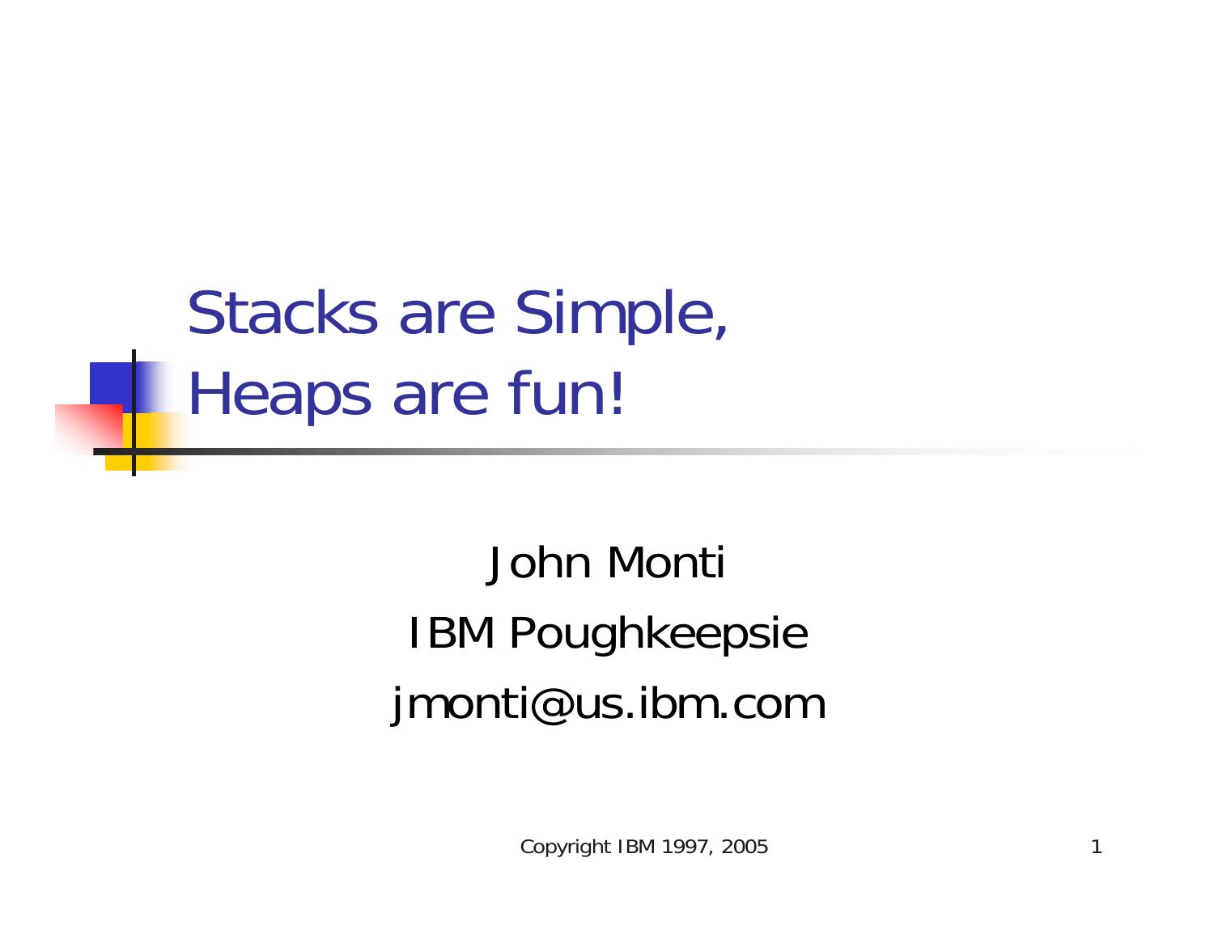# Stacks are Simple, Heaps are fun!

John Monti

IBM Poughkeepsie

jmonti@us.ibm.com

Copyright IBM 1997, 2005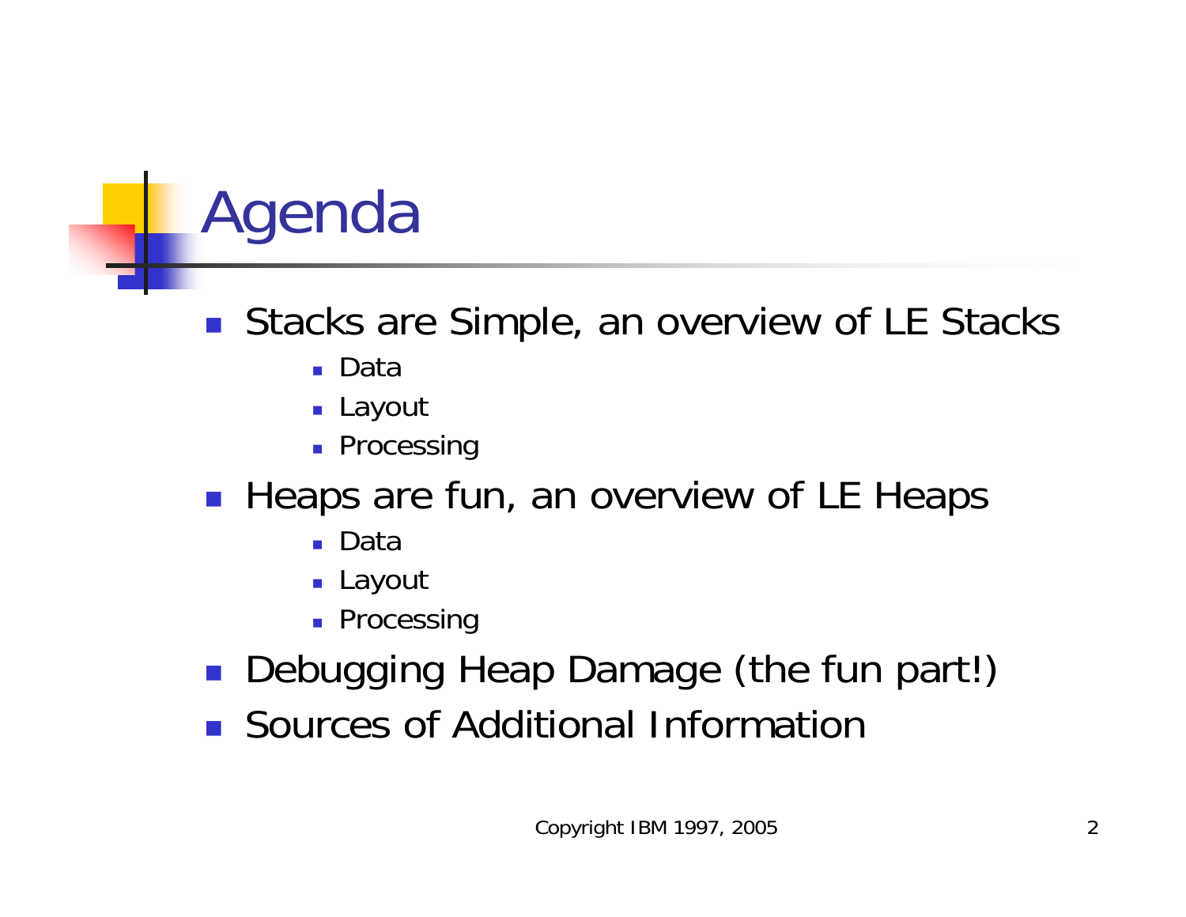# Agenda

- Stacks are Simple, an overview of LE Stacks
  - Data
  - Layout
  - Processing
- Heaps are fun, an overview of LE Heaps
  - Data
  - Layout
  - Processing
- Debugging Heap Damage (the fun part!)
- Sources of Additional Information

Copyright IBM 1997, 2005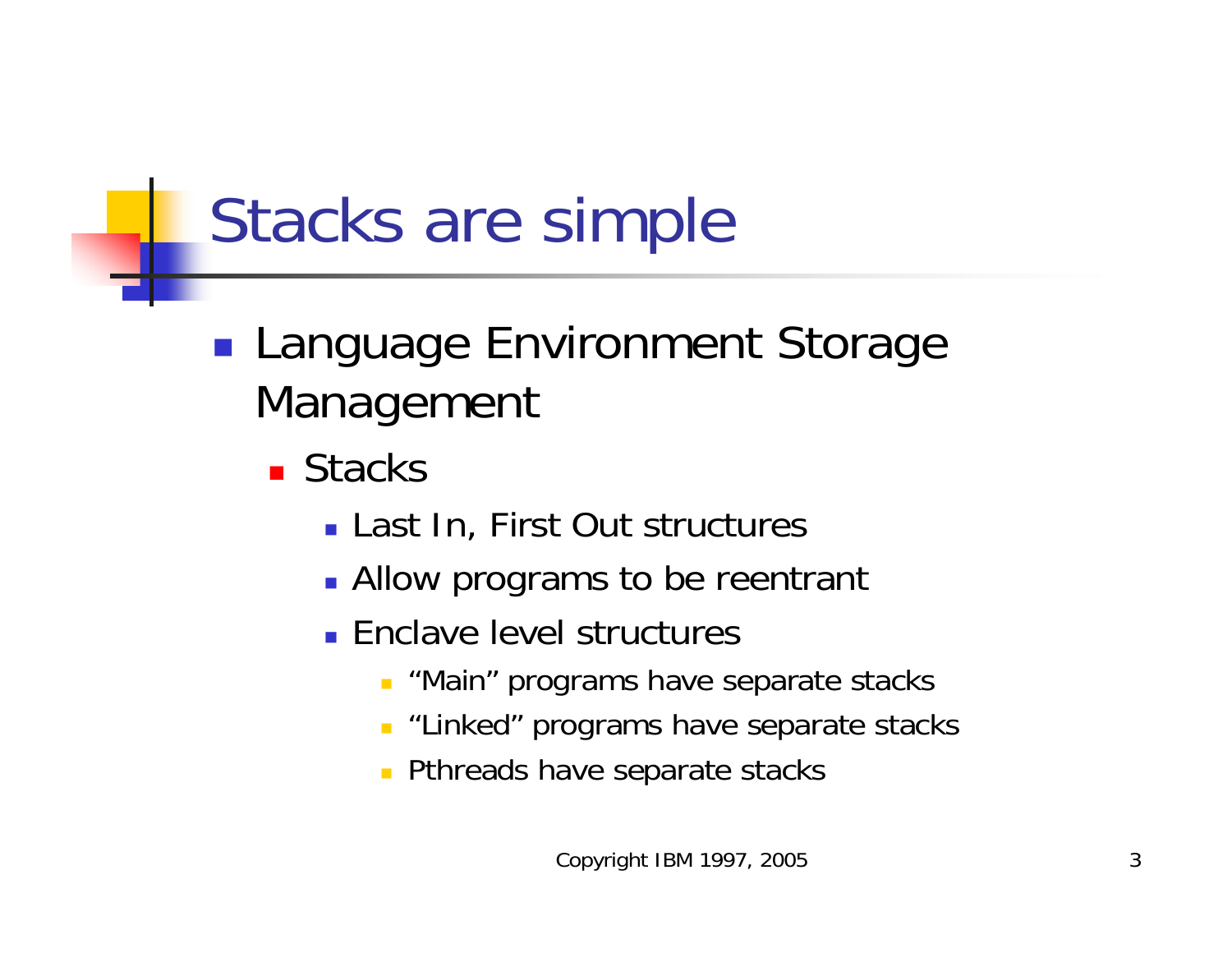# Stacks are simple

- Language Environment Storage Management
  - Stacks
    - Last In, First Out structures
    - Allow programs to be reentrant
    - Enclave level structures
      - "Main" programs have separate stacks
      - "Linked" programs have separate stacks
      - Pthreads have separate stacks

Copyright IBM 1997, 2005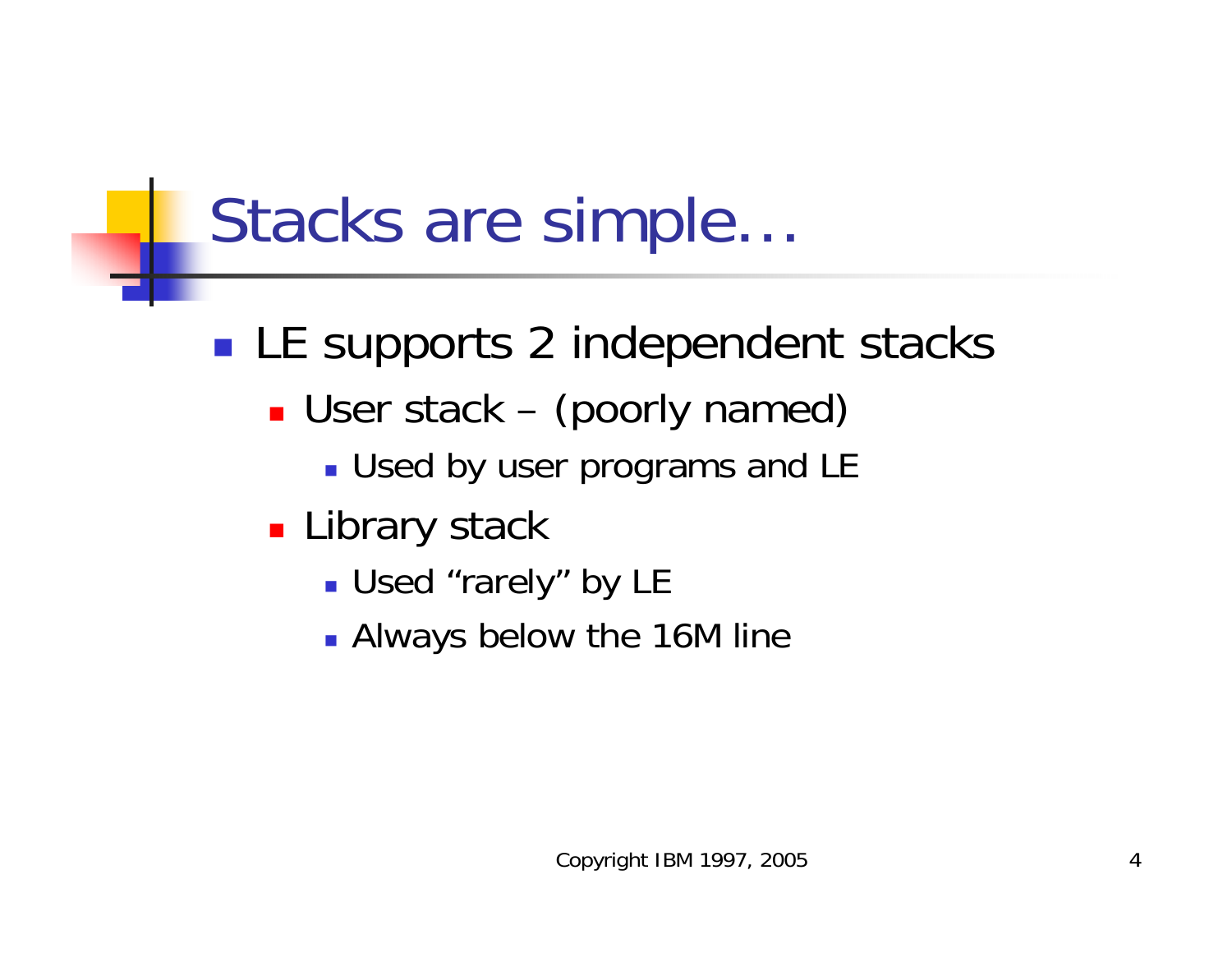# Stacks are simple…

- LE supports 2 independent stacks
  - User stack – (poorly named)
    - Used by user programs and LE
  - Library stack
    - Used “rarely” by LE
    - Always below the 16M line

Copyright IBM 1997, 2005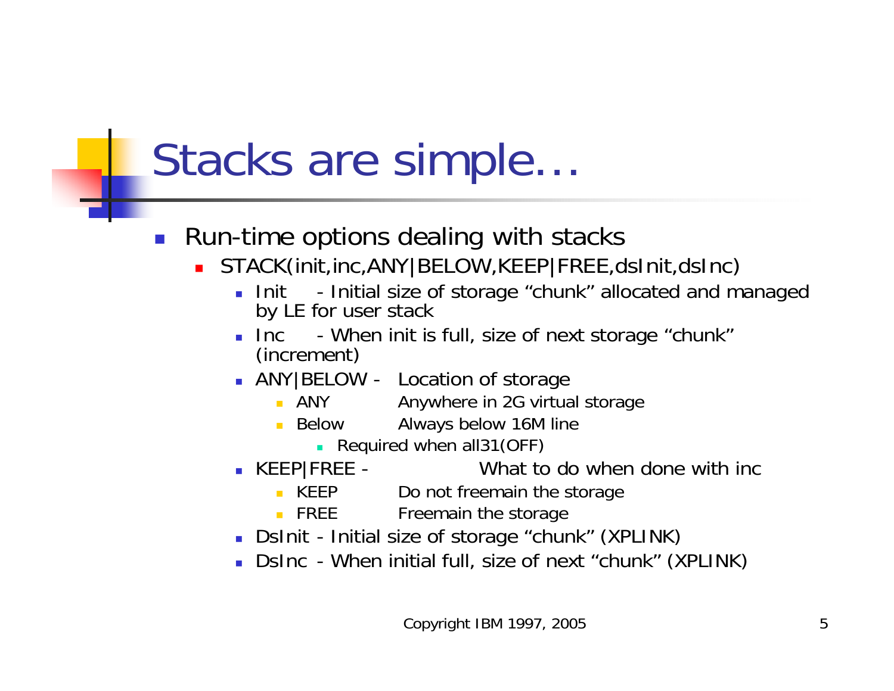# Stacks are simple…

- Run-time options dealing with stacks
  - STACK(init,inc,ANY|BELOW,KEEP|FREE,dsInit,dsInc)
    - Init - Initial size of storage “chunk” allocated and managed by LE for user stack
    - Inc - When init is full, size of next storage “chunk” (increment)
    - ANY|BELOW - Location of storage
      - ANY Anywhere in 2G virtual storage
      - Below Always below 16M line
        - Required when all31(OFF)
    - KEEP|FREE - What to do when done with inc
      - KEEP Do not freemain the storage
      - FREE Freemain the storage
    - DsInit - Initial size of storage “chunk” (XPLINK)
    - DsInc - When initial full, size of next “chunk” (XPLINK)

Copyright IBM 1997, 2005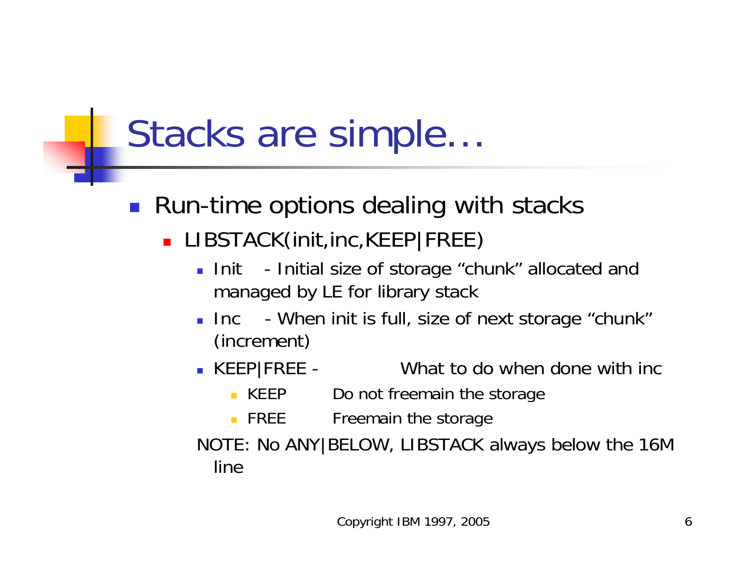# Stacks are simple…

- Run-time options dealing with stacks
  - LIBSTACK(init,inc,KEEP|FREE)
    - Init - Initial size of storage “chunk” allocated and managed by LE for library stack
    - Inc - When init is full, size of next storage “chunk” (increment)
    - KEEP|FREE - What to do when done with inc
      - KEEP Do not freemain the storage
      - FREE Freemain the storage

NOTE: No ANY|BELOW, LIBSTACK always below the 16M line

Copyright IBM 1997, 2005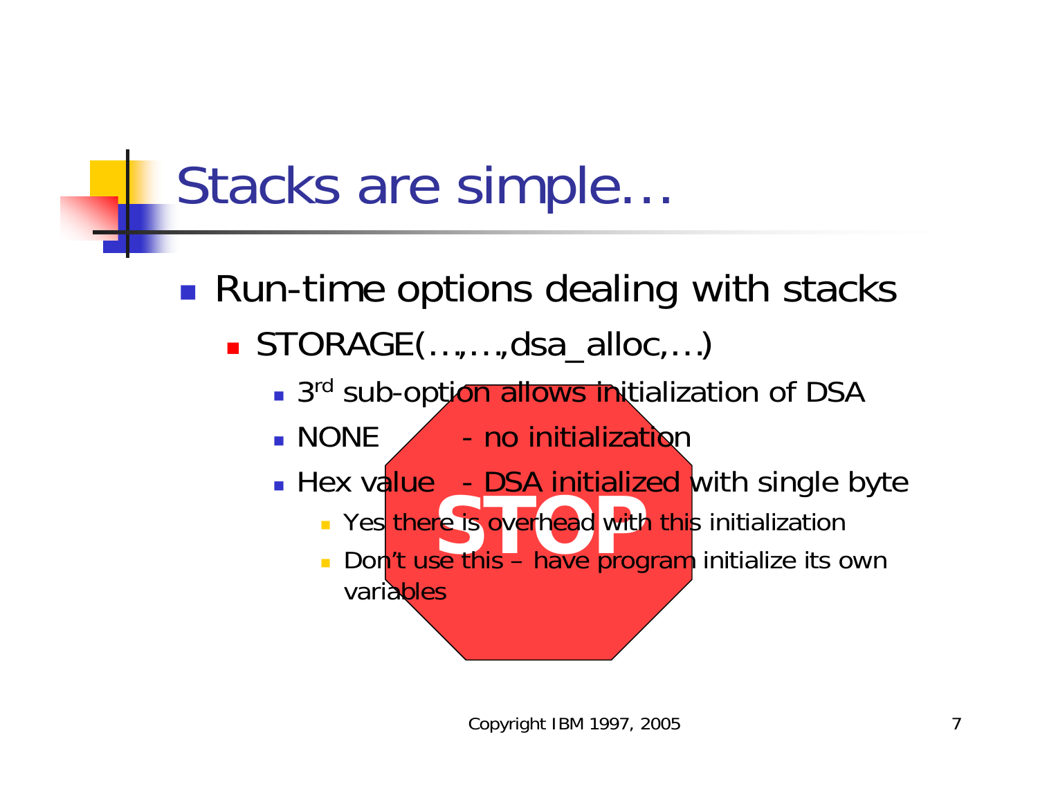# Stacks are simple…

- Run-time options dealing with stacks
  - STORAGE(…,…,dsa_alloc,…)
    - 3rd sub-option allows initialization of DSA
    - NONE - no initialization
    - Hex value - DSA initialized with single byte
      - Yes there is overhead with this initialization
      - Don't use this – have program initialize its own variables

STOP

Copyright IBM 1997, 2005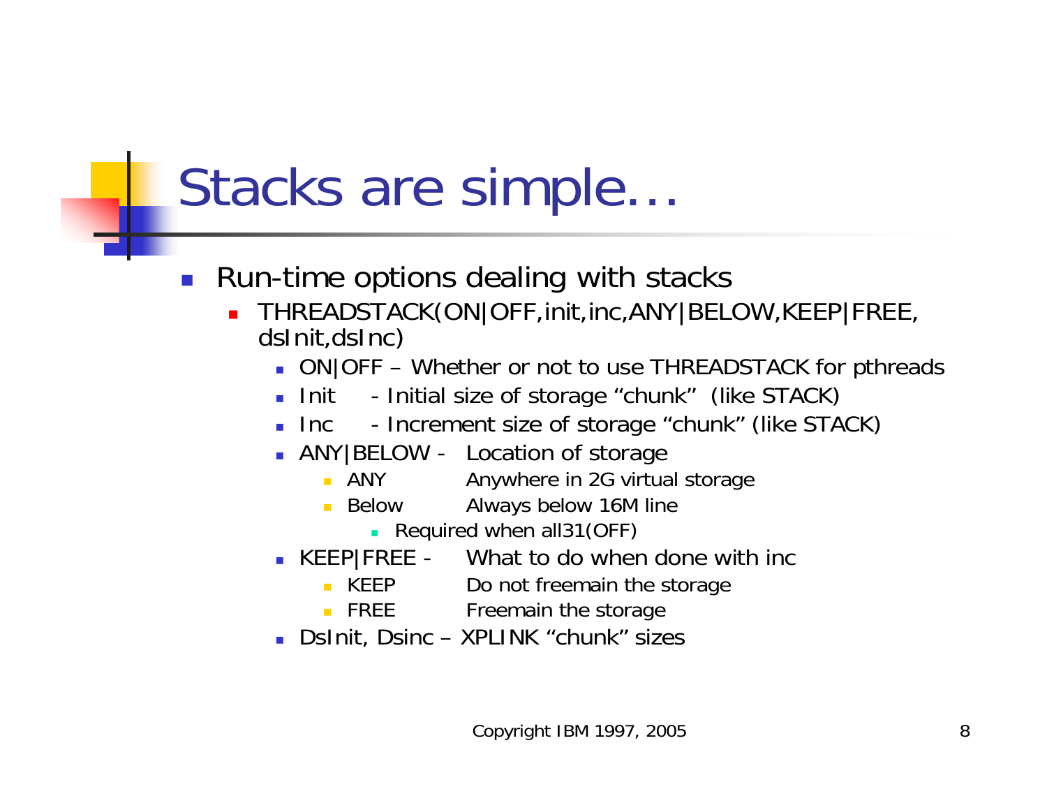# Stacks are simple…

- Run-time options dealing with stacks
  - THREADSTACK(ON|OFF,init,inc,ANY|BELOW,KEEP|FREE, dsInit,dsInc)
    - ON|OFF – Whether or not to use THREADSTACK for pthreads
    - Init - Initial size of storage "chunk" (like STACK)
    - Inc - Increment size of storage "chunk" (like STACK)
    - ANY|BELOW - Location of storage
      - ANY Anywhere in 2G virtual storage
      - Below Always below 16M line
        - Required when all31(OFF)
    - KEEP|FREE - What to do when done with inc
      - KEEP Do not freemain the storage
      - FREE Freemain the storage
    - DsInit, Dsinc – XPLINK "chunk" sizes

Copyright IBM 1997, 2005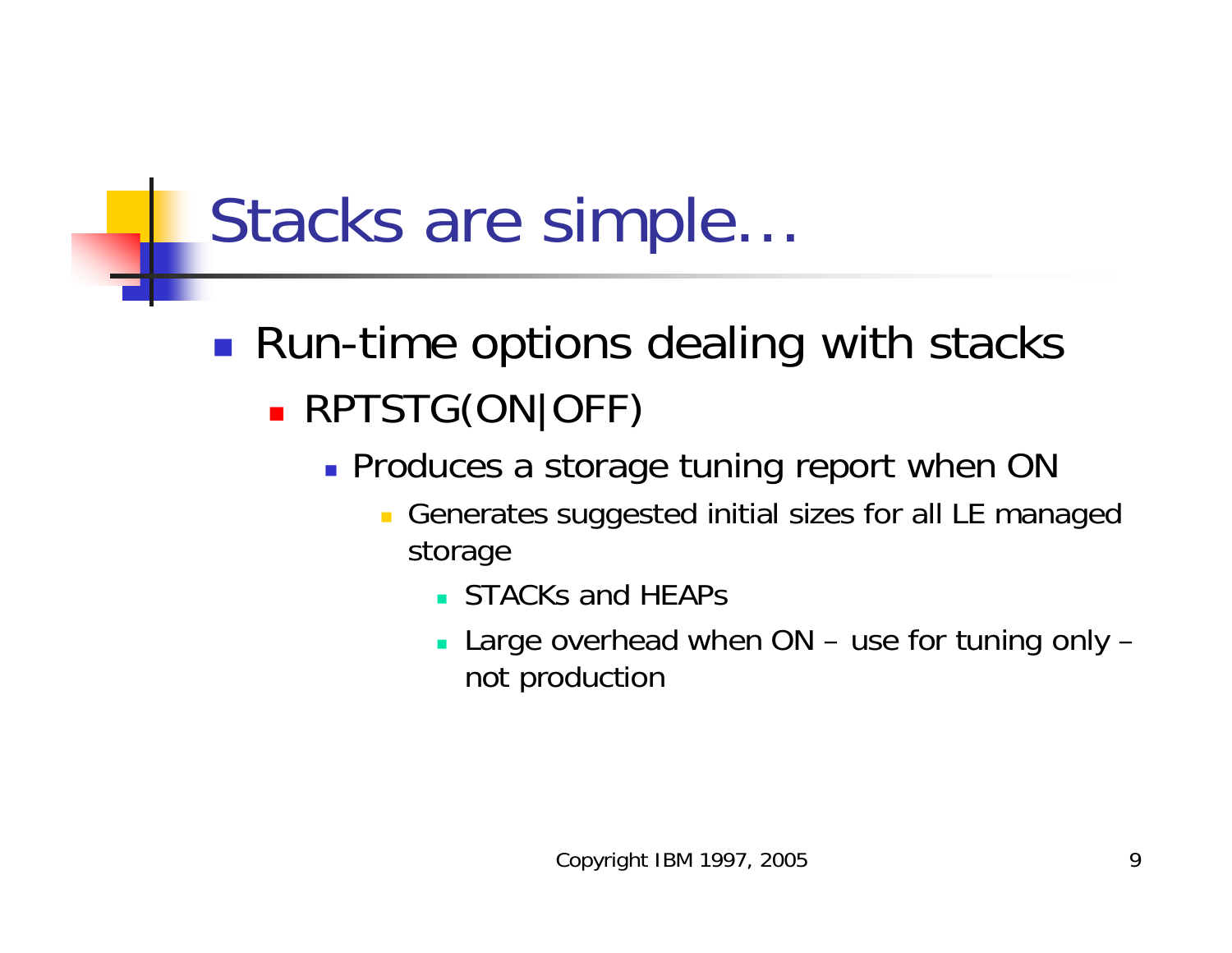# Stacks are simple…

- Run-time options dealing with stacks
  - RPTSTG(ON|OFF)
    - Produces a storage tuning report when ON
      - Generates suggested initial sizes for all LE managed storage
        - STACKs and HEAPs
        - Large overhead when ON – use for tuning only – not production

Copyright IBM 1997, 2005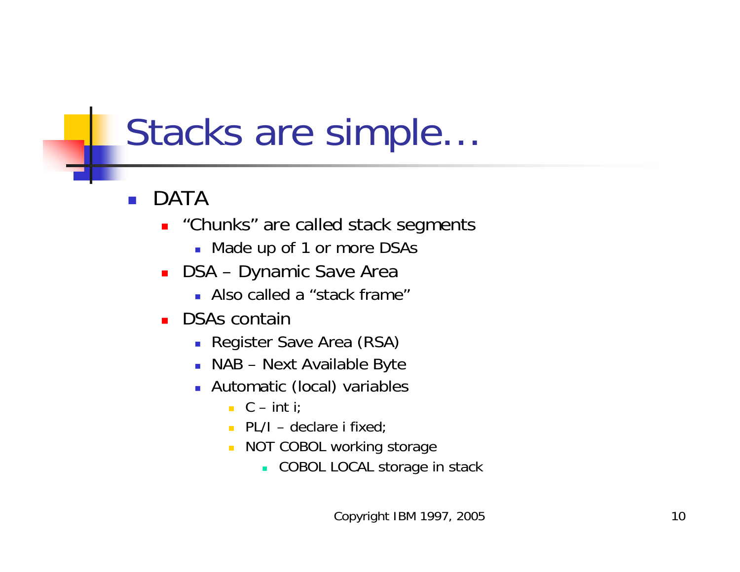# Stacks are simple…

- DATA
  - “Chunks” are called stack segments
    - Made up of 1 or more DSAs
  - DSA – Dynamic Save Area
    - Also called a “stack frame”
  - DSAs contain
    - Register Save Area (RSA)
    - NAB – Next Available Byte
    - Automatic (local) variables
      - C – int i;
      - PL/I – declare i fixed;
      - NOT COBOL working storage
        - COBOL LOCAL storage in stack

Copyright IBM 1997, 2005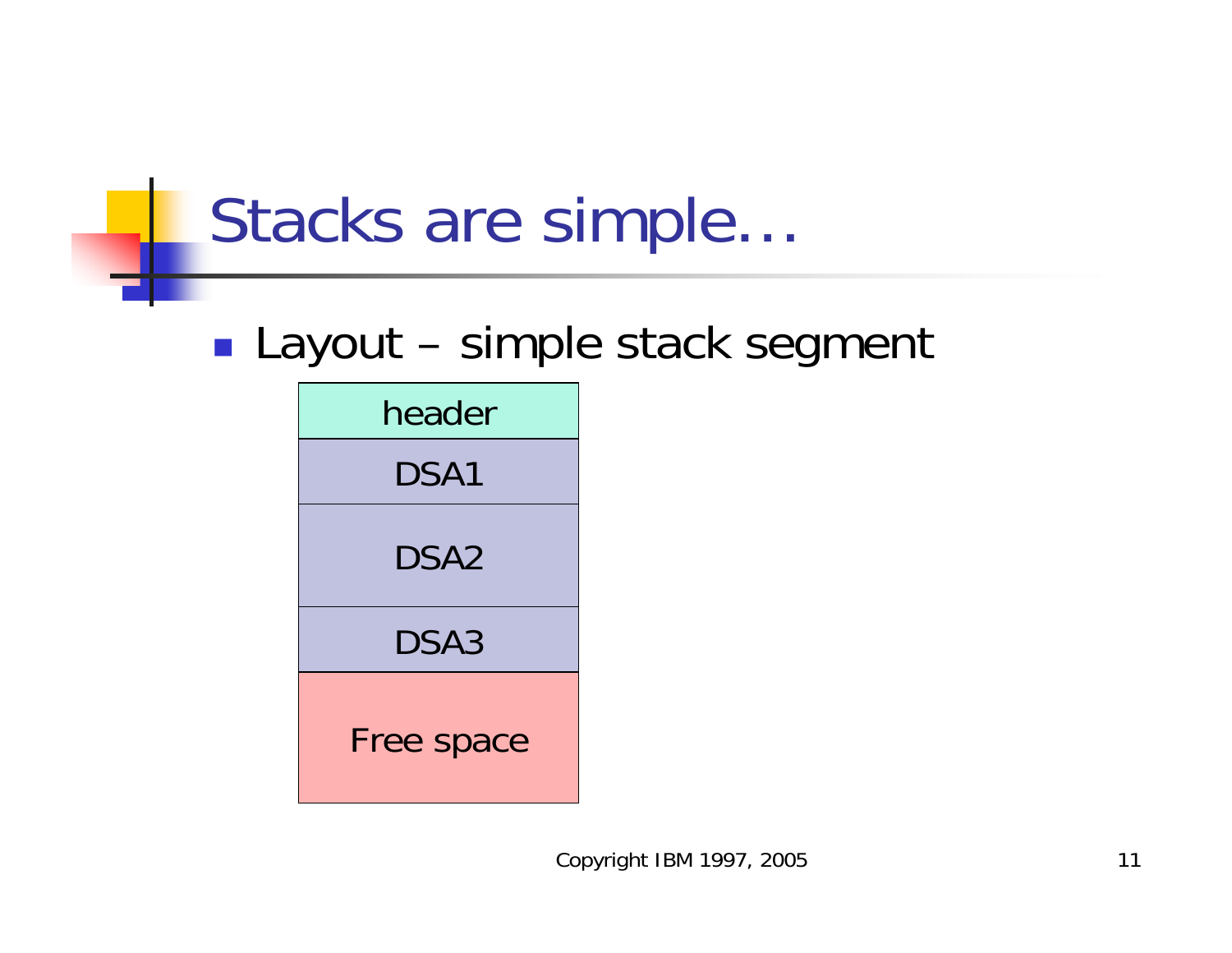# Stacks are simple…

- Layout – simple stack segment

| header |
|---|
| DSA1 |
| DSA2 |
| DSA3 |
| Free space |

Copyright IBM 1997, 2005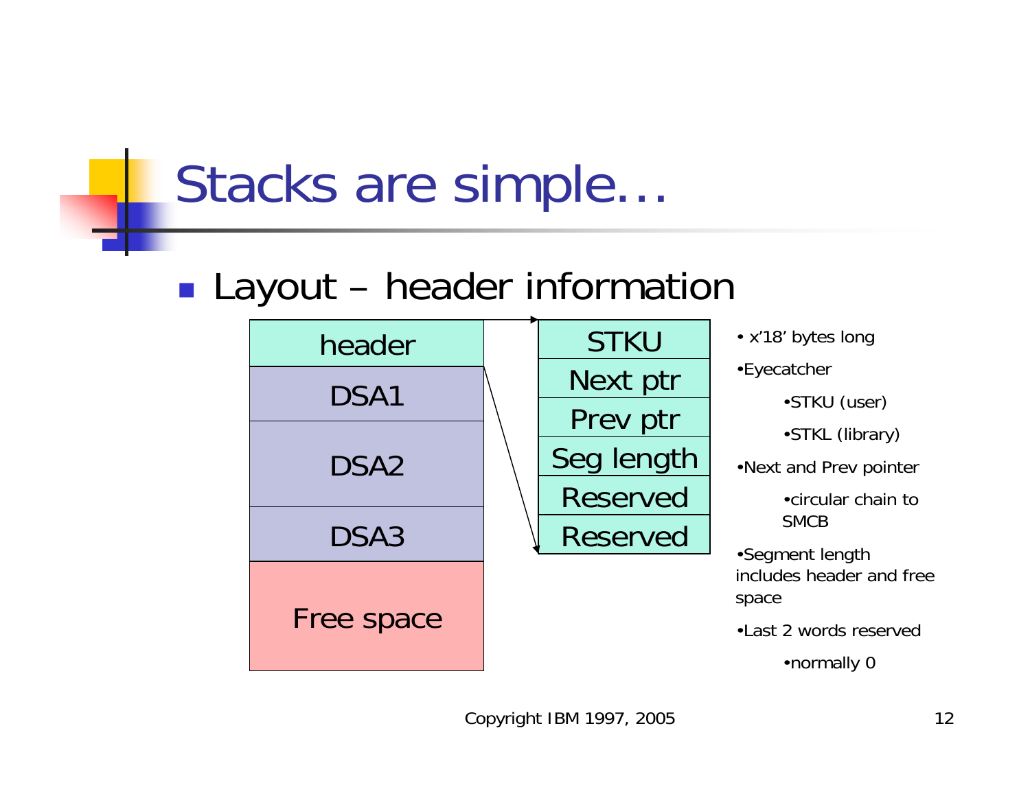# Stacks are simple…

- Layout – header information

| header |
|---|
| DSA1 |
| DSA2 |
| DSA3 |
| Free space |

| STKU |
|---|
| Next ptr |
| Prev ptr |
| Seg length |
| Reserved |
| Reserved |

- x'18' bytes long
- Eyecatcher
  - STKU (user)
  - STKL (library)
- Next and Prev pointer
  - circular chain to SMCB
- Segment length includes header and free space
- Last 2 words reserved
  - normally 0

Copyright IBM 1997, 2005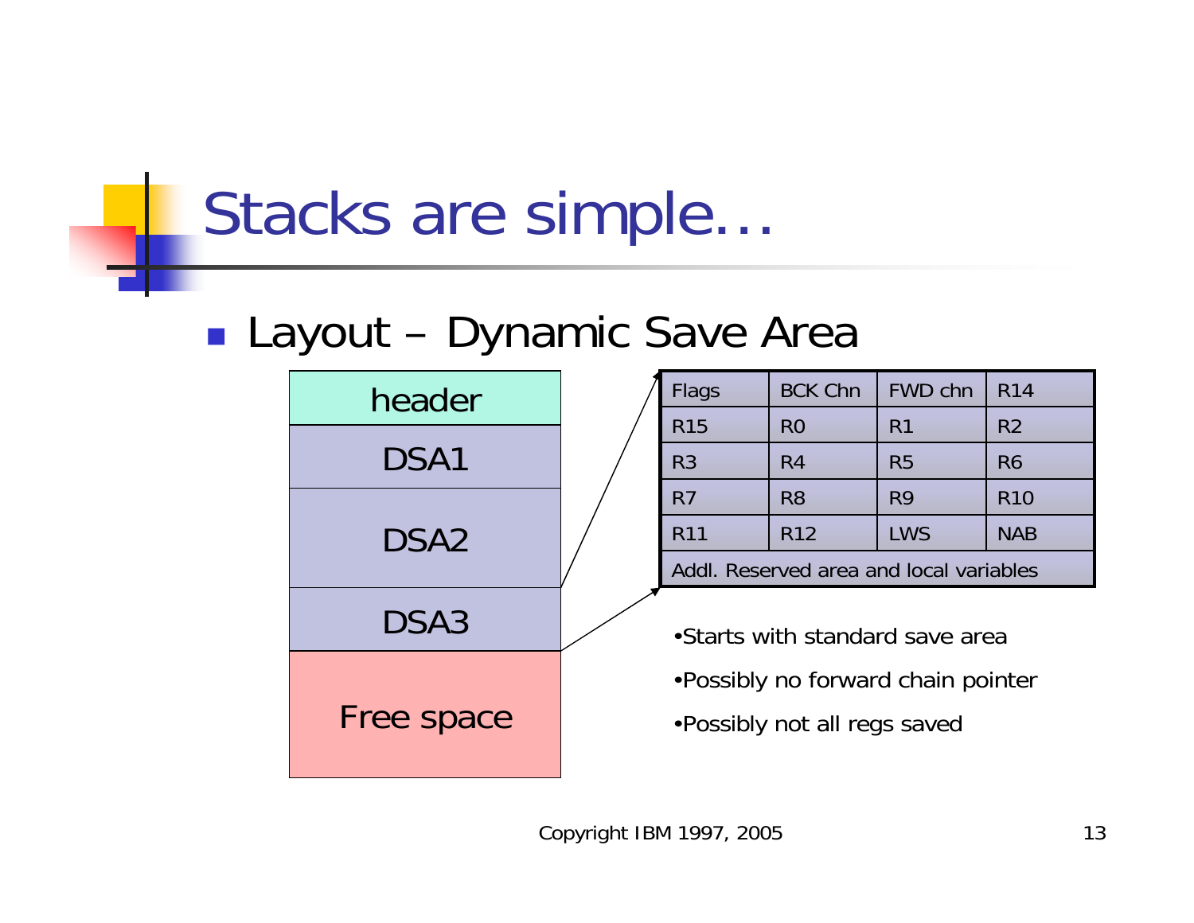# Stacks are simple…

- Layout – Dynamic Save Area

| header |
|---|
| DSA1 |
| DSA2 |
| DSA3 |
| Free space |

| Flags | BCK Chn | FWD chn | R14 |
|---|---|---|---|
| R15 | R0 | R1 | R2 |
| R3 | R4 | R5 | R6 |
| R7 | R8 | R9 | R10 |
| R11 | R12 | LWS | NAB |
| Addl. Reserved area and local variables | | | |

- Starts with standard save area
- Possibly no forward chain pointer
- Possibly not all regs saved

Copyright IBM 1997, 2005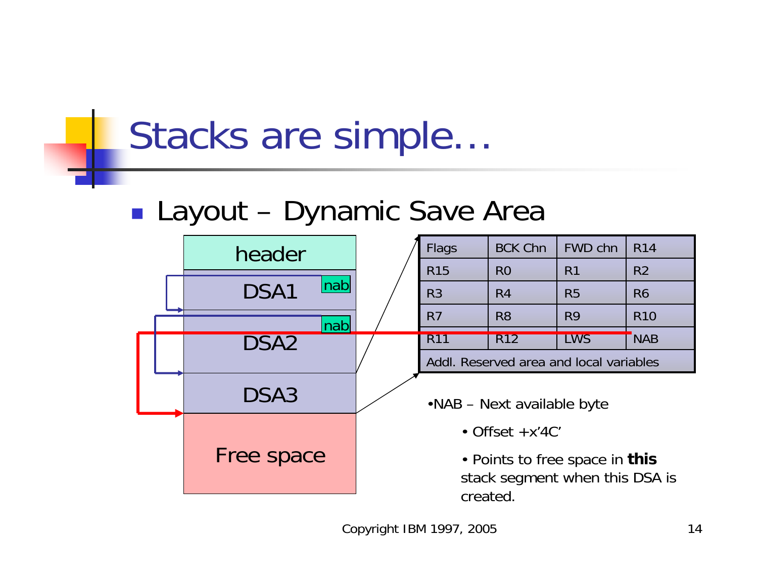# Stacks are simple…

- Layout – Dynamic Save Area

| header |
|---|
| DSA1 (nab) |
| DSA2 (nab) |
| DSA3 |
| Free space |

| Flags | BCK Chn | FWD chn | R14 |
|---|---|---|---|
| R15 | R0 | R1 | R2 |
| R3 | R4 | R5 | R6 |
| R7 | R8 | R9 | R10 |
| R11 | R12 | LWS | NAB |
| Addl. Reserved area and local variables | | | |

- NAB – Next available byte
  - Offset +x'4C'
  - Points to free space in **this** stack segment when this DSA is created.

Copyright IBM 1997, 2005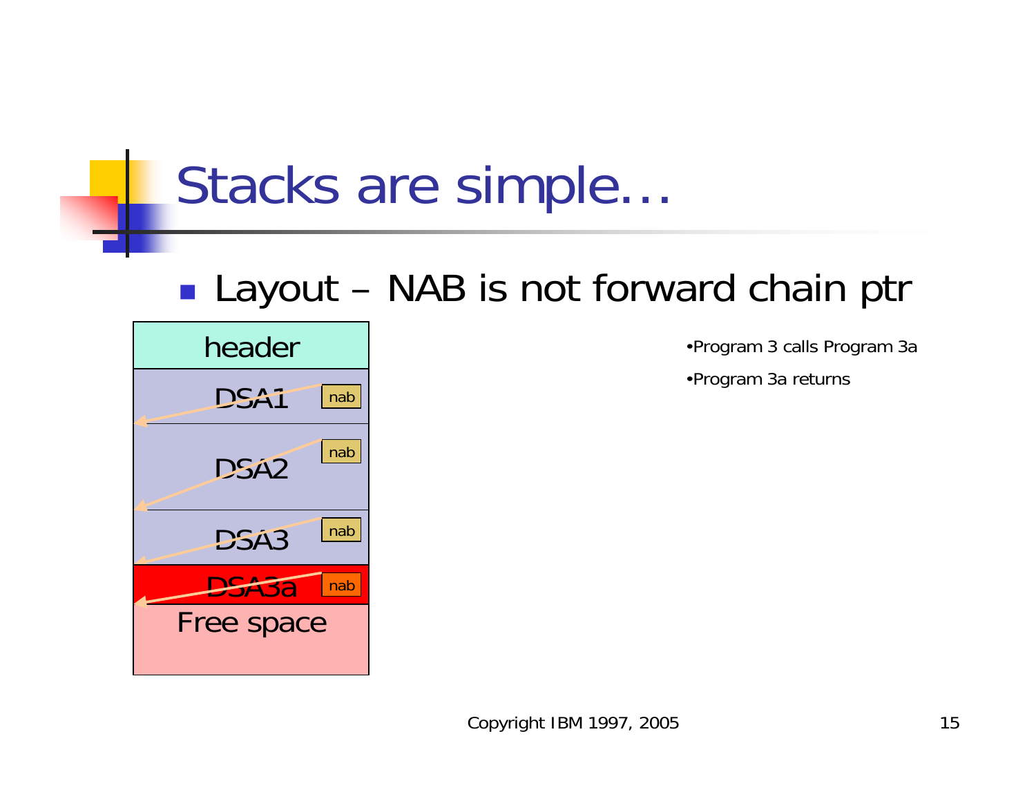# Stacks are simple…

- Layout – NAB is not forward chain ptr

| header |
| --- |
| DSA1 (nab) |
| DSA2 (nab) |
| DSA3 (nab) |
| DSA3a (nab) |
| Free space |

- Program 3 calls Program 3a
- Program 3a returns

Copyright IBM 1997, 2005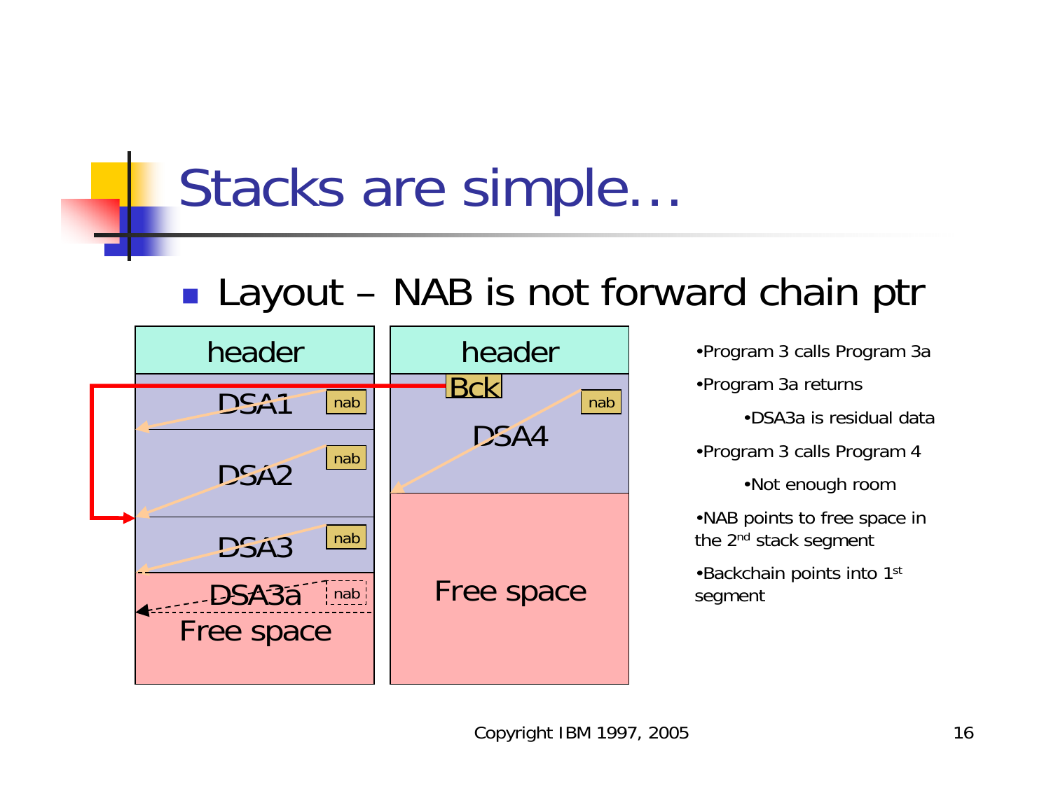# Stacks are simple…

- Layout – NAB is not forward chain ptr

| header | header |
|---|---|
| DSA1 (nab) | Bck; DSA4 (nab) |
| DSA2 (nab) | Free space |
| DSA3 (nab) | |
| DSA3a (nab) / Free space | |

- Program 3 calls Program 3a
- Program 3a returns
  - DSA3a is residual data
- Program 3 calls Program 4
  - Not enough room
- NAB points to free space in the 2nd stack segment
- Backchain points into 1st segment

Copyright IBM 1997, 2005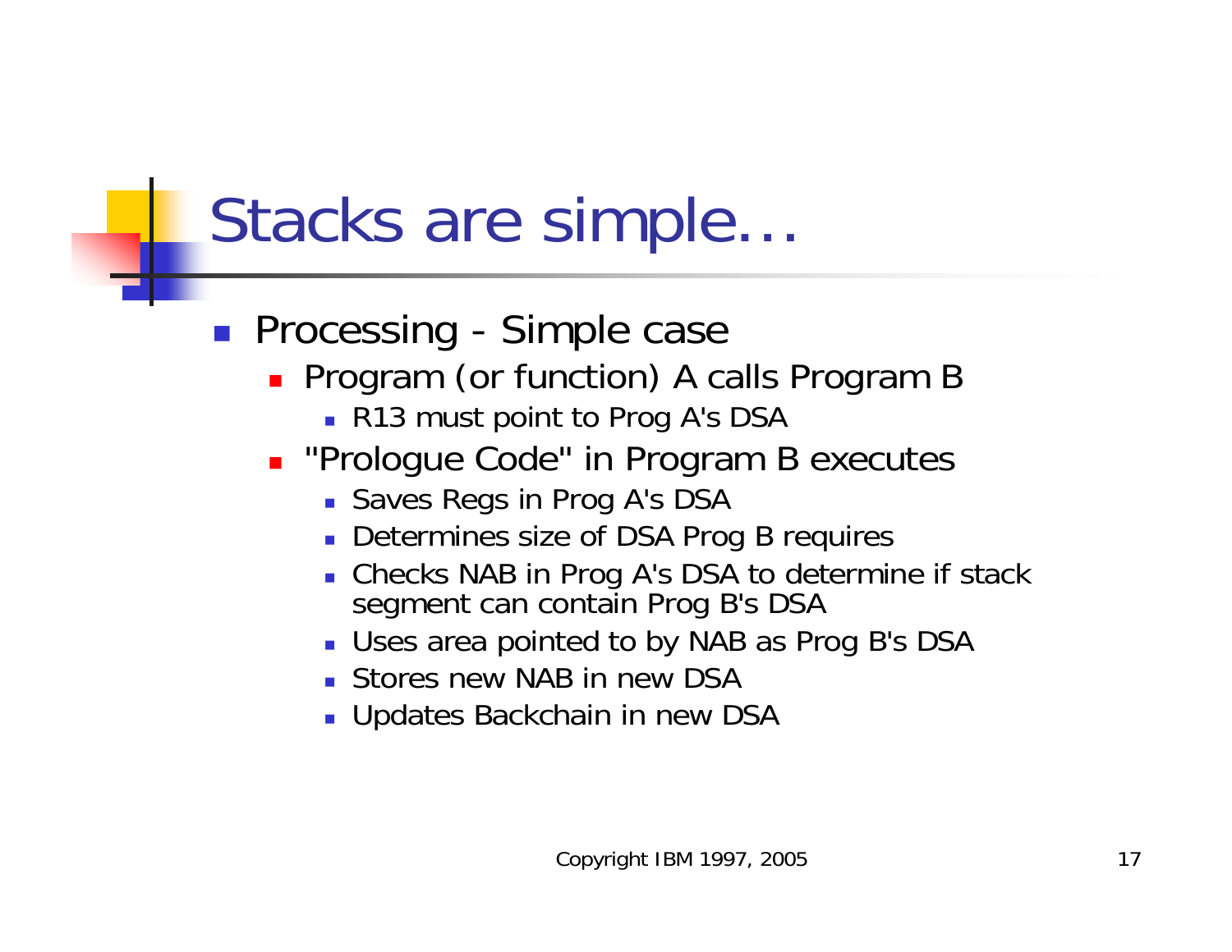# Stacks are simple…

- Processing - Simple case
  - Program (or function) A calls Program B
    - R13 must point to Prog A's DSA
  - "Prologue Code" in Program B executes
    - Saves Regs in Prog A's DSA
    - Determines size of DSA Prog B requires
    - Checks NAB in Prog A's DSA to determine if stack segment can contain Prog B's DSA
    - Uses area pointed to by NAB as Prog B's DSA
    - Stores new NAB in new DSA
    - Updates Backchain in new DSA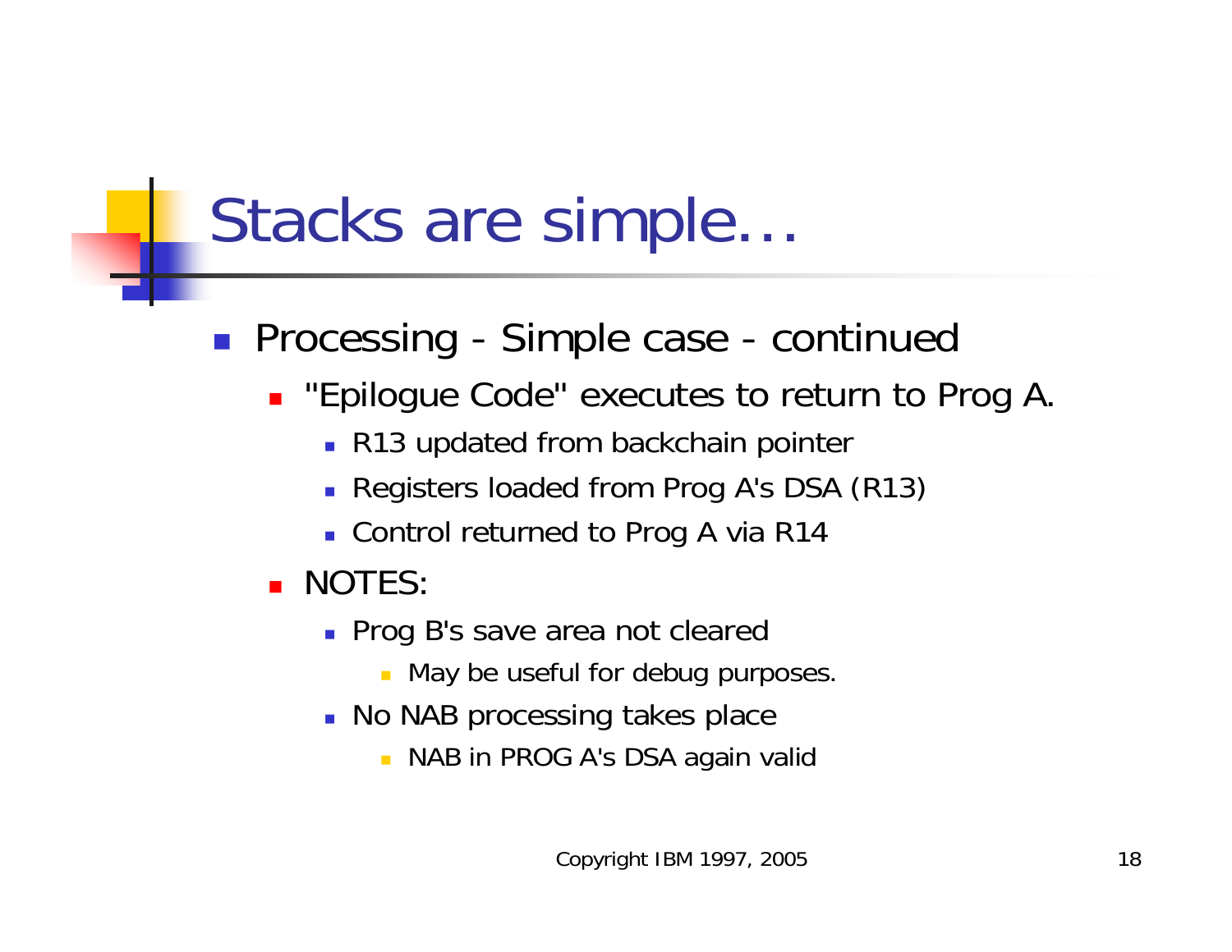# Stacks are simple…

- Processing - Simple case - continued
  - "Epilogue Code" executes to return to Prog A.
    - R13 updated from backchain pointer
    - Registers loaded from Prog A's DSA (R13)
    - Control returned to Prog A via R14
  - NOTES:
    - Prog B's save area not cleared
      - May be useful for debug purposes.
    - No NAB processing takes place
      - NAB in PROG A's DSA again valid

Copyright IBM 1997, 2005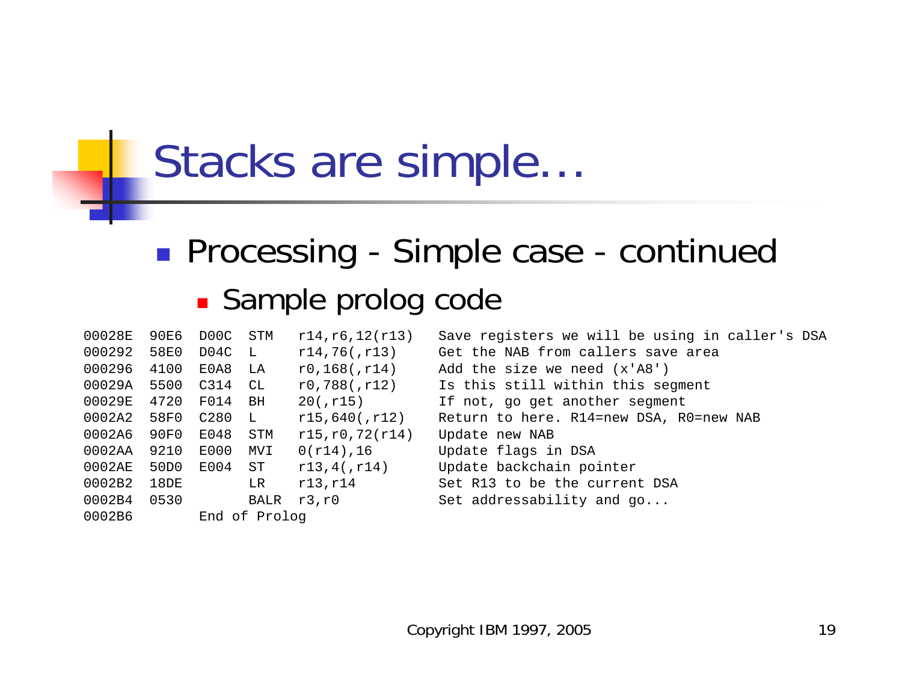# Stacks are simple…

- Processing - Simple case - continued
  - Sample prolog code

```
00028E  90E6  D00C  STM   r14,r6,12(r13)   Save registers we will be using in caller's DSA
000292  58E0  D04C  L     r14,76(,r13)     Get the NAB from callers save area
000296  4100  E0A8  LA    r0,168(,r14)     Add the size we need (x'A8')
00029A  5500  C314  CL    r0,788(,r12)     Is this still within this segment
00029E  4720  F014  BH    20(,r15)         If not, go get another segment
0002A2  58F0  C280  L     r15,640(,r12)    Return to here. R14=new DSA, R0=new NAB
0002A6  90F0  E048  STM   r15,r0,72(r14)   Update new NAB
0002AA  9210  E000  MVI   0(r14),16        Update flags in DSA
0002AE  50D0  E004  ST    r13,4(,r14)      Update backchain pointer
0002B2  18DE        LR    r13,r14          Set R13 to be the current DSA
0002B4  0530        BALR  r3,r0            Set addressability and go...
0002B6              End of Prolog
```

Copyright IBM 1997, 2005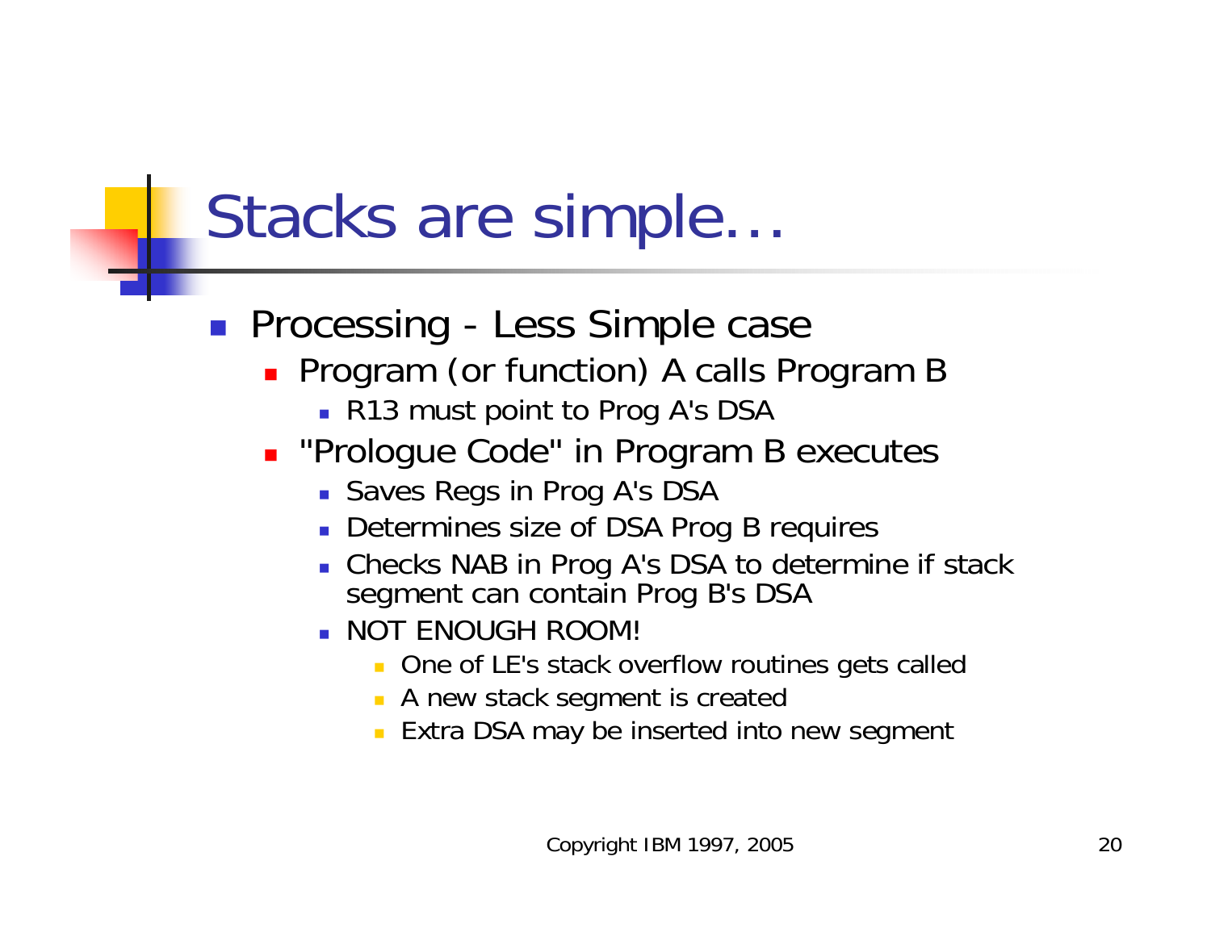# Stacks are simple…

- Processing - Less Simple case
  - Program (or function) A calls Program B
    - R13 must point to Prog A's DSA
  - "Prologue Code" in Program B executes
    - Saves Regs in Prog A's DSA
    - Determines size of DSA Prog B requires
    - Checks NAB in Prog A's DSA to determine if stack segment can contain Prog B's DSA
    - NOT ENOUGH ROOM!
      - One of LE's stack overflow routines gets called
      - A new stack segment is created
      - Extra DSA may be inserted into new segment

Copyright IBM 1997, 2005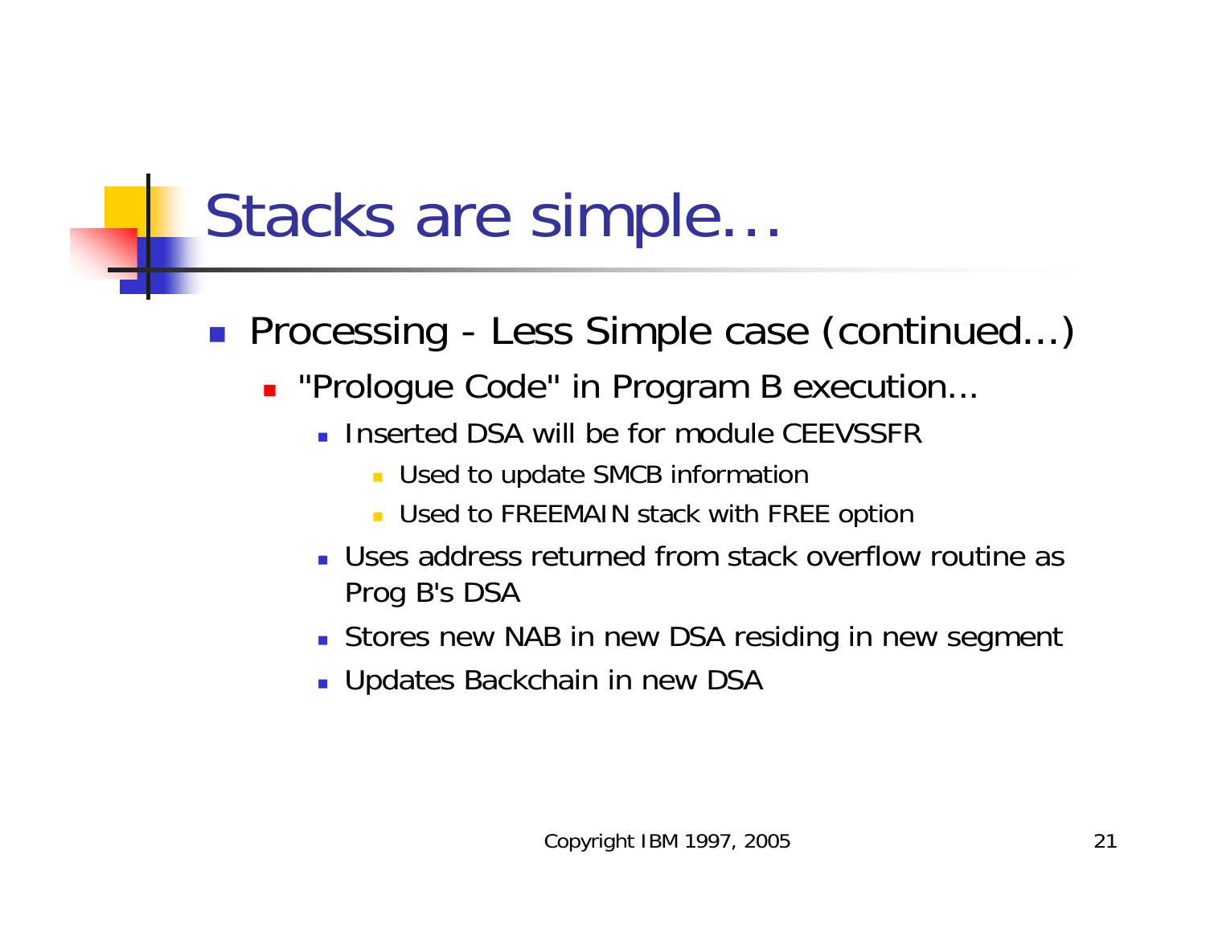# Stacks are simple…

- Processing - Less Simple case (continued…)
  - "Prologue Code" in Program B execution...
    - Inserted DSA will be for module CEEVSSFR
      - Used to update SMCB information
      - Used to FREEMAIN stack with FREE option
    - Uses address returned from stack overflow routine as Prog B's DSA
    - Stores new NAB in new DSA residing in new segment
    - Updates Backchain in new DSA

Copyright IBM 1997, 2005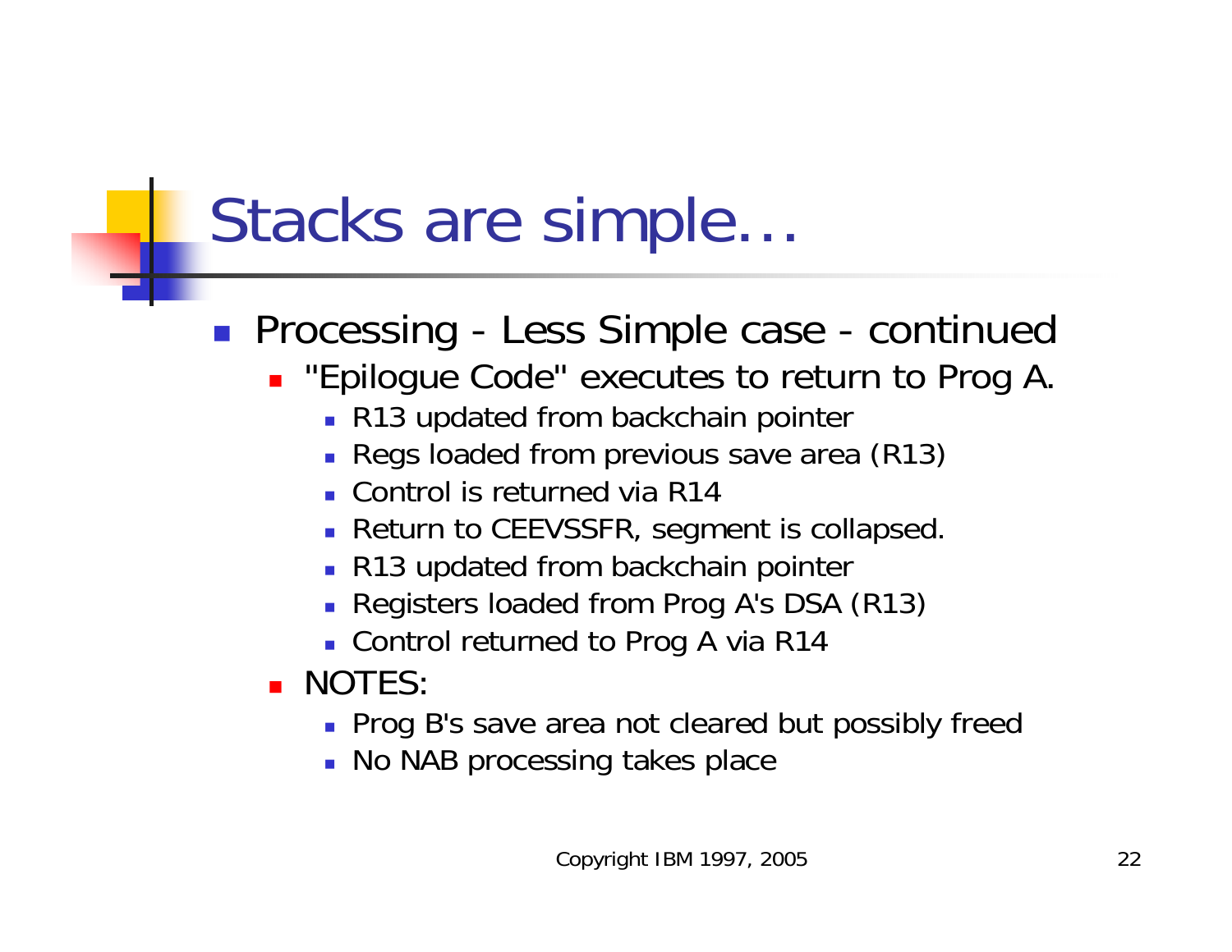# Stacks are simple…

- Processing - Less Simple case - continued
  - "Epilogue Code" executes to return to Prog A.
    - R13 updated from backchain pointer
    - Regs loaded from previous save area (R13)
    - Control is returned via R14
    - Return to CEEVSSFR, segment is collapsed.
    - R13 updated from backchain pointer
    - Registers loaded from Prog A's DSA (R13)
    - Control returned to Prog A via R14
  - NOTES:
    - Prog B's save area not cleared but possibly freed
    - No NAB processing takes place

Copyright IBM 1997, 2005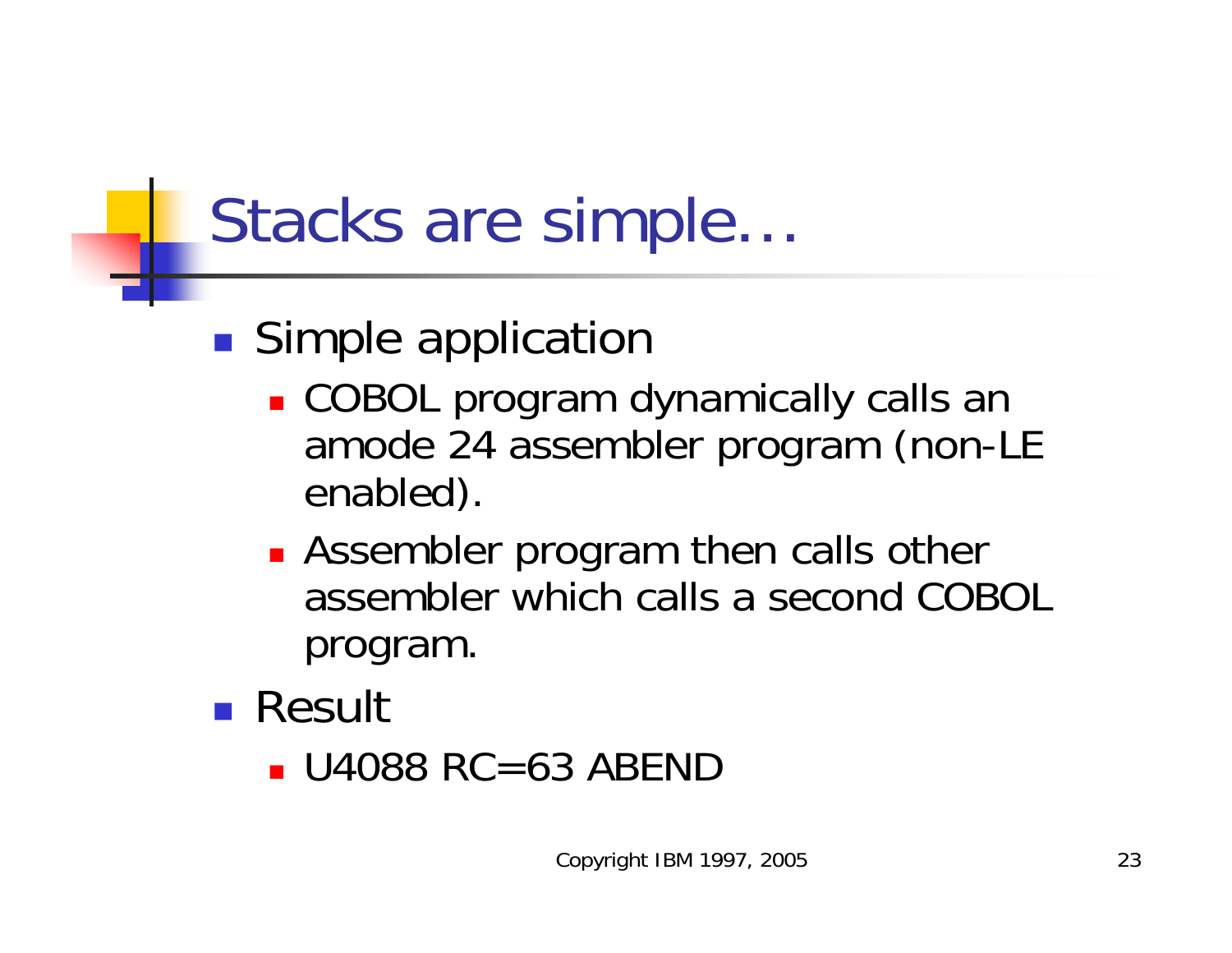# Stacks are simple…

- Simple application
  - COBOL program dynamically calls an amode 24 assembler program (non-LE enabled).
  - Assembler program then calls other assembler which calls a second COBOL program.
- Result
  - U4088 RC=63 ABEND

Copyright IBM 1997, 2005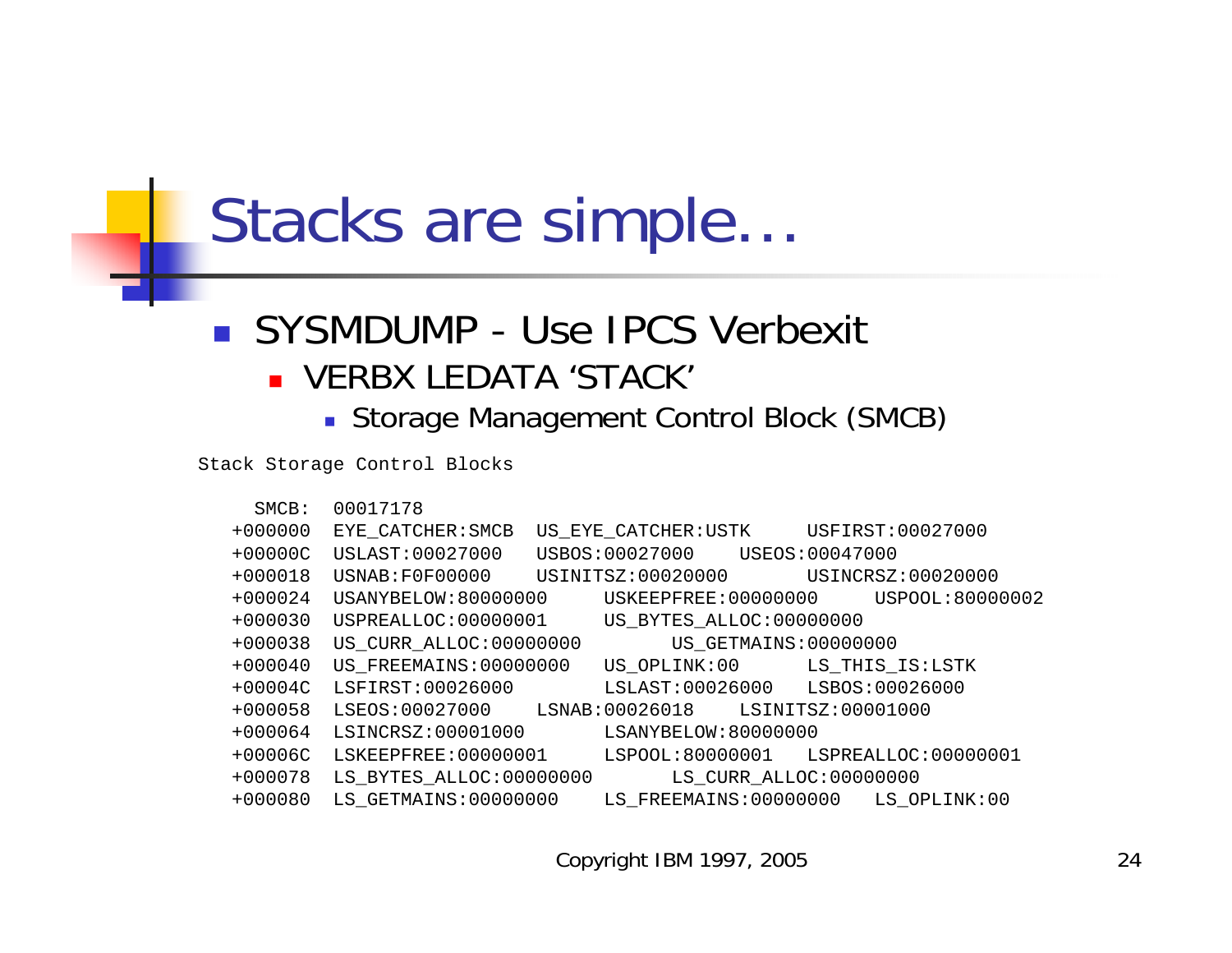# Stacks are simple…

- SYSMDUMP - Use IPCS Verbexit
  - VERBX LEDATA ‘STACK’
    - Storage Management Control Block (SMCB)

```
Stack Storage Control Blocks

    SMCB:  00017178
  +000000  EYE_CATCHER:SMCB  US_EYE_CATCHER:USTK     USFIRST:00027000
  +00000C  USLAST:00027000   USBOS:00027000    USEOS:00047000
  +000018  USNAB:F0F00000    USINITSZ:00020000       USINCRSZ:00020000
  +000024  USANYBELOW:80000000     USKEEPFREE:00000000     USPOOL:80000002
  +000030  USPREALLOC:00000001     US_BYTES_ALLOC:00000000
  +000038  US_CURR_ALLOC:00000000        US_GETMAINS:00000000
  +000040  US_FREEMAINS:00000000   US_OPLINK:00      LS_THIS_IS:LSTK
  +00004C  LSFIRST:00026000        LSLAST:00026000   LSBOS:00026000
  +000058  LSEOS:00027000    LSNAB:00026018    LSINITSZ:00001000
  +000064  LSINCRSZ:00001000       LSANYBELOW:80000000
  +00006C  LSKEEPFREE:00000001     LSPOOL:80000001   LSPREALLOC:00000001
  +000078  LS_BYTES_ALLOC:00000000       LS_CURR_ALLOC:00000000
  +000080  LS_GETMAINS:00000000    LS_FREEMAINS:00000000   LS_OPLINK:00
```

Copyright IBM 1997, 2005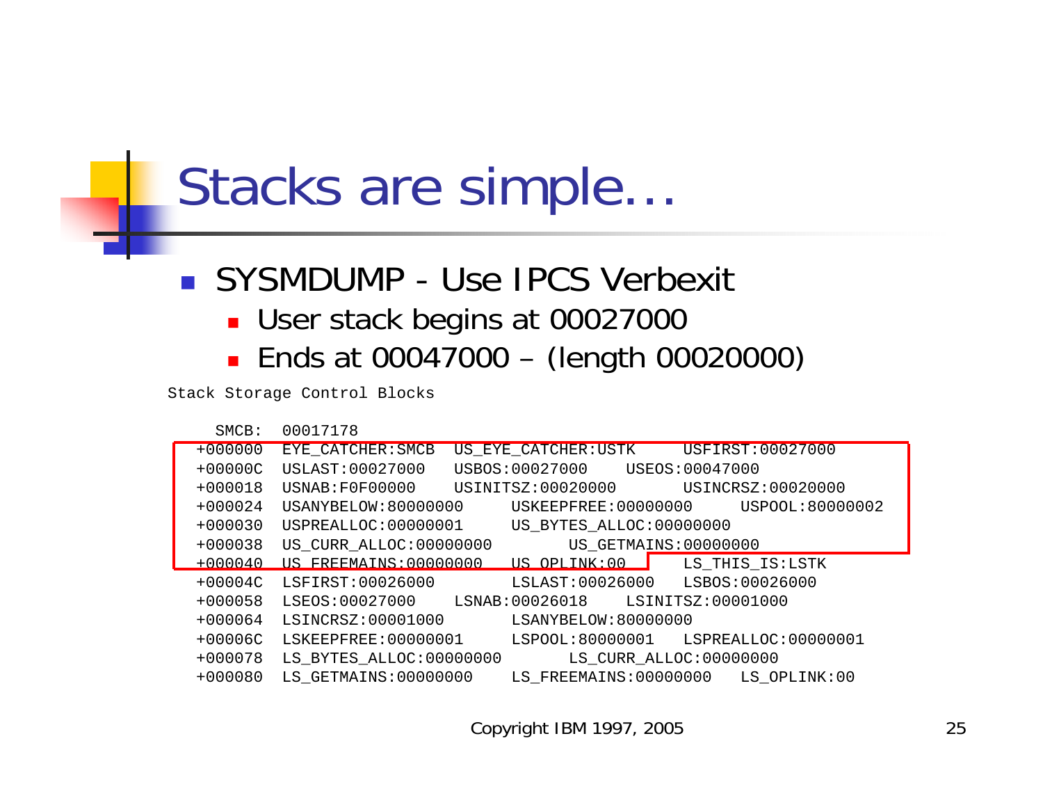# Stacks are simple…

- SYSMDUMP - Use IPCS Verbexit
  - User stack begins at 00027000
  - Ends at 00047000 – (length 00020000)

```
Stack Storage Control Blocks

    SMCB:  00017178
  +000000  EYE_CATCHER:SMCB  US_EYE_CATCHER:USTK     USFIRST:00027000
  +00000C  USLAST:00027000   USBOS:00027000    USEOS:00047000
  +000018  USNAB:F0F00000    USINITSZ:00020000       USINCRSZ:00020000
  +000024  USANYBELOW:80000000     USKEEPFREE:00000000     USPOOL:80000002
  +000030  USPREALLOC:00000001     US_BYTES_ALLOC:00000000
  +000038  US_CURR_ALLOC:00000000        US_GETMAINS:00000000
  +000040  US_FREEMAINS:00000000   US_OPLINK:00      LS_THIS_IS:LSTK
  +00004C  LSFIRST:00026000        LSLAST:00026000   LSBOS:00026000
  +000058  LSEOS:00027000    LSNAB:00026018    LSINITSZ:00001000
  +000064  LSINCRSZ:00001000       LSANYBELOW:80000000
  +00006C  LSKEEPFREE:00000001     LSPOOL:80000001   LSPREALLOC:00000001
  +000078  LS_BYTES_ALLOC:00000000       LS_CURR_ALLOC:00000000
  +000080  LS_GETMAINS:00000000    LS_FREEMAINS:00000000   LS_OPLINK:00
```

Copyright IBM 1997, 2005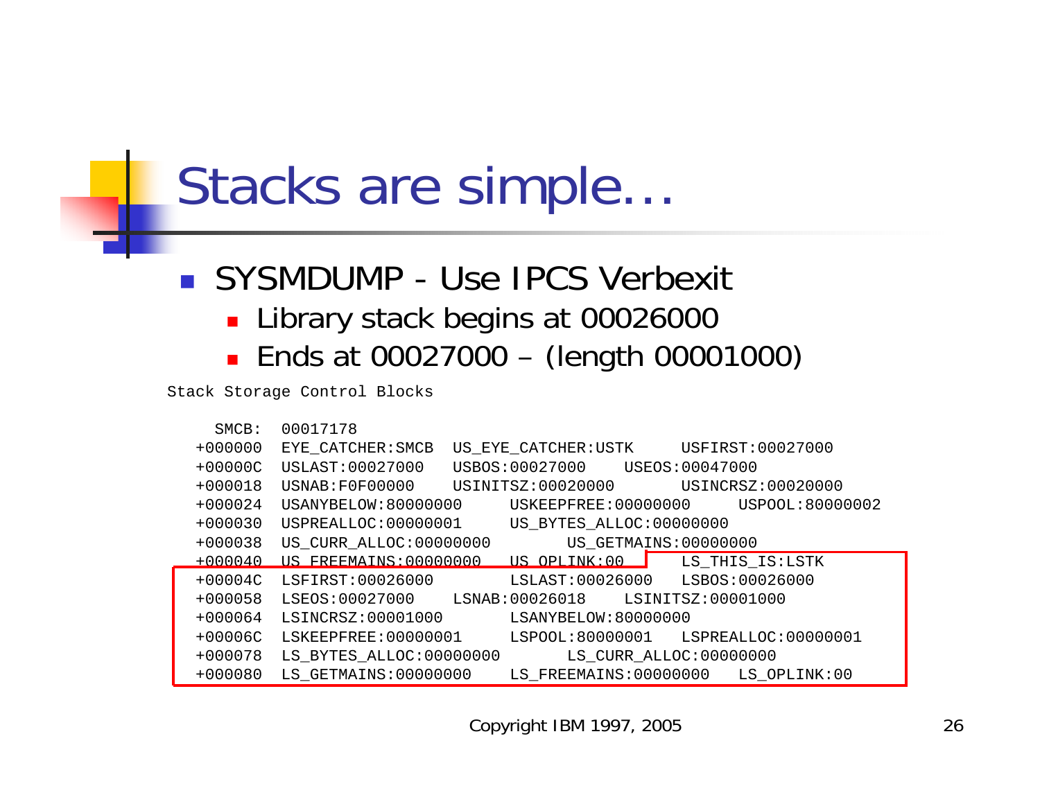# Stacks are simple…

- SYSMDUMP - Use IPCS Verbexit
  - Library stack begins at 00026000
  - Ends at 00027000 – (length 00001000)

```
Stack Storage Control Blocks

    SMCB:  00017178
  +000000  EYE_CATCHER:SMCB  US_EYE_CATCHER:USTK     USFIRST:00027000
  +00000C  USLAST:00027000   USBOS:00027000    USEOS:00047000
  +000018  USNAB:F0F00000    USINITSZ:00020000       USINCRSZ:00020000
  +000024  USANYBELOW:80000000     USKEEPFREE:00000000     USPOOL:80000002
  +000030  USPREALLOC:00000001     US_BYTES_ALLOC:00000000
  +000038  US_CURR_ALLOC:00000000        US_GETMAINS:00000000
  +000040  US_FREEMAINS:00000000   US_OPLINK:00      LS_THIS_IS:LSTK
  +00004C  LSFIRST:00026000        LSLAST:00026000   LSBOS:00026000
  +000058  LSEOS:00027000    LSNAB:00026018    LSINITSZ:00001000
  +000064  LSINCRSZ:00001000       LSANYBELOW:80000000
  +00006C  LSKEEPFREE:00000001     LSPOOL:80000001   LSPREALLOC:00000001
  +000078  LS_BYTES_ALLOC:00000000       LS_CURR_ALLOC:00000000
  +000080  LS_GETMAINS:00000000    LS_FREEMAINS:00000000   LS_OPLINK:00
```

Copyright IBM 1997, 2005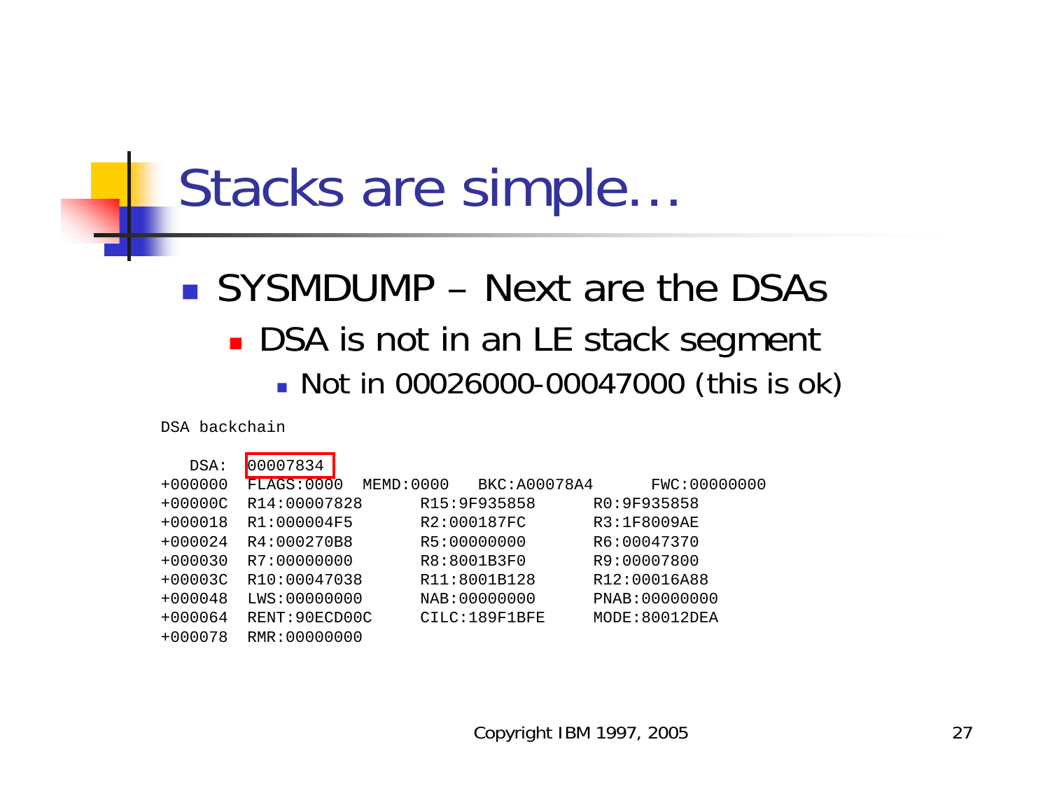# Stacks are simple…

- SYSMDUMP – Next are the DSAs
  - DSA is not in an LE stack segment
    - Not in 00026000-00047000 (this is ok)

```
DSA backchain

   DSA:  00007834
+000000  FLAGS:0000  MEMD:0000   BKC:A00078A4      FWC:00000000
+00000C  R14:00007828      R15:9F935858      R0:9F935858
+000018  R1:000004F5       R2:000187FC       R3:1F8009AE
+000024  R4:000270B8       R5:00000000       R6:00047370
+000030  R7:00000000       R8:8001B3F0       R9:00007800
+00003C  R10:00047038      R11:8001B128      R12:00016A88
+000048  LWS:00000000      NAB:00000000      PNAB:00000000
+000064  RENT:90ECD00C     CILC:189F1BFE     MODE:80012DEA
+000078  RMR:00000000
```

Copyright IBM 1997, 2005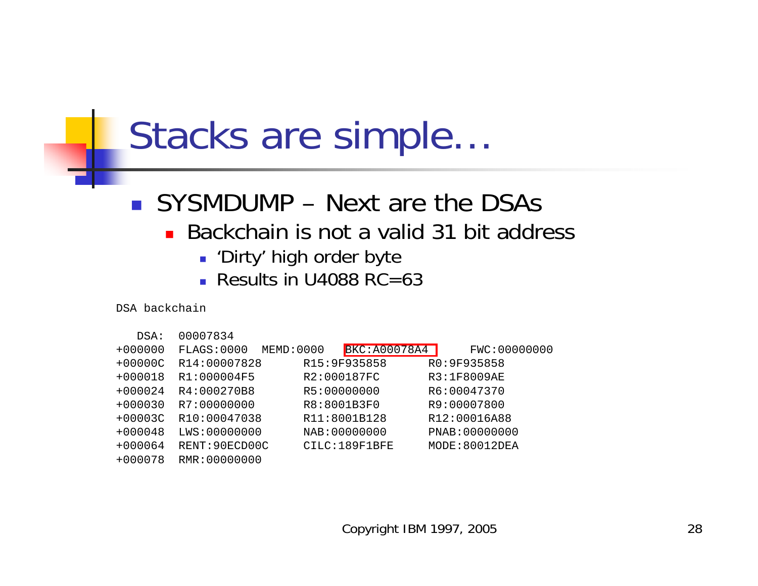# Stacks are simple…

- SYSMDUMP – Next are the DSAs
  - Backchain is not a valid 31 bit address
    - 'Dirty' high order byte
    - Results in U4088 RC=63

```
DSA backchain

   DSA:  00007834
+000000  FLAGS:0000  MEMD:0000    BKC:A00078A4      FWC:00000000
+00000C  R14:00007828      R15:9F935858      R0:9F935858
+000018  R1:000004F5       R2:000187FC       R3:1F8009AE
+000024  R4:000270B8       R5:00000000       R6:00047370
+000030  R7:00000000       R8:8001B3F0       R9:00007800
+00003C  R10:00047038      R11:8001B128      R12:00016A88
+000048  LWS:00000000      NAB:00000000      PNAB:00000000
+000064  RENT:90ECD00C     CILC:189F1BFE     MODE:80012DEA
+000078  RMR:00000000
```

Copyright IBM 1997, 2005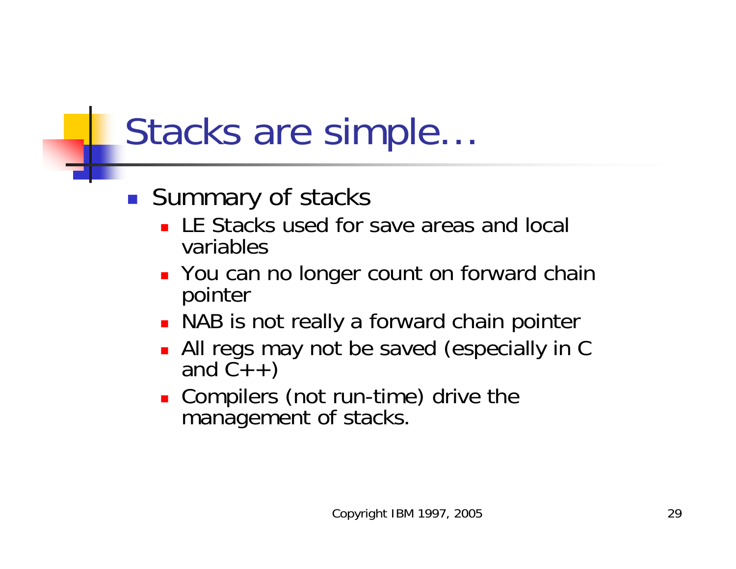# Stacks are simple…

- Summary of stacks
  - LE Stacks used for save areas and local variables
  - You can no longer count on forward chain pointer
  - NAB is not really a forward chain pointer
  - All regs may not be saved (especially in C and C++)
  - Compilers (not run-time) drive the management of stacks.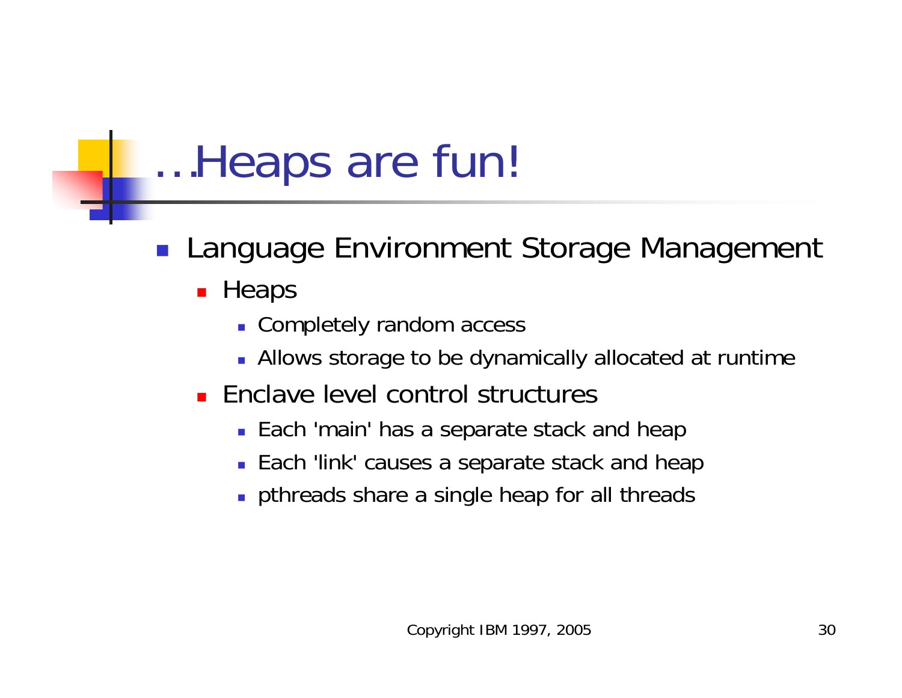# …Heaps are fun!

- Language Environment Storage Management
  - Heaps
    - Completely random access
    - Allows storage to be dynamically allocated at runtime
  - Enclave level control structures
    - Each 'main' has a separate stack and heap
    - Each 'link' causes a separate stack and heap
    - pthreads share a single heap for all threads

Copyright IBM 1997, 2005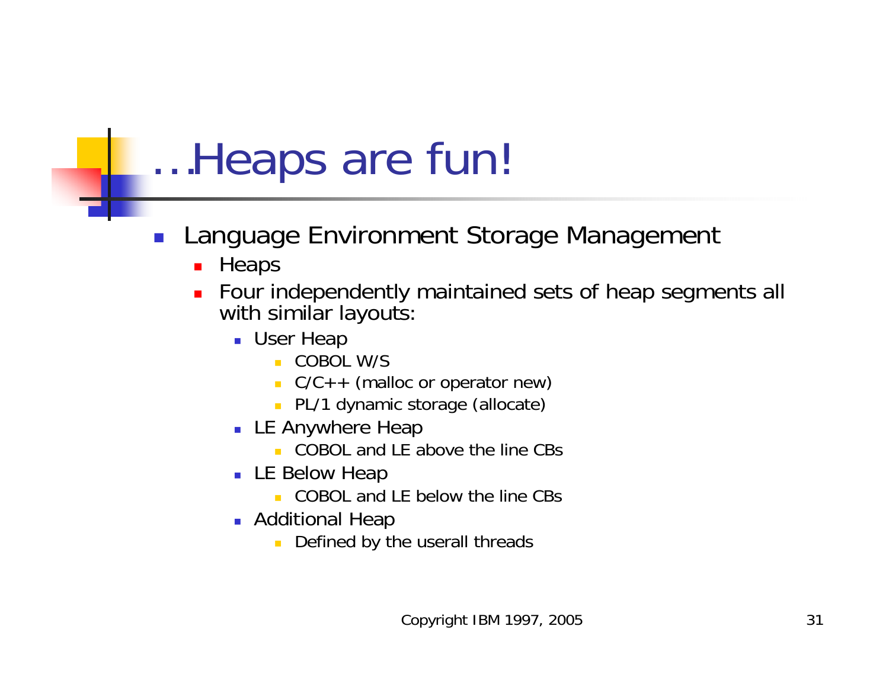# …Heaps are fun!

- Language Environment Storage Management
  - Heaps
  - Four independently maintained sets of heap segments all with similar layouts:
    - User Heap
      - COBOL W/S
      - C/C++ (malloc or operator new)
      - PL/1 dynamic storage (allocate)
    - LE Anywhere Heap
      - COBOL and LE above the line CBs
    - LE Below Heap
      - COBOL and LE below the line CBs
    - Additional Heap
      - Defined by the userall threads

Copyright IBM 1997, 2005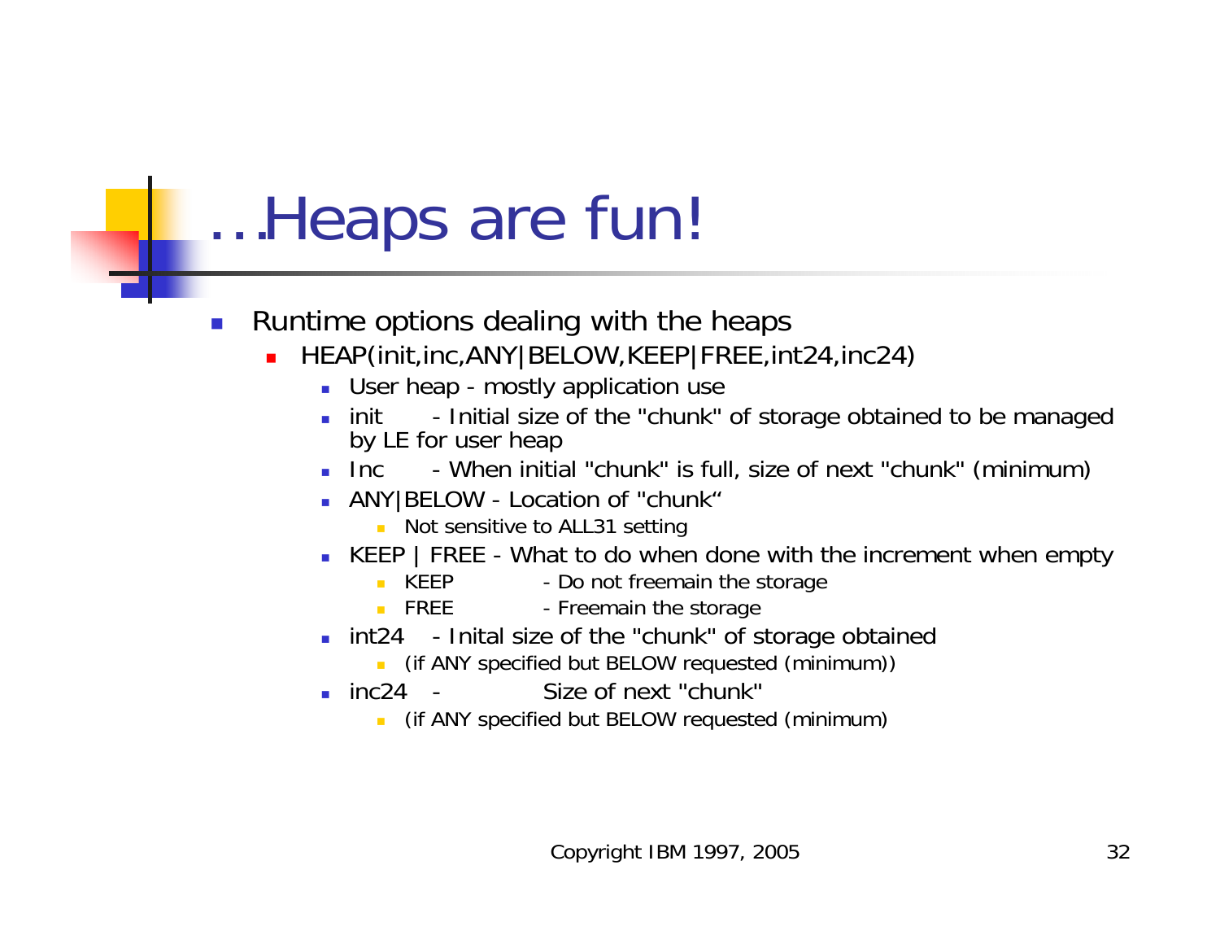# …Heaps are fun!

- Runtime options dealing with the heaps
  - HEAP(init,inc,ANY|BELOW,KEEP|FREE,int24,inc24)
    - User heap - mostly application use
    - init - Initial size of the "chunk" of storage obtained to be managed by LE for user heap
    - Inc - When initial "chunk" is full, size of next "chunk" (minimum)
    - ANY|BELOW - Location of "chunk"
      - Not sensitive to ALL31 setting
    - KEEP | FREE - What to do when done with the increment when empty
      - KEEP - Do not freemain the storage
      - FREE - Freemain the storage
    - int24 - Inital size of the "chunk" of storage obtained
      - (if ANY specified but BELOW requested (minimum))
    - inc24 - Size of next "chunk"
      - (if ANY specified but BELOW requested (minimum)

Copyright IBM 1997, 2005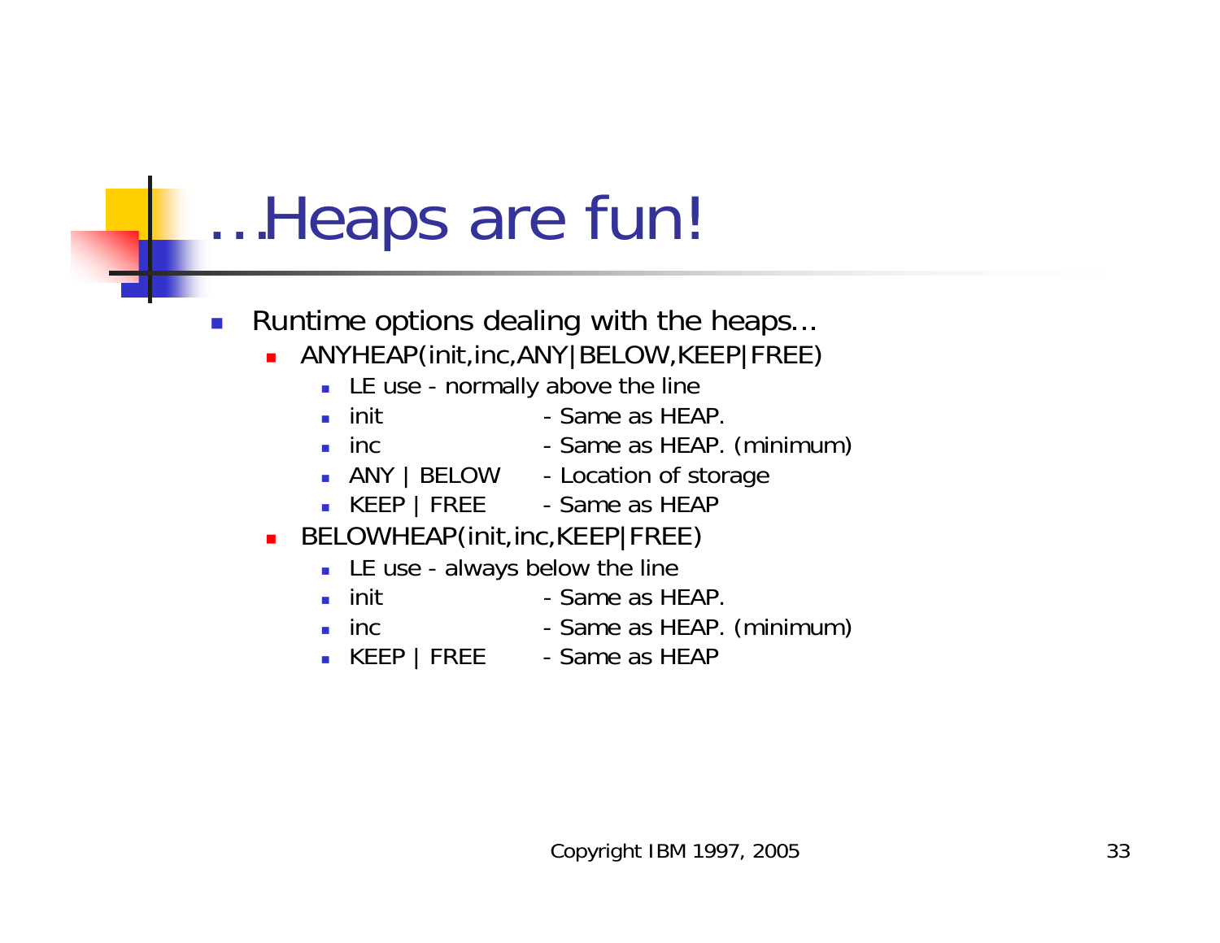# …Heaps are fun!

- Runtime options dealing with the heaps…
  - ANYHEAP(init,inc,ANY|BELOW,KEEP|FREE)
    - LE use - normally above the line
    - init - Same as HEAP.
    - inc - Same as HEAP. (minimum)
    - ANY | BELOW - Location of storage
    - KEEP | FREE - Same as HEAP
  - BELOWHEAP(init,inc,KEEP|FREE)
    - LE use - always below the line
    - init - Same as HEAP.
    - inc - Same as HEAP. (minimum)
    - KEEP | FREE - Same as HEAP

Copyright IBM 1997, 2005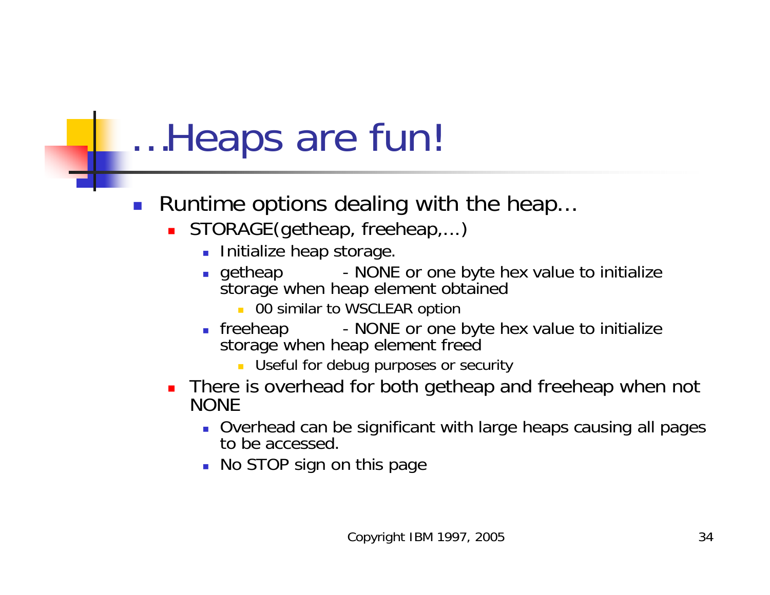# …Heaps are fun!

- Runtime options dealing with the heap…
  - STORAGE(getheap, freeheap,…)
    - Initialize heap storage.
    - getheap - NONE or one byte hex value to initialize storage when heap element obtained
      - 00 similar to WSCLEAR option
    - freeheap - NONE or one byte hex value to initialize storage when heap element freed
      - Useful for debug purposes or security
  - There is overhead for both getheap and freeheap when not NONE
    - Overhead can be significant with large heaps causing all pages to be accessed.
    - No STOP sign on this page

Copyright IBM 1997, 2005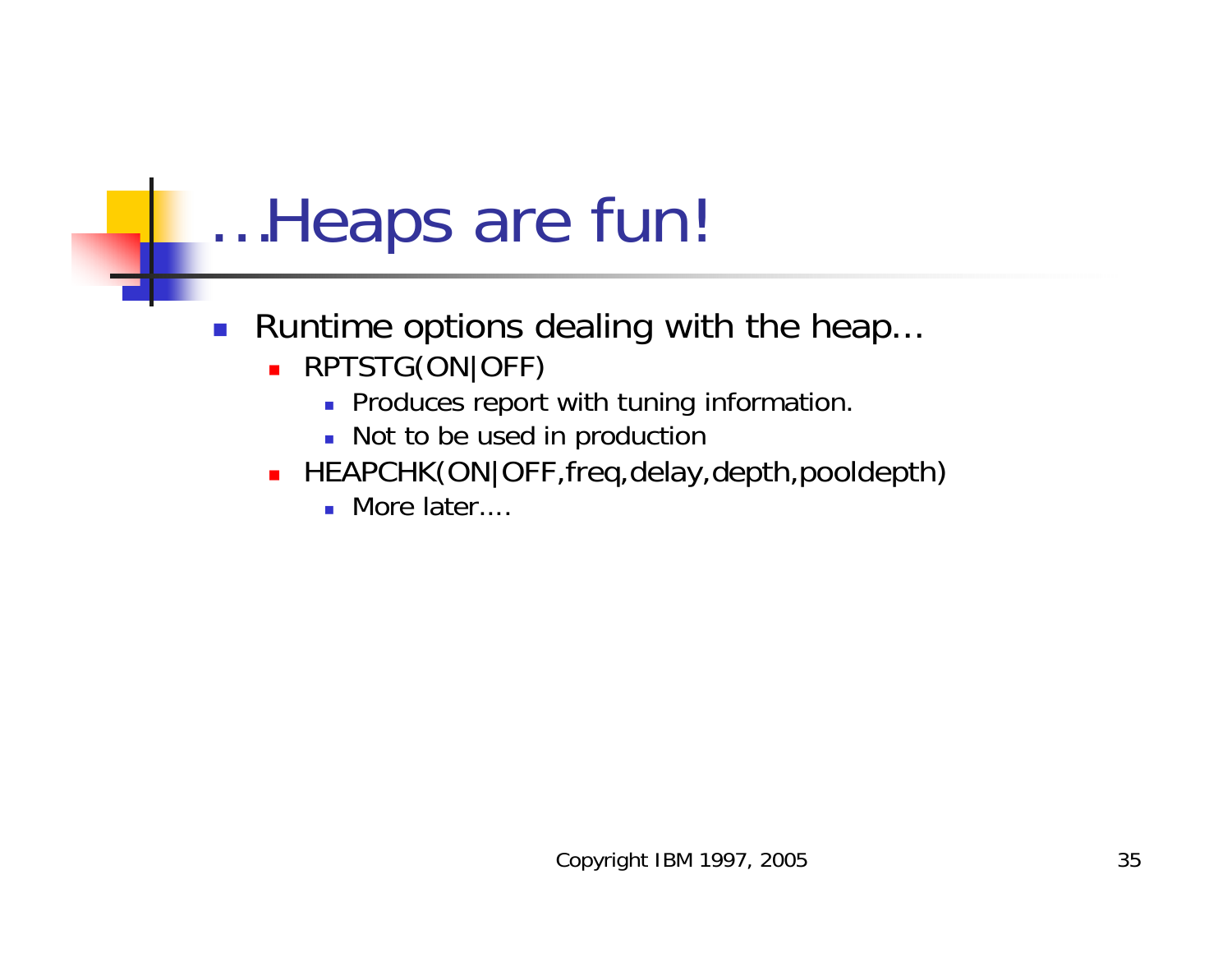# …Heaps are fun!

- Runtime options dealing with the heap…
  - RPTSTG(ON|OFF)
    - Produces report with tuning information.
    - Not to be used in production
  - HEAPCHK(ON|OFF,freq,delay,depth,pooldepth)
    - More later….

Copyright IBM 1997, 2005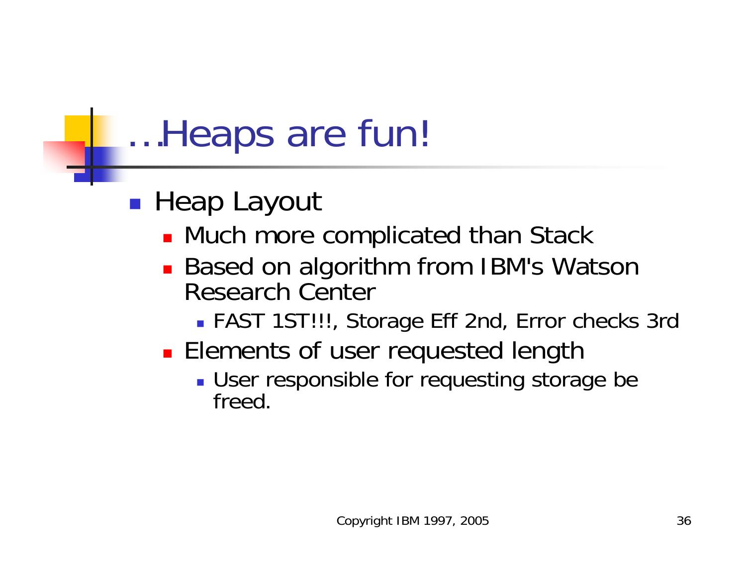# …Heaps are fun!

- Heap Layout
  - Much more complicated than Stack
  - Based on algorithm from IBM's Watson Research Center
    - FAST 1ST!!!, Storage Eff 2nd, Error checks 3rd
  - Elements of user requested length
    - User responsible for requesting storage be freed.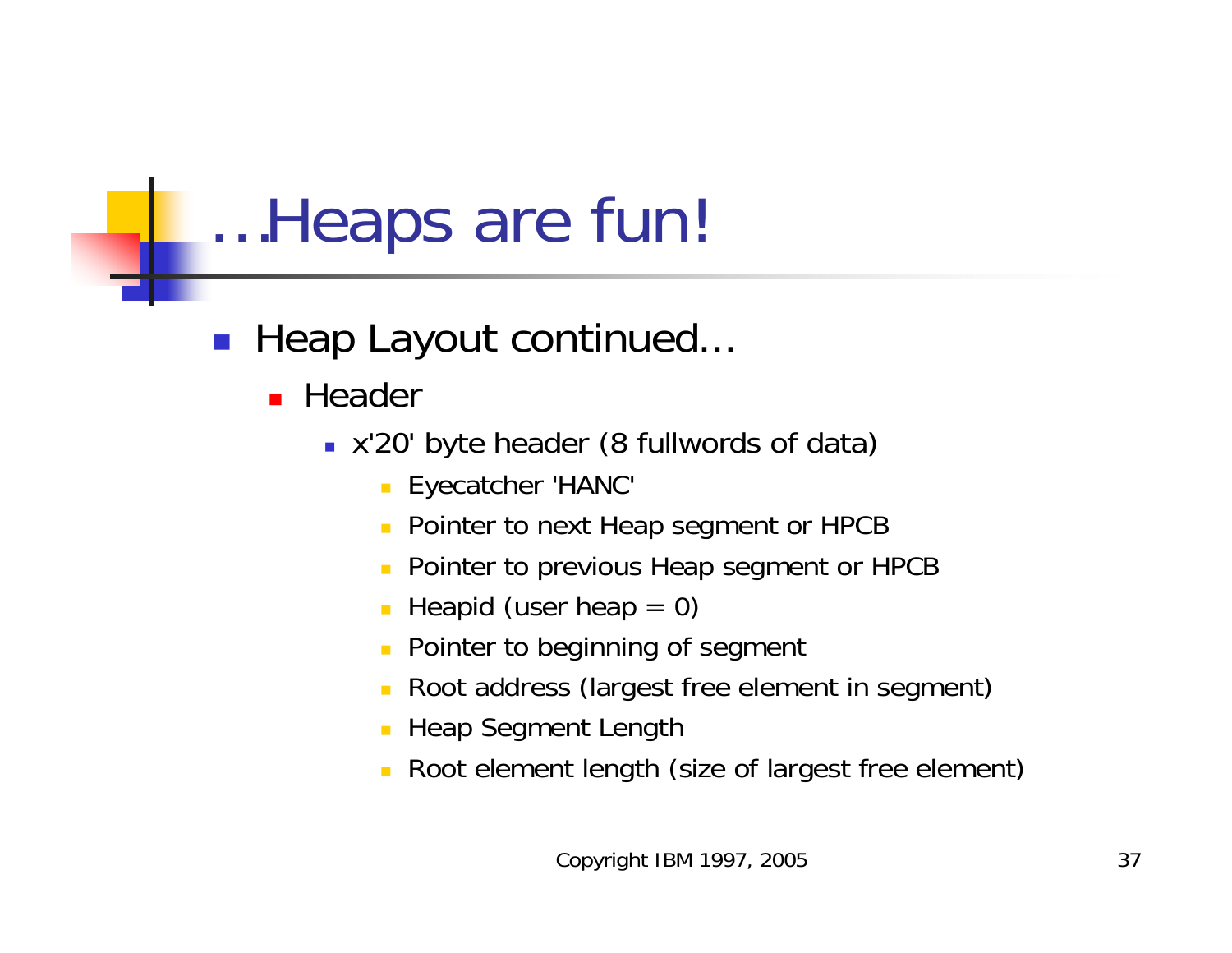# …Heaps are fun!

- Heap Layout continued…
  - Header
    - x'20' byte header (8 fullwords of data)
      - Eyecatcher 'HANC'
      - Pointer to next Heap segment or HPCB
      - Pointer to previous Heap segment or HPCB
      - Heapid (user heap = 0)
      - Pointer to beginning of segment
      - Root address (largest free element in segment)
      - Heap Segment Length
      - Root element length (size of largest free element)

Copyright IBM 1997, 2005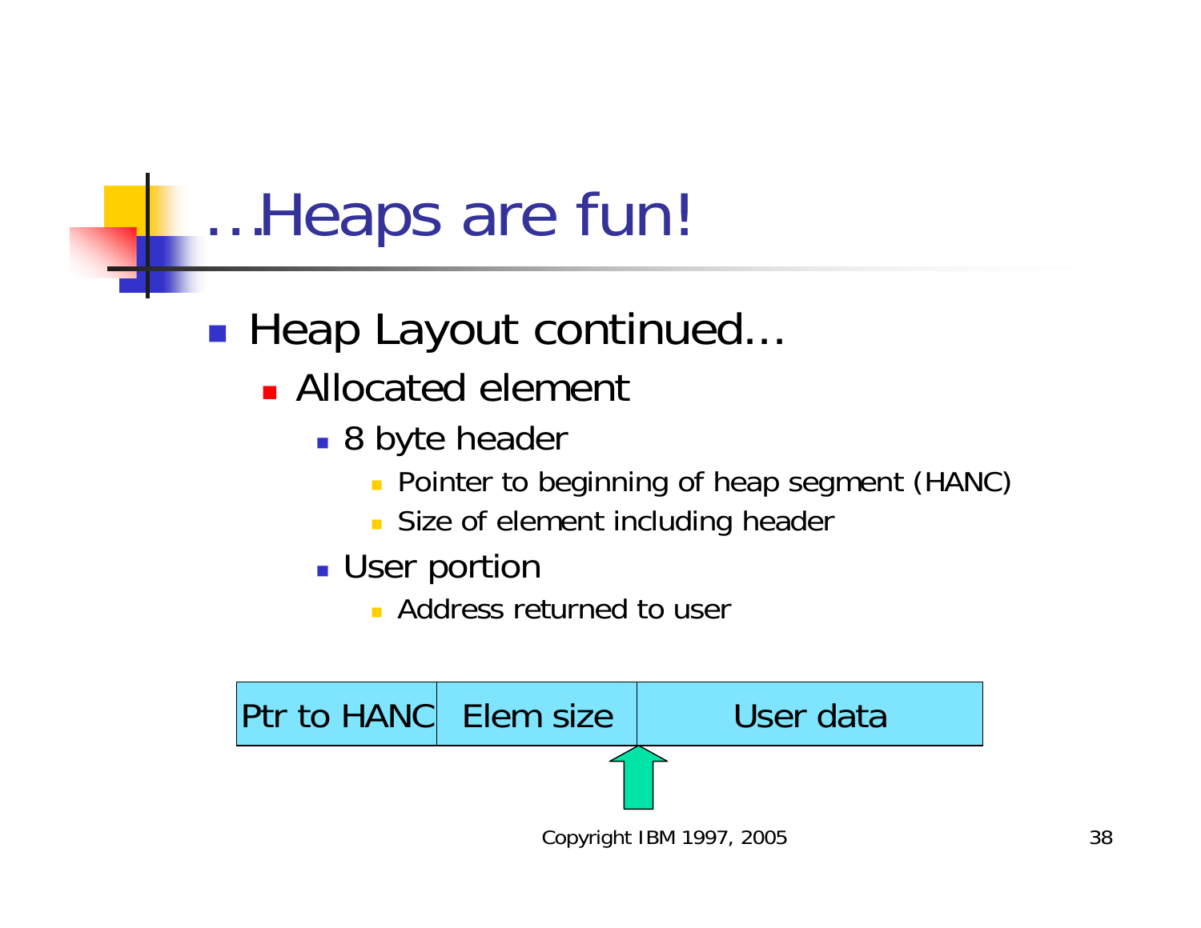# …Heaps are fun!

- Heap Layout continued…
  - Allocated element
    - 8 byte header
      - Pointer to beginning of heap segment (HANC)
      - Size of element including header
    - User portion
      - Address returned to user

| Ptr to HANC | Elem size | User data |
| --- | --- | --- |

Copyright IBM 1997, 2005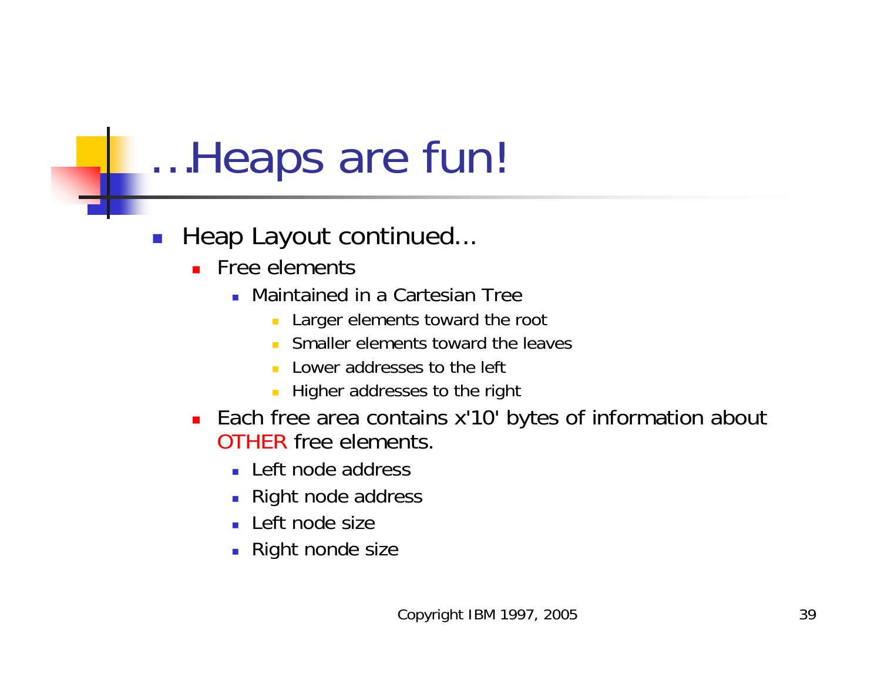# …Heaps are fun!

- Heap Layout continued...
  - Free elements
    - Maintained in a Cartesian Tree
      - Larger elements toward the root
      - Smaller elements toward the leaves
      - Lower addresses to the left
      - Higher addresses to the right
  - Each free area contains x'10' bytes of information about OTHER free elements.
    - Left node address
    - Right node address
    - Left node size
    - Right nonde size

Copyright IBM 1997, 2005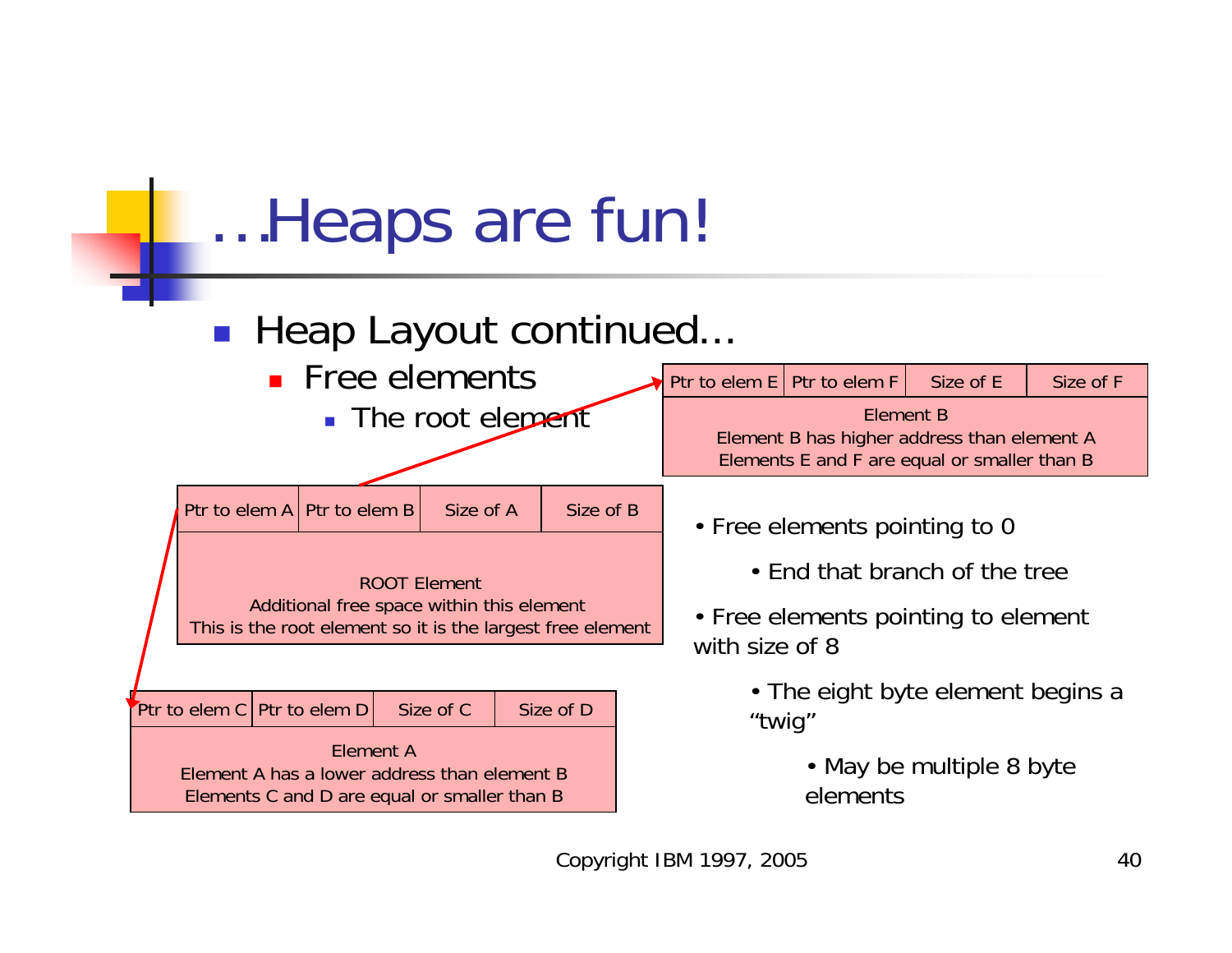# …Heaps are fun!

- Heap Layout continued…
  - Free elements
    - The root element

| Ptr to elem A | Ptr to elem B | Size of A | Size of B |
|---|---|---|---|
| ROOT Element<br>Additional free space within this element<br>This is the root element so it is the largest free element | | | |

| Ptr to elem E | Ptr to elem F | Size of E | Size of F |
|---|---|---|---|
| Element B<br>Element B has higher address than element A<br>Elements E and F are equal or smaller than B | | | |

| Ptr to elem C | Ptr to elem D | Size of C | Size of D |
|---|---|---|---|
| Element A<br>Element A has a lower address than element B<br>Elements C and D are equal or smaller than B | | | |

- Free elements pointing to 0
  - End that branch of the tree
- Free elements pointing to element with size of 8
  - The eight byte element begins a "twig"
    - May be multiple 8 byte elements

Copyright IBM 1997, 2005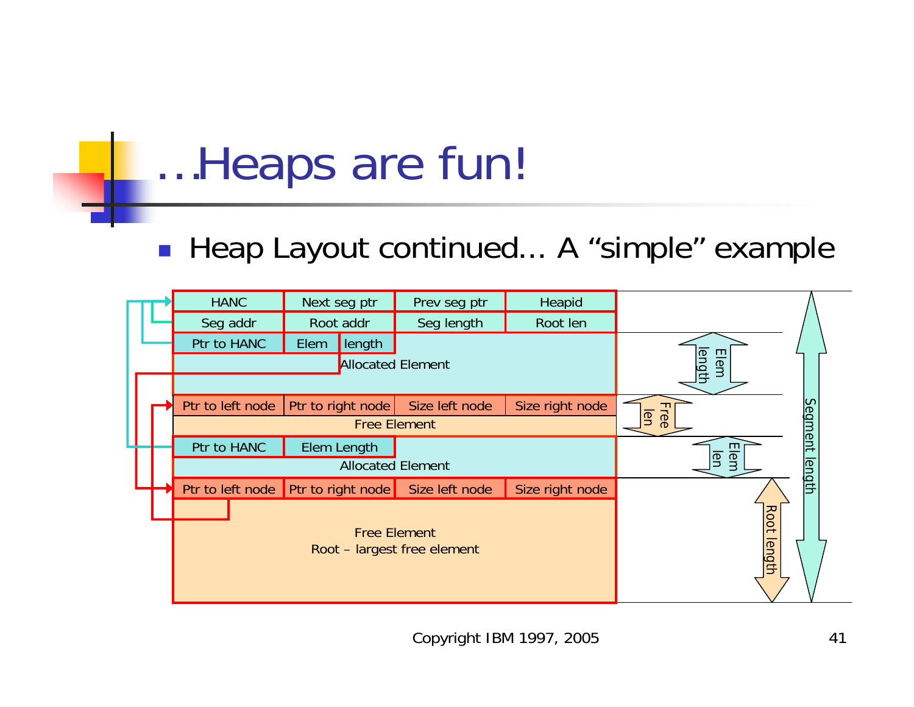# …Heaps are fun!

- Heap Layout continued… A “simple” example

| HANC | Next seg ptr | Prev seg ptr | Heapid |
|---|---|---|---|
| Seg addr | Root addr | Seg length | Root len |
| Ptr to HANC | Elem length | | |
| Allocated Element | | | |
| Ptr to left node | Ptr to right node | Size left node | Size right node |
| Free Element | | | |
| Ptr to HANC | Elem Length | | |
| Allocated Element | | | |
| Ptr to left node | Ptr to right node | Size left node | Size right node |
| Free Element<br>Root – largest free element | | | |

Elem length

Free len

Elem len

Root length

Segment length

Copyright IBM 1997, 2005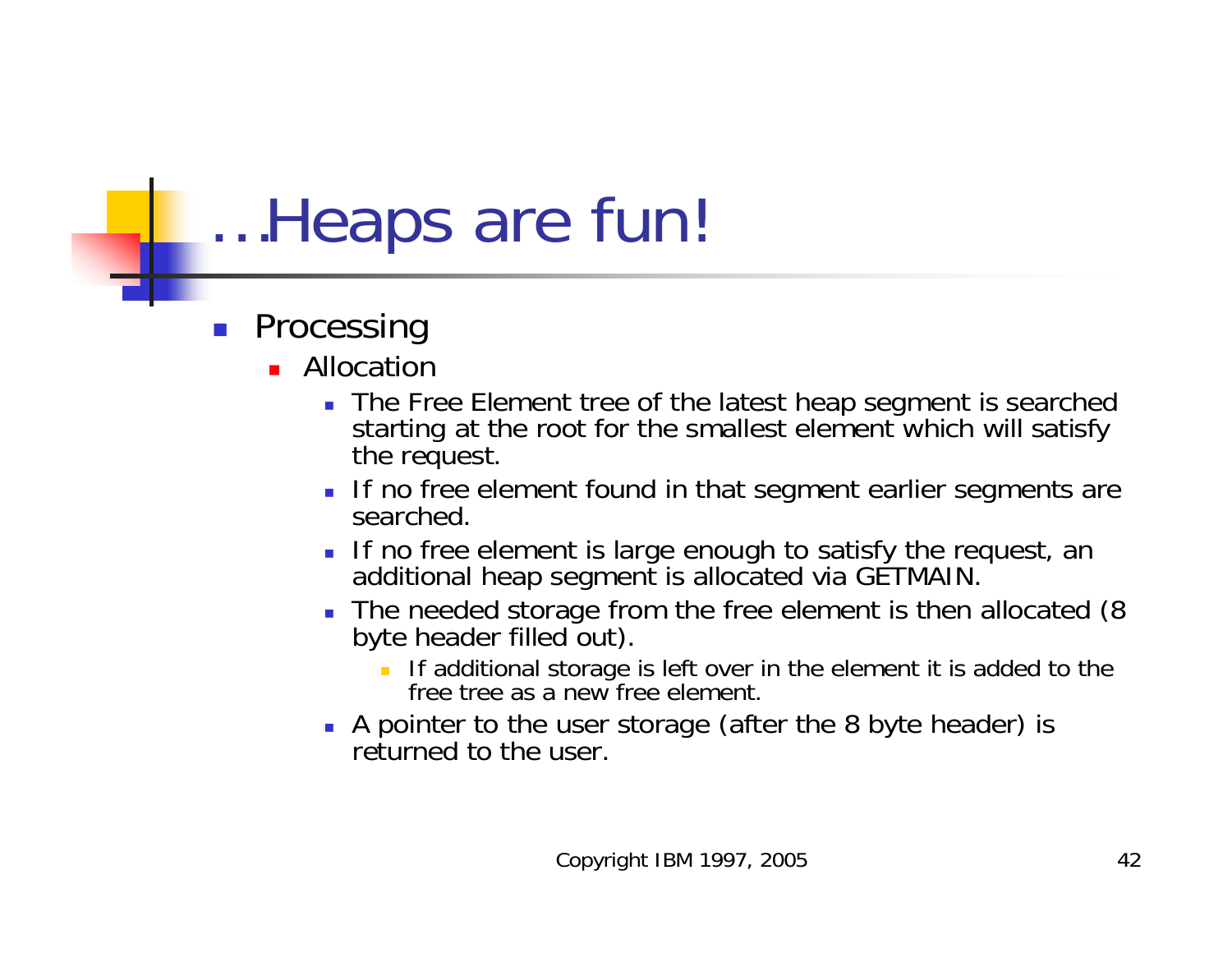# …Heaps are fun!

- Processing
  - Allocation
    - The Free Element tree of the latest heap segment is searched starting at the root for the smallest element which will satisfy the request.
    - If no free element found in that segment earlier segments are searched.
    - If no free element is large enough to satisfy the request, an additional heap segment is allocated via GETMAIN.
    - The needed storage from the free element is then allocated (8 byte header filled out).
      - If additional storage is left over in the element it is added to the free tree as a new free element.
    - A pointer to the user storage (after the 8 byte header) is returned to the user.

Copyright IBM 1997, 2005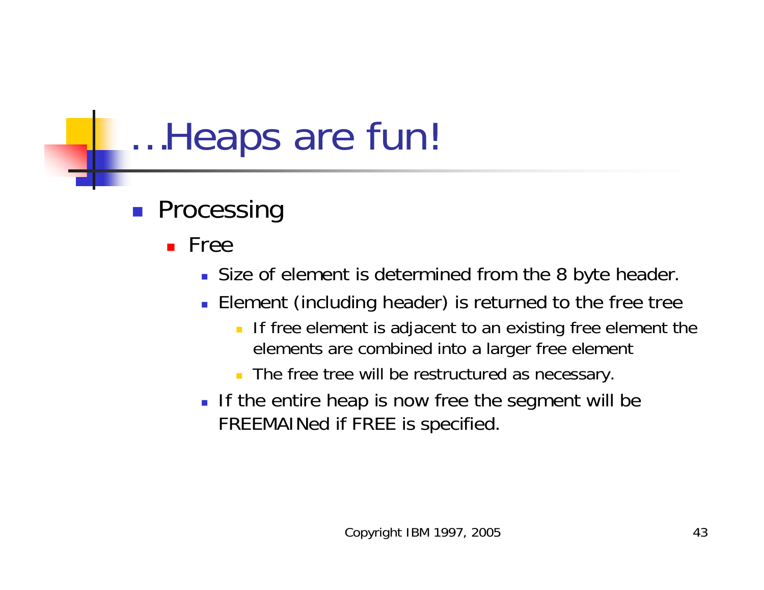# …Heaps are fun!

- Processing
  - Free
    - Size of element is determined from the 8 byte header.
    - Element (including header) is returned to the free tree
      - If free element is adjacent to an existing free element the elements are combined into a larger free element
      - The free tree will be restructured as necessary.
    - If the entire heap is now free the segment will be FREEMAINed if FREE is specified.

Copyright IBM 1997, 2005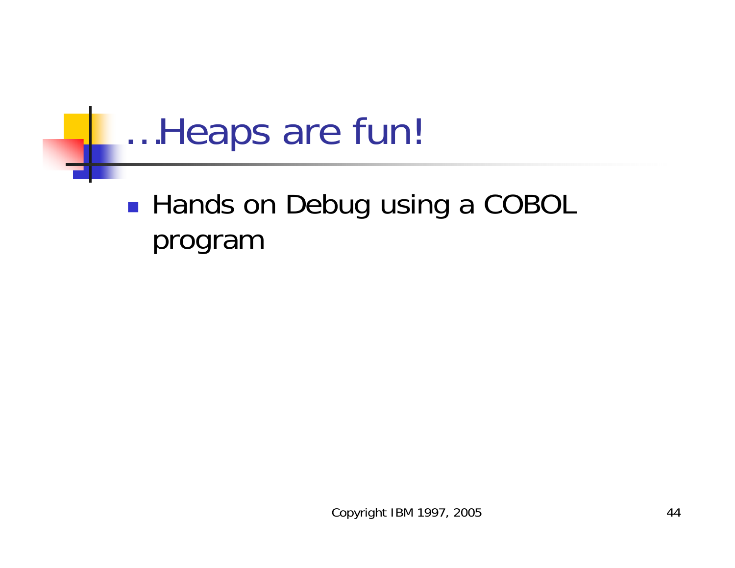# …Heaps are fun!

- Hands on Debug using a COBOL program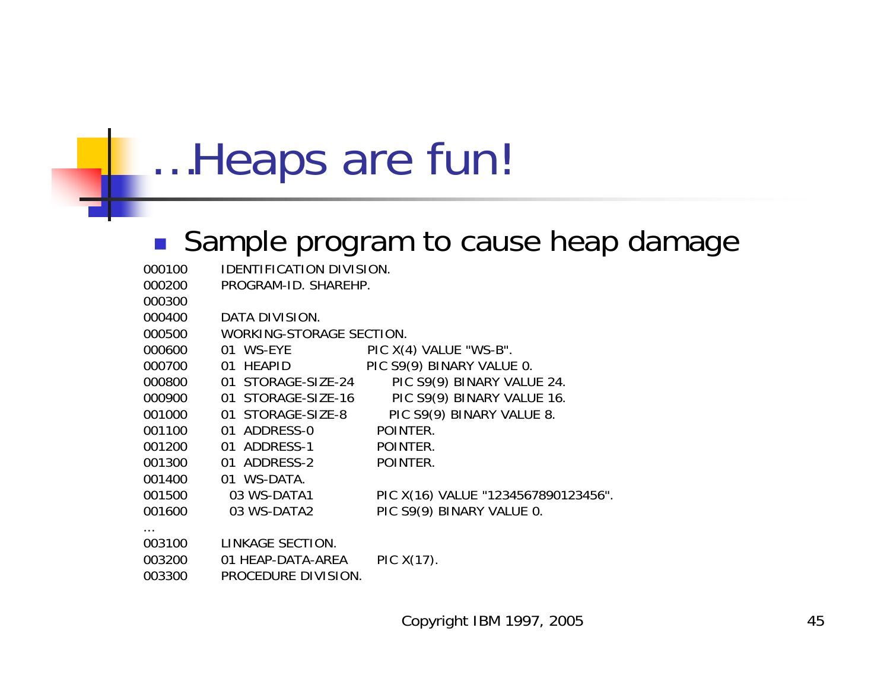# …Heaps are fun!

- Sample program to cause heap damage

```
000100       IDENTIFICATION DIVISION.
000200       PROGRAM-ID. SHAREHP.
000300
000400       DATA DIVISION.
000500       WORKING-STORAGE SECTION.
000600       01  WS-EYE               PIC X(4) VALUE "WS-B".
000700       01  HEAPID               PIC S9(9) BINARY VALUE 0.
000800       01  STORAGE-SIZE-24         PIC S9(9) BINARY VALUE 24.
000900       01  STORAGE-SIZE-16         PIC S9(9) BINARY VALUE 16.
001000       01  STORAGE-SIZE-8          PIC S9(9) BINARY VALUE 8.
001100       01  ADDRESS-0              POINTER.
001200       01  ADDRESS-1              POINTER.
001300       01  ADDRESS-2              POINTER.
001400       01  WS-DATA.
001500         03 WS-DATA1              PIC X(16) VALUE "1234567890123456".
001600         03 WS-DATA2              PIC S9(9) BINARY VALUE 0.
…
003100       LINKAGE SECTION.
003200       01 HEAP-DATA-AREA         PIC X(17).
003300       PROCEDURE DIVISION.
```

Copyright IBM 1997, 2005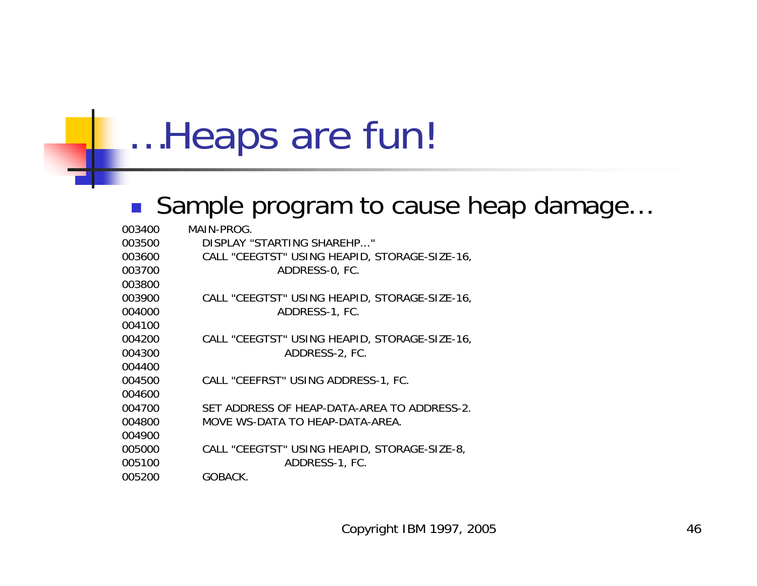# …Heaps are fun!

- Sample program to cause heap damage…

```
003400        MAIN-PROG.
003500            DISPLAY "STARTING SHAREHP..."
003600            CALL "CEEGTST" USING HEAPID, STORAGE-SIZE-16,
003700                        ADDRESS-0, FC.
003800
003900            CALL "CEEGTST" USING HEAPID, STORAGE-SIZE-16,
004000                        ADDRESS-1, FC.
004100
004200            CALL "CEEGTST" USING HEAPID, STORAGE-SIZE-16,
004300                         ADDRESS-2, FC.
004400
004500            CALL "CEEFRST" USING ADDRESS-1, FC.
004600
004700            SET ADDRESS OF HEAP-DATA-AREA TO ADDRESS-2.
004800            MOVE WS-DATA TO HEAP-DATA-AREA.
004900
005000            CALL "CEEGTST" USING HEAPID, STORAGE-SIZE-8,
005100                         ADDRESS-1, FC.
005200            GOBACK.
```

Copyright IBM 1997, 2005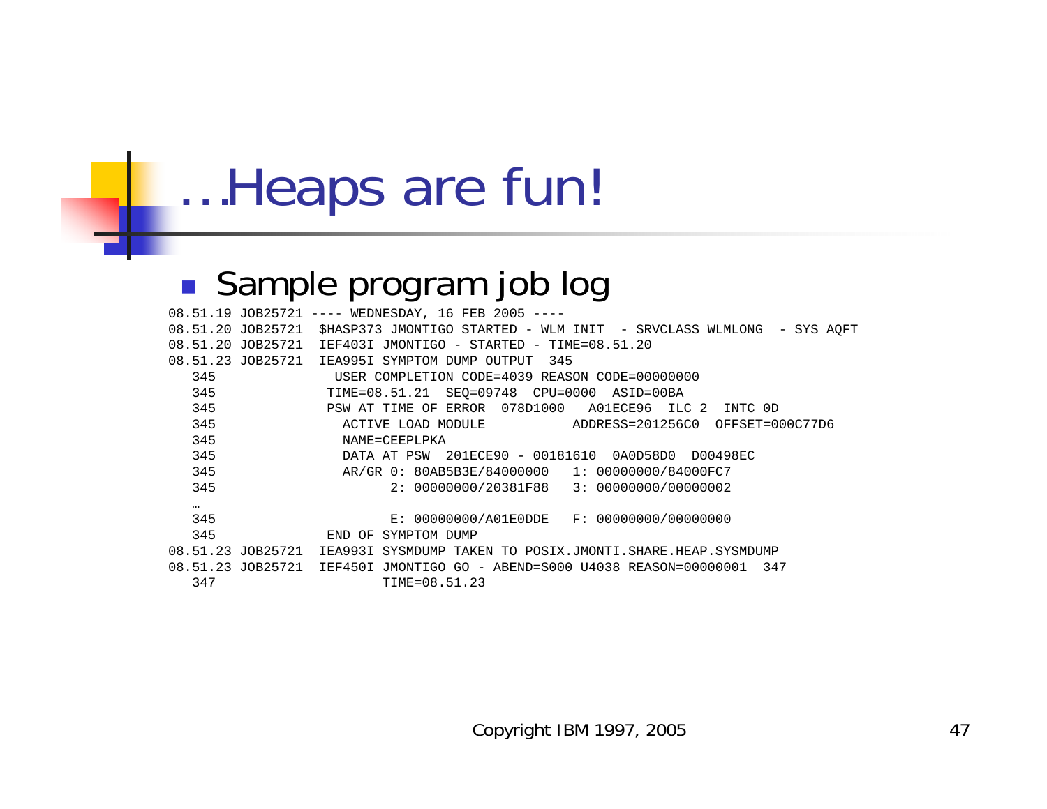# …Heaps are fun!

- Sample program job log

```
08.51.19 JOB25721 ---- WEDNESDAY, 16 FEB 2005 ----
08.51.20 JOB25721  $HASP373 JMONTIGO STARTED - WLM INIT  - SRVCLASS WLMLONG  - SYS AQFT
08.51.20 JOB25721  IEF403I JMONTIGO - STARTED - TIME=08.51.20
08.51.23 JOB25721  IEA995I SYMPTOM DUMP OUTPUT  345
   345               USER COMPLETION CODE=4039 REASON CODE=00000000
   345              TIME=08.51.21  SEQ=09748  CPU=0000  ASID=00BA
   345              PSW AT TIME OF ERROR  078D1000   A01ECE96  ILC 2  INTC 0D
   345                ACTIVE LOAD MODULE           ADDRESS=201256C0  OFFSET=000C77D6
   345                NAME=CEEPLPKA
   345                DATA AT PSW  201ECE90 - 00181610  0A0D58D0  D00498EC
   345                AR/GR 0: 80AB5B3E/84000000   1: 00000000/84000FC7
   345                      2: 00000000/20381F88   3: 00000000/00000002
   …
   345                      E: 00000000/A01E0DDE   F: 00000000/00000000
   345              END OF SYMPTOM DUMP
08.51.23 JOB25721  IEA993I SYSMDUMP TAKEN TO POSIX.JMONTI.SHARE.HEAP.SYSMDUMP
08.51.23 JOB25721  IEF450I JMONTIGO GO - ABEND=S000 U4038 REASON=00000001  347
   347                     TIME=08.51.23
```

Copyright IBM 1997, 2005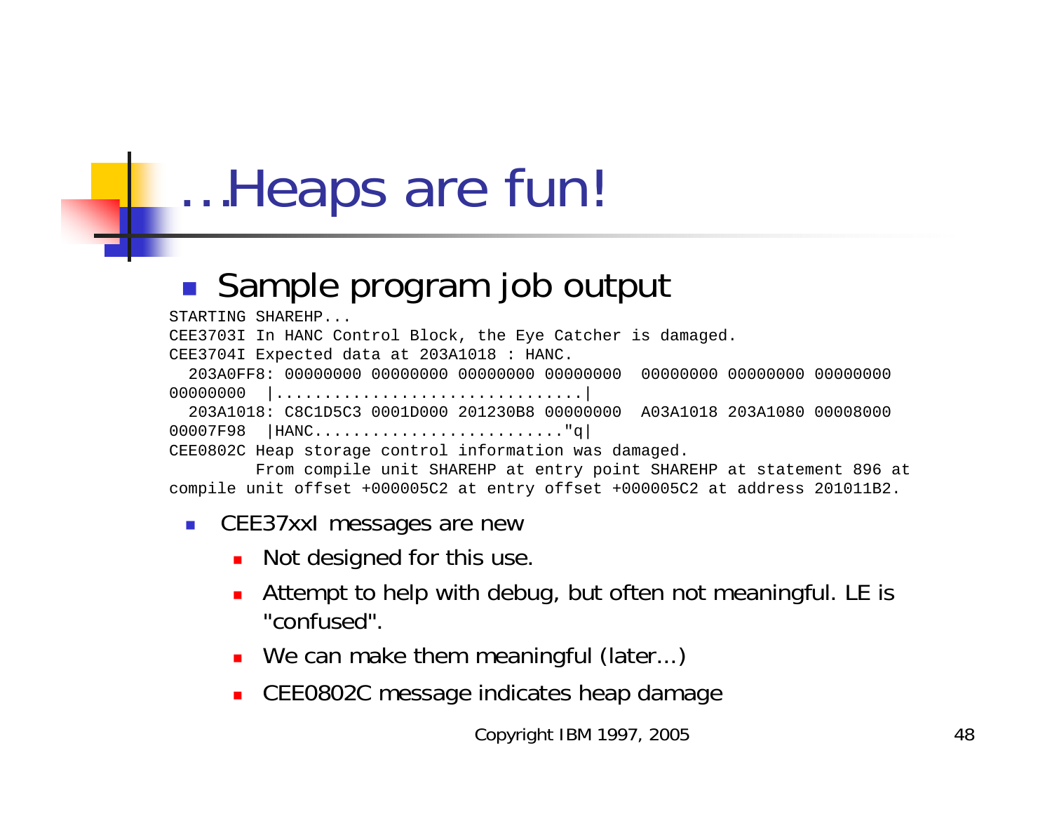# …Heaps are fun!

- Sample program job output

```
STARTING SHAREHP...
CEE3703I In HANC Control Block, the Eye Catcher is damaged.
CEE3704I Expected data at 203A1018 : HANC.
  203A0FF8: 00000000 00000000 00000000 00000000  00000000 00000000 00000000
00000000  |................................|
  203A1018: C8C1D5C3 0001D000 201230B8 00000000  A03A1018 203A1080 00008000
00007F98  |HANC.........................."q|
CEE0802C Heap storage control information was damaged.
         From compile unit SHAREHP at entry point SHAREHP at statement 896 at
compile unit offset +000005C2 at entry offset +000005C2 at address 201011B2.
```

- CEE37xxI messages are new
  - Not designed for this use.
  - Attempt to help with debug, but often not meaningful. LE is "confused".
  - We can make them meaningful (later...)
  - CEE0802C message indicates heap damage

Copyright IBM 1997, 2005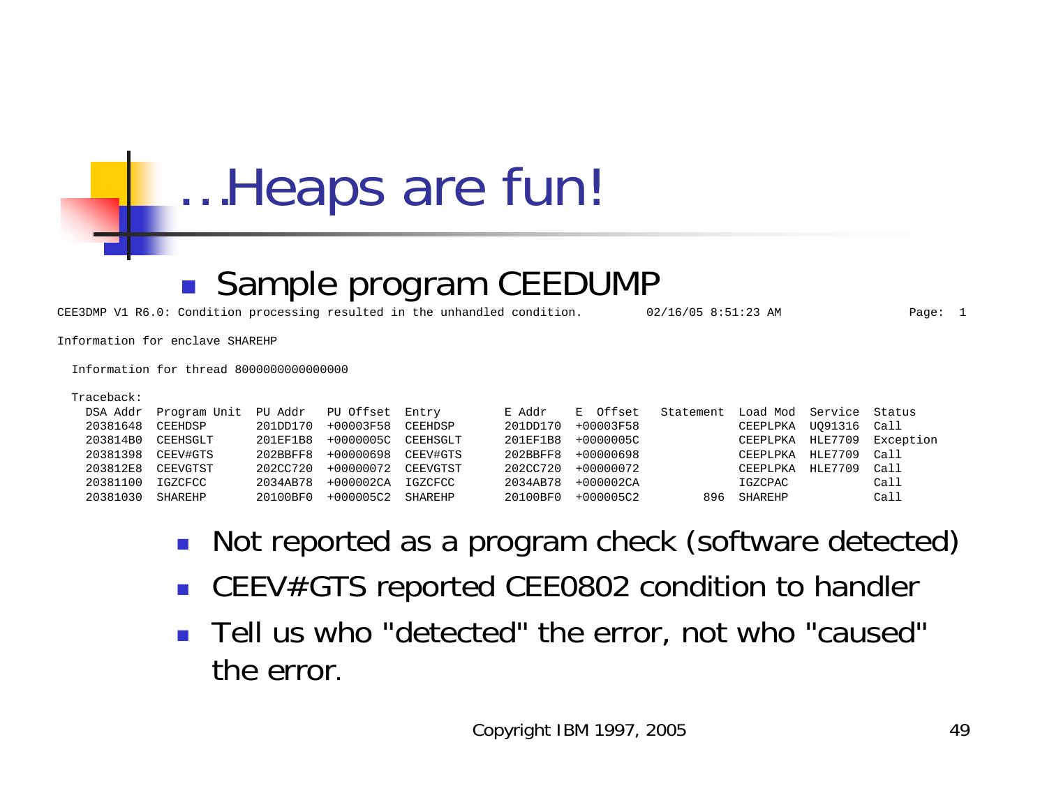# …Heaps are fun!

- Sample program CEEDUMP

```
CEE3DMP V1 R6.0: Condition processing resulted in the unhandled condition.        02/16/05 8:51:23 AM                  Page:  1

Information for enclave SHAREHP

  Information for thread 8000000000000000

  Traceback:
    DSA Addr  Program Unit  PU Addr   PU Offset  Entry         E Addr    E  Offset   Statement  Load Mod  Service  Status
    20381648  CEEHDSP       201DD170  +00003F58  CEEHDSP       201DD170  +00003F58              CEEPLPKA  UQ91316  Call
    203814B0  CEEHSGLT      201EF1B8  +0000005C  CEEHSGLT      201EF1B8  +0000005C              CEEPLPKA  HLE7709  Exception
    20381398  CEEV#GTS      202BBFF8  +00000698  CEEV#GTS      202BBFF8  +00000698              CEEPLPKA  HLE7709  Call
    203812E8  CEEVGTST      202CC720  +00000072  CEEVGTST      202CC720  +00000072              CEEPLPKA  HLE7709  Call
    20381100  IGZCFCC       2034AB78  +000002CA  IGZCFCC       2034AB78  +000002CA              IGZCPAC            Call
    20381030  SHAREHP       20100BF0  +000005C2  SHAREHP       20100BF0  +000005C2         896  SHAREHP            Call
```

  - Not reported as a program check (software detected)
  - CEEV#GTS reported CEE0802 condition to handler
  - Tell us who "detected" the error, not who "caused" the error.

Copyright IBM 1997, 2005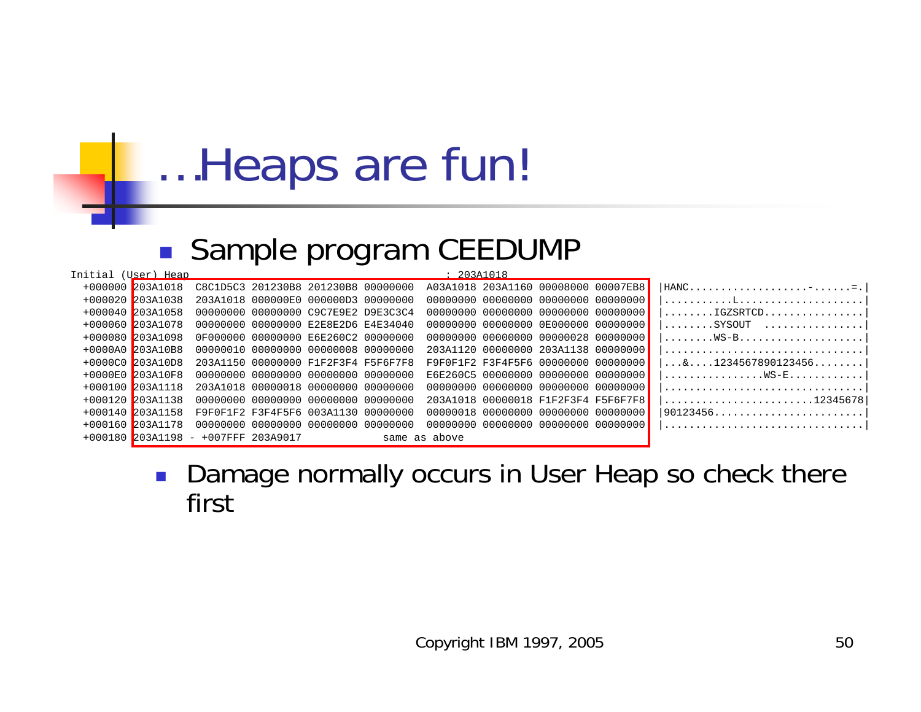# …Heaps are fun!

- Sample program CEEDUMP

```
Initial (User) Heap                                                    : 203A1018
  +000000 203A1018  C8C1D5C3 201230B8 201230B8 00000000  A03A1018 203A1160 00008000 00007EB8  |HANC..................-.......=.|
  +000020 203A1038  203A1018 000000E0 000000D3 00000000  00000000 00000000 00000000 00000000  |...........L....................|
  +000040 203A1058  00000000 00000000 C9C7E9E2 D9E3C3C4  00000000 00000000 00000000 00000000  |........IGZSRTCD................|
  +000060 203A1078  00000000 00000000 E2E8E2D6 E4E34040  00000000 00000000 0E000000 00000000  |........SYSOUT  ................|
  +000080 203A1098  0F000000 00000000 E6E260C2 00000000  00000000 00000000 00000028 00000000  |........WS-B....................|
  +0000A0 203A10B8  00000010 00000000 00000008 00000000  203A1120 00000000 203A1138 00000000  |................................|
  +0000C0 203A10D8  203A1150 00000000 F1F2F3F4 F5F6F7F8  F9F0F1F2 F3F4F5F6 00000000 00000000  |...&....1234567890123456........|
  +0000E0 203A10F8  00000000 00000000 00000000 00000000  E6E260C5 00000000 00000000 00000000  |................WS-E............|
  +000100 203A1118  203A1018 00000018 00000000 00000000  00000000 00000000 00000000 00000000  |................................|
  +000120 203A1138  00000000 00000000 00000000 00000000  203A1018 00000018 F1F2F3F4 F5F6F7F8  |........................12345678|
  +000140 203A1158  F9F0F1F2 F3F4F5F6 003A1130 00000000  00000018 00000000 00000000 00000000  |90123456........................|
  +000160 203A1178  00000000 00000000 00000000 00000000  00000000 00000000 00000000 00000000  |................................|
  +000180 203A1198 - +007FFF 203A9017             same as above
```

- Damage normally occurs in User Heap so check there first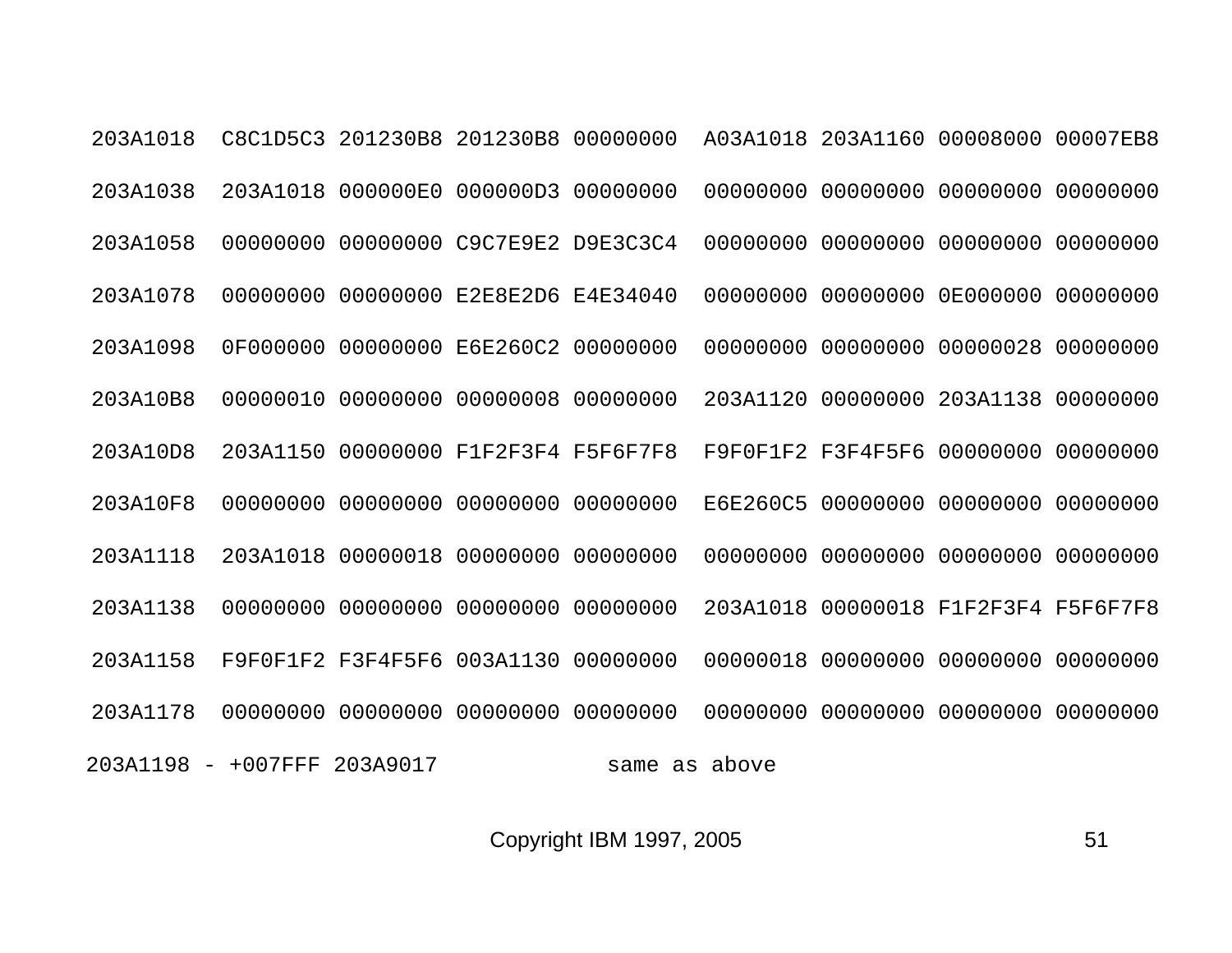```
203A1018  C8C1D5C3 201230B8 201230B8 00000000  A03A1018 203A1160 00008000 00007EB8
203A1038  203A1018 000000E0 000000D3 00000000  00000000 00000000 00000000 00000000
203A1058  00000000 00000000 C9C7E9E2 D9E3C3C4  00000000 00000000 00000000 00000000
203A1078  00000000 00000000 E2E8E2D6 E4E34040  00000000 00000000 0E000000 00000000
203A1098  0F000000 00000000 E6E260C2 00000000  00000000 00000000 00000028 00000000
203A10B8  00000010 00000000 00000008 00000000  203A1120 00000000 203A1138 00000000
203A10D8  203A1150 00000000 F1F2F3F4 F5F6F7F8  F9F0F1F2 F3F4F5F6 00000000 00000000
203A10F8  00000000 00000000 00000000 00000000  E6E260C5 00000000 00000000 00000000
203A1118  203A1018 00000018 00000000 00000000  00000000 00000000 00000000 00000000
203A1138  00000000 00000000 00000000 00000000  203A1018 00000018 F1F2F3F4 F5F6F7F8
203A1158  F9F0F1F2 F3F4F5F6 003A1130 00000000  00000018 00000000 00000000 00000000
203A1178  00000000 00000000 00000000 00000000  00000000 00000000 00000000 00000000
203A1198 - +007FFF 203A9017             same as above
```

Copyright IBM 1997, 2005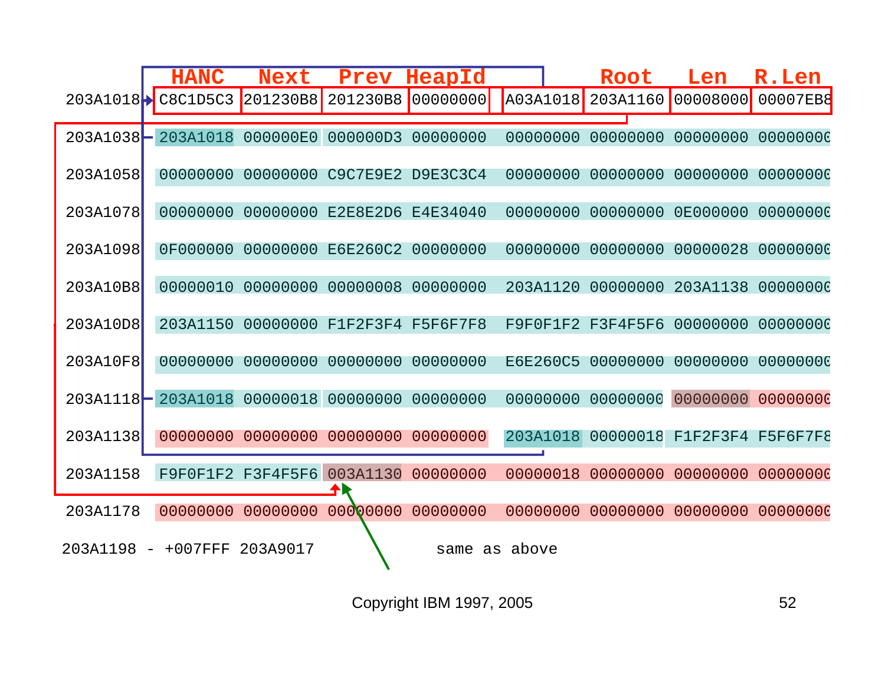| | HANC | Next | Prev | HeapId | | Root | Len | R.Len |
|---|---|---|---|---|---|---|---|---|
| 203A1018 | C8C1D5C3 | 201230B8 | 201230B8 | 00000000 | A03A1018 | 203A1160 | 00008000 | 00007EB8 |
| 203A1038 | 203A1018 | 000000E0 | 000000D3 | 00000000 | 00000000 | 00000000 | 00000000 | 00000000 |
| 203A1058 | 00000000 | 00000000 | C9C7E9E2 | D9E3C3C4 | 00000000 | 00000000 | 00000000 | 00000000 |
| 203A1078 | 00000000 | 00000000 | E2E8E2D6 | E4E34040 | 00000000 | 00000000 | 0E000000 | 00000000 |
| 203A1098 | 0F000000 | 00000000 | E6E260C2 | 00000000 | 00000000 | 00000000 | 00000028 | 00000000 |
| 203A10B8 | 00000010 | 00000000 | 00000008 | 00000000 | 203A1120 | 00000000 | 203A1138 | 00000000 |
| 203A10D8 | 203A1150 | 00000000 | F1F2F3F4 | F5F6F7F8 | F9F0F1F2 | F3F4F5F6 | 00000000 | 00000000 |
| 203A10F8 | 00000000 | 00000000 | 00000000 | 00000000 | E6E260C5 | 00000000 | 00000000 | 00000000 |
| 203A1118 | 203A1018 | 00000018 | 00000000 | 00000000 | 00000000 | 00000000 | 00000000 | 00000000 |
| 203A1138 | 00000000 | 00000000 | 00000000 | 00000000 | 203A1018 | 00000018 | F1F2F3F4 | F5F6F7F8 |
| 203A1158 | F9F0F1F2 | F3F4F5F6 | 003A1130 | 00000000 | 00000018 | 00000000 | 00000000 | 00000000 |
| 203A1178 | 00000000 | 00000000 | 00000000 | 00000000 | 00000000 | 00000000 | 00000000 | 00000000 |

203A1198 - +007FFF 203A9017 same as above

Copyright IBM 1997, 2005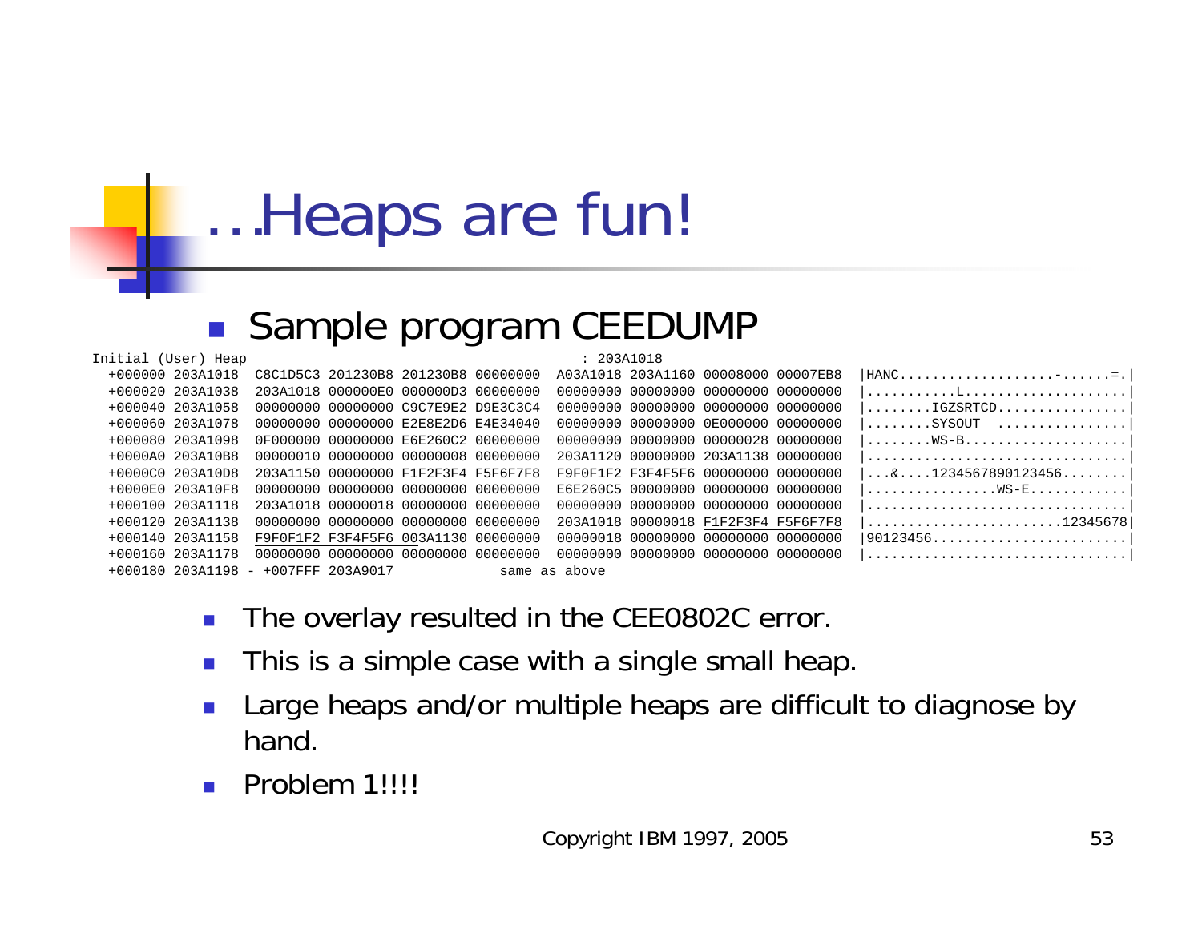# …Heaps are fun!

- Sample program CEEDUMP

```
Initial (User) Heap                                                    : 203A1018
  +000000 203A1018  C8C1D5C3 201230B8 201230B8 00000000  A03A1018 203A1160 00008000 00007EB8  |HANC..................-......=.|
  +000020 203A1038  203A1018 000000E0 000000D3 00000000  00000000 00000000 00000000 00000000  |...........L....................|
  +000040 203A1058  00000000 00000000 C9C7E9E2 D9E3C3C4  00000000 00000000 00000000 00000000  |........IGZSRTCD................|
  +000060 203A1078  00000000 00000000 E2E8E2D6 E4E34040  00000000 00000000 0E000000 00000000  |........SYSOUT  ................|
  +000080 203A1098  0F000000 00000000 E6E260C2 00000000  00000000 00000000 00000028 00000000  |........WS-B....................|
  +0000A0 203A10B8  00000010 00000000 00000008 00000000  203A1120 00000000 203A1138 00000000  |................................|
  +0000C0 203A10D8  203A1150 00000000 F1F2F3F4 F5F6F7F8  F9F0F1F2 F3F4F5F6 00000000 00000000  |...&....1234567890123456........|
  +0000E0 203A10F8  00000000 00000000 00000000 00000000  E6E260C5 00000000 00000000 00000000  |................WS-E............|
  +000100 203A1118  203A1018 00000018 00000000 00000000  00000000 00000000 00000000 00000000  |................................|
  +000120 203A1138  00000000 00000000 00000000 00000000  203A1018 00000018 F1F2F3F4 F5F6F7F8  |........................12345678|
  +000140 203A1158  F9F0F1F2 F3F4F5F6 003A1130 00000000  00000018 00000000 00000000 00000000  |90123456........................|
  +000160 203A1178  00000000 00000000 00000000 00000000  00000000 00000000 00000000 00000000  |................................|
  +000180 203A1198 - +007FFF 203A9017             same as above
```

- The overlay resulted in the CEE0802C error.
- This is a simple case with a single small heap.
- Large heaps and/or multiple heaps are difficult to diagnose by hand.
- Problem 1!!!!

Copyright IBM 1997, 2005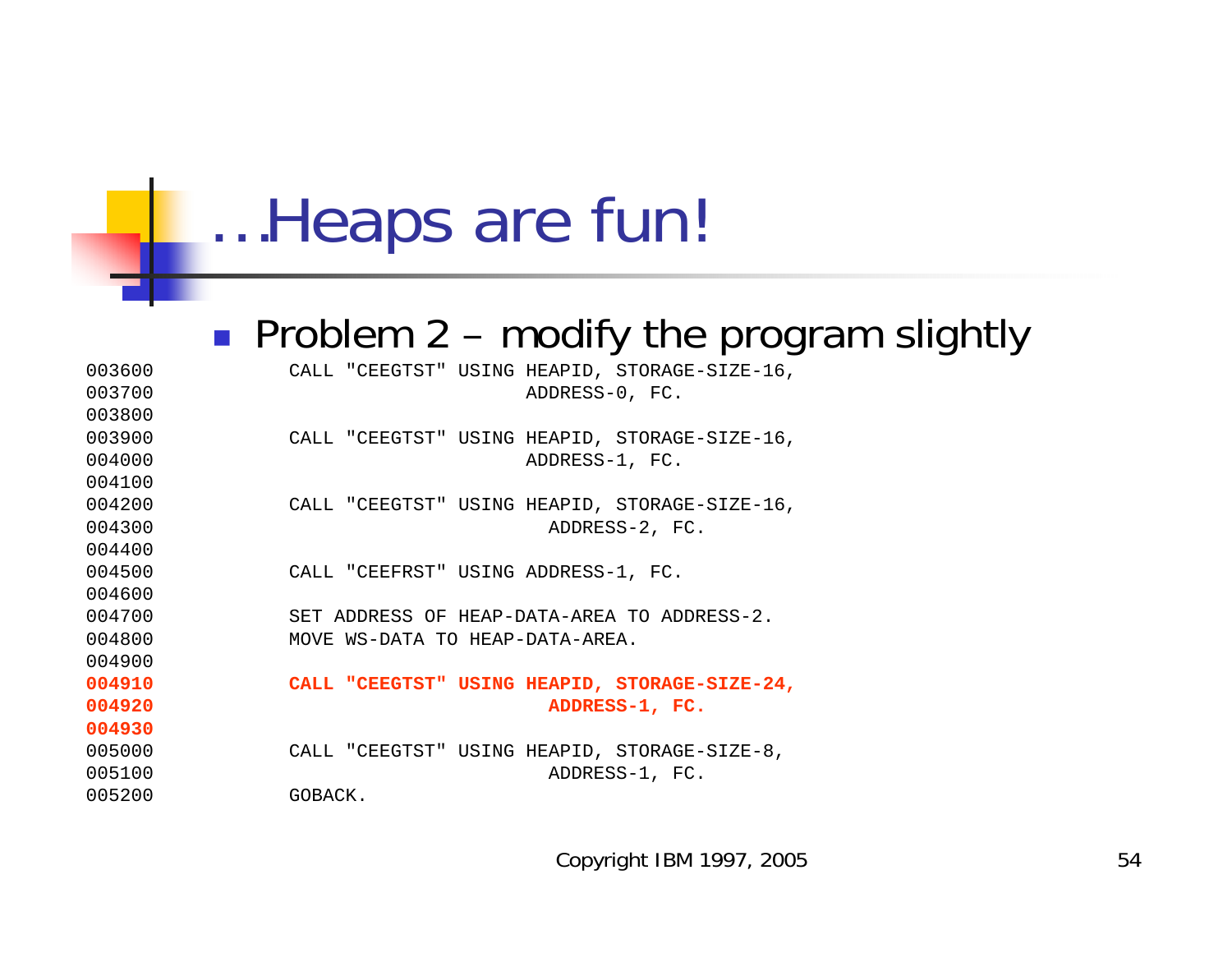# …Heaps are fun!

- Problem 2 – modify the program slightly

```
003600           CALL "CEEGTST" USING HEAPID, STORAGE-SIZE-16,
003700                                ADDRESS-0, FC.
003800
003900           CALL "CEEGTST" USING HEAPID, STORAGE-SIZE-16,
004000                                ADDRESS-1, FC.
004100
004200           CALL "CEEGTST" USING HEAPID, STORAGE-SIZE-16,
004300                                  ADDRESS-2, FC.
004400
004500           CALL "CEEFRST" USING ADDRESS-1, FC.
004600
004700           SET ADDRESS OF HEAP-DATA-AREA TO ADDRESS-2.
004800           MOVE WS-DATA TO HEAP-DATA-AREA.
004900
004910           CALL "CEEGTST" USING HEAPID, STORAGE-SIZE-24,
004920                                  ADDRESS-1, FC.
004930
005000           CALL "CEEGTST" USING HEAPID, STORAGE-SIZE-8,
005100                                  ADDRESS-1, FC.
005200           GOBACK.
```

Copyright IBM 1997, 2005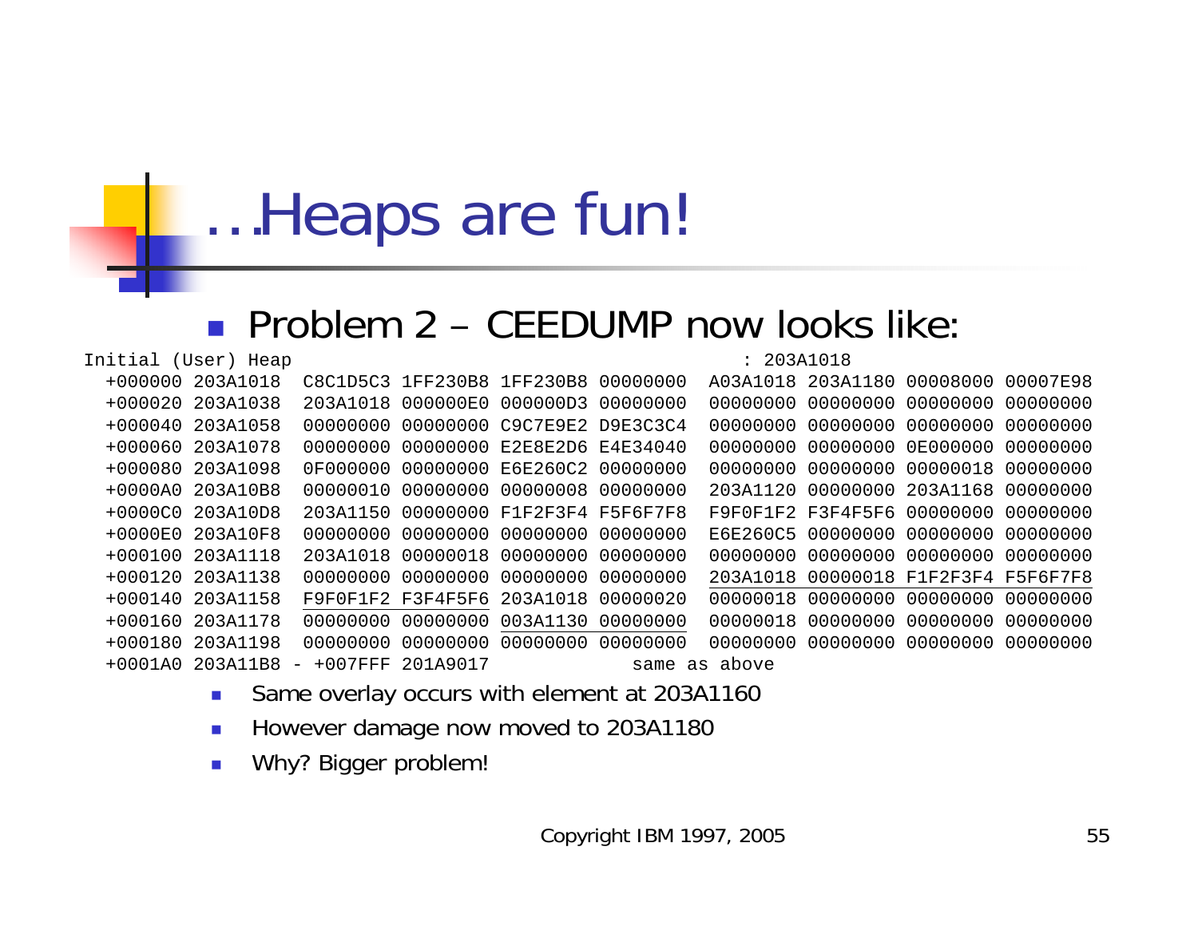# ...Heaps are fun!

- Problem 2 – CEEDUMP now looks like:

```
Initial (User) Heap                                                    : 203A1018
  +000000 203A1018  C8C1D5C3 1FF230B8 1FF230B8 00000000  A03A1018 203A1180 00008000 00007E98
  +000020 203A1038  203A1018 000000E0 000000D3 00000000  00000000 00000000 00000000 00000000
  +000040 203A1058  00000000 00000000 C9C7E9E2 D9E3C3C4  00000000 00000000 00000000 00000000
  +000060 203A1078  00000000 00000000 E2E8E2D6 E4E34040  00000000 00000000 0E000000 00000000
  +000080 203A1098  0F000000 00000000 E6E260C2 00000000  00000000 00000000 00000018 00000000
  +0000A0 203A10B8  00000010 00000000 00000008 00000000  203A1120 00000000 203A1168 00000000
  +0000C0 203A10D8  203A1150 00000000 F1F2F3F4 F5F6F7F8  F9F0F1F2 F3F4F5F6 00000000 00000000
  +0000E0 203A10F8  00000000 00000000 00000000 00000000  E6E260C5 00000000 00000000 00000000
  +000100 203A1118  203A1018 00000018 00000000 00000000  00000000 00000000 00000000 00000000
  +000120 203A1138  00000000 00000000 00000000 00000000  203A1018 00000018 F1F2F3F4 F5F6F7F8
  +000140 203A1158  F9F0F1F2 F3F4F5F6 203A1018 00000020  00000018 00000000 00000000 00000000
  +000160 203A1178  00000000 00000000 003A1130 00000000  00000018 00000000 00000000 00000000
  +000180 203A1198  00000000 00000000 00000000 00000000  00000000 00000000 00000000 00000000
  +0001A0 203A11B8 - +007FFF 201A9017             same as above
```

  - Same overlay occurs with element at 203A1160
  - However damage now moved to 203A1180
  - Why? Bigger problem!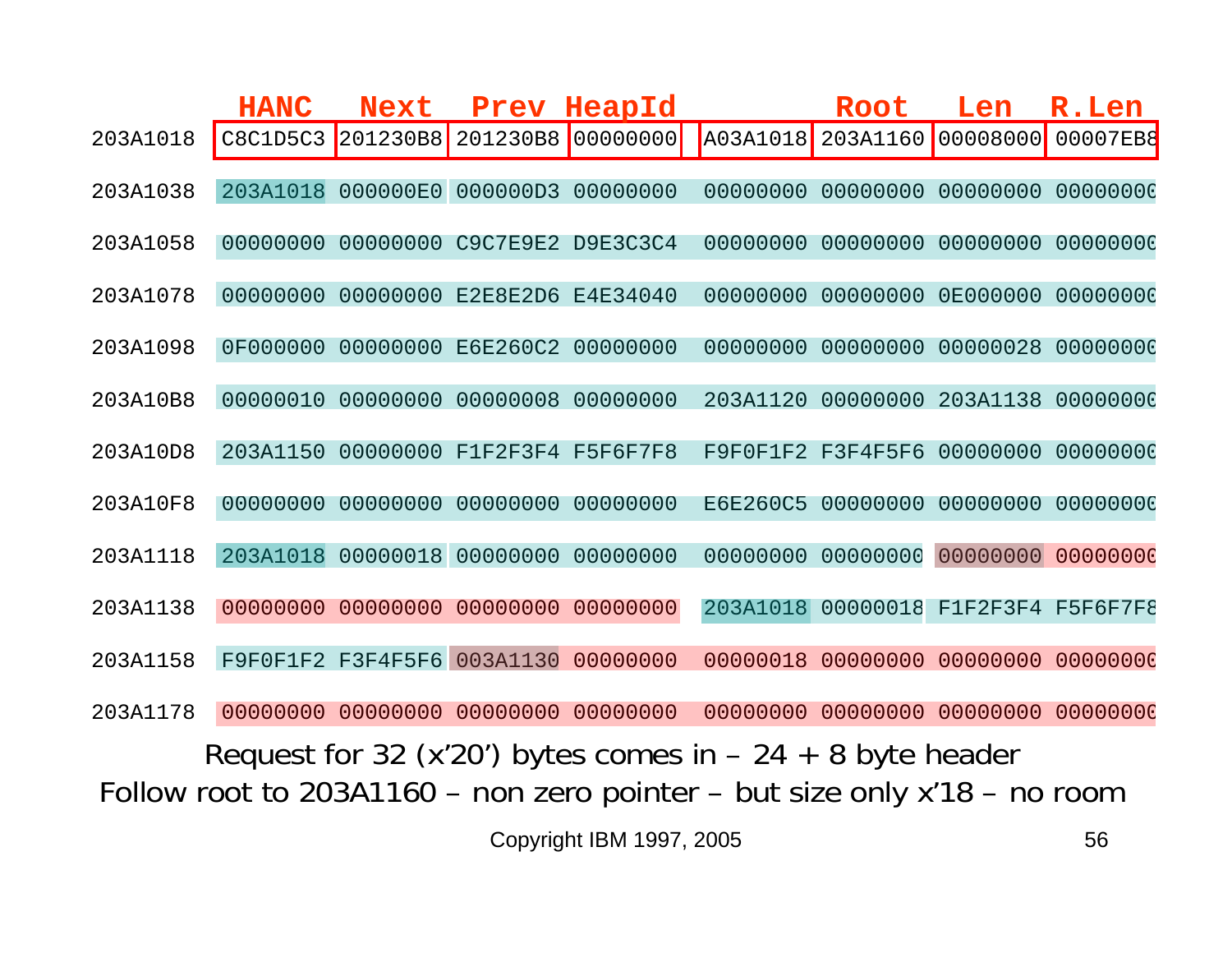| | HANC | Next | Prev | HeapId | | Root | Len | R.Len |
|---|---|---|---|---|---|---|---|---|
| 203A1018 | C8C1D5C3 | 201230B8 | 201230B8 | 00000000 | A03A1018 | 203A1160 | 00008000 | 00007EB8 |
| 203A1038 | 203A1018 | 000000E0 | 000000D3 | 00000000 | 00000000 | 00000000 | 00000000 | 00000000 |
| 203A1058 | 00000000 | 00000000 | C9C7E9E2 | D9E3C3C4 | 00000000 | 00000000 | 00000000 | 00000000 |
| 203A1078 | 00000000 | 00000000 | E2E8E2D6 | E4E34040 | 00000000 | 00000000 | 0E000000 | 00000000 |
| 203A1098 | 0F000000 | 00000000 | E6E260C2 | 00000000 | 00000000 | 00000000 | 00000028 | 00000000 |
| 203A10B8 | 00000010 | 00000000 | 00000008 | 00000000 | 203A1120 | 00000000 | 203A1138 | 00000000 |
| 203A10D8 | 203A1150 | 00000000 | F1F2F3F4 | F5F6F7F8 | F9F0F1F2 | F3F4F5F6 | 00000000 | 00000000 |
| 203A10F8 | 00000000 | 00000000 | 00000000 | 00000000 | E6E260C5 | 00000000 | 00000000 | 00000000 |
| 203A1118 | 203A1018 | 00000018 | 00000000 | 00000000 | 00000000 | 00000000 | 00000000 | 00000000 |
| 203A1138 | 00000000 | 00000000 | 00000000 | 00000000 | 203A1018 | 00000018 | F1F2F3F4 | F5F6F7F8 |
| 203A1158 | F9F0F1F2 | F3F4F5F6 | 003A1130 | 00000000 | 00000018 | 00000000 | 00000000 | 00000000 |
| 203A1178 | 00000000 | 00000000 | 00000000 | 00000000 | 00000000 | 00000000 | 00000000 | 00000000 |

Request for 32 (x'20') bytes comes in – 24 + 8 byte header

Follow root to 203A1160 – non zero pointer – but size only x'18 – no room

Copyright IBM 1997, 2005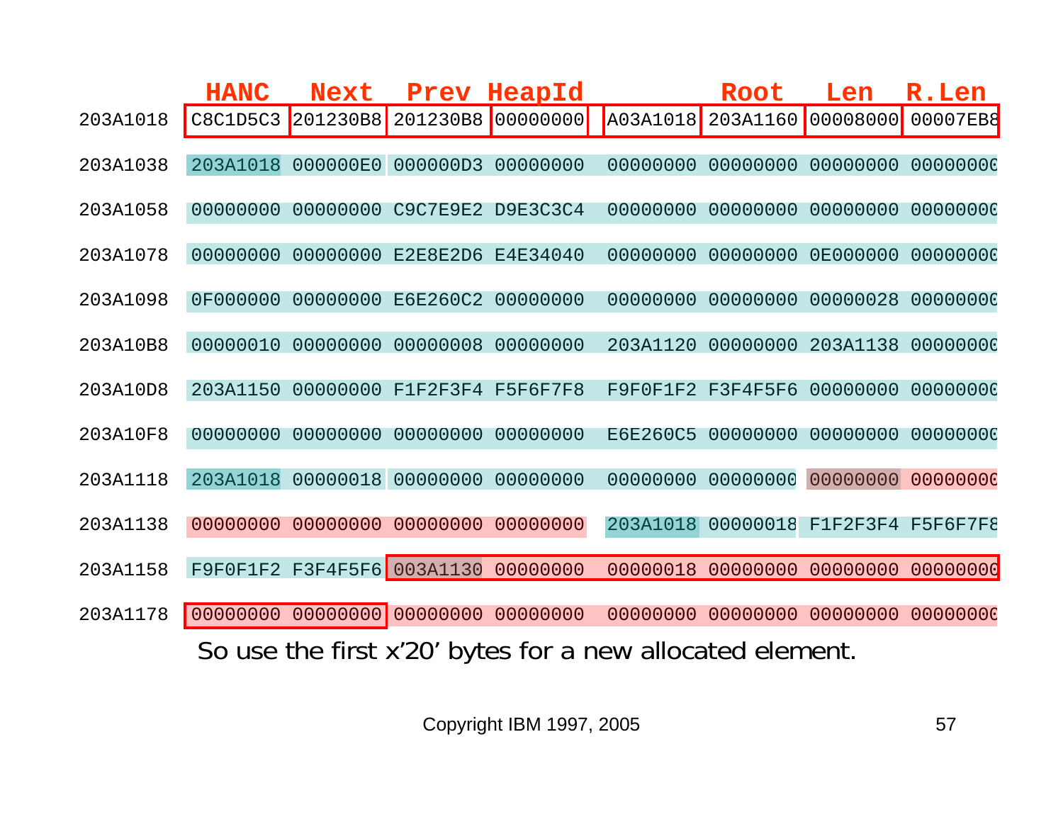| | HANC | Next | Prev | HeapId | | Root | Len | R.Len |
|---|---|---|---|---|---|---|---|---|
| 203A1018 | C8C1D5C3 | 201230B8 | 201230B8 | 00000000 | A03A1018 | 203A1160 | 00008000 | 00007EB8 |
| 203A1038 | 203A1018 | 000000E0 | 000000D3 | 00000000 | 00000000 | 00000000 | 00000000 | 00000000 |
| 203A1058 | 00000000 | 00000000 | C9C7E9E2 | D9E3C3C4 | 00000000 | 00000000 | 00000000 | 00000000 |
| 203A1078 | 00000000 | 00000000 | E2E8E2D6 | E4E34040 | 00000000 | 00000000 | 0E000000 | 00000000 |
| 203A1098 | 0F000000 | 00000000 | E6E260C2 | 00000000 | 00000000 | 00000000 | 00000028 | 00000000 |
| 203A10B8 | 00000010 | 00000000 | 00000008 | 00000000 | 203A1120 | 00000000 | 203A1138 | 00000000 |
| 203A10D8 | 203A1150 | 00000000 | F1F2F3F4 | F5F6F7F8 | F9F0F1F2 | F3F4F5F6 | 00000000 | 00000000 |
| 203A10F8 | 00000000 | 00000000 | 00000000 | 00000000 | E6E260C5 | 00000000 | 00000000 | 00000000 |
| 203A1118 | 203A1018 | 00000018 | 00000000 | 00000000 | 00000000 | 00000000 | 00000000 | 00000000 |
| 203A1138 | 00000000 | 00000000 | 00000000 | 00000000 | 203A1018 | 00000018 | F1F2F3F4 | F5F6F7F8 |
| 203A1158 | F9F0F1F2 | F3F4F5F6 | 003A1130 | 00000000 | 00000018 | 00000000 | 00000000 | 00000000 |
| 203A1178 | 00000000 | 00000000 | 00000000 | 00000000 | 00000000 | 00000000 | 00000000 | 00000000 |

So use the first x'20' bytes for a new allocated element.

Copyright IBM 1997, 2005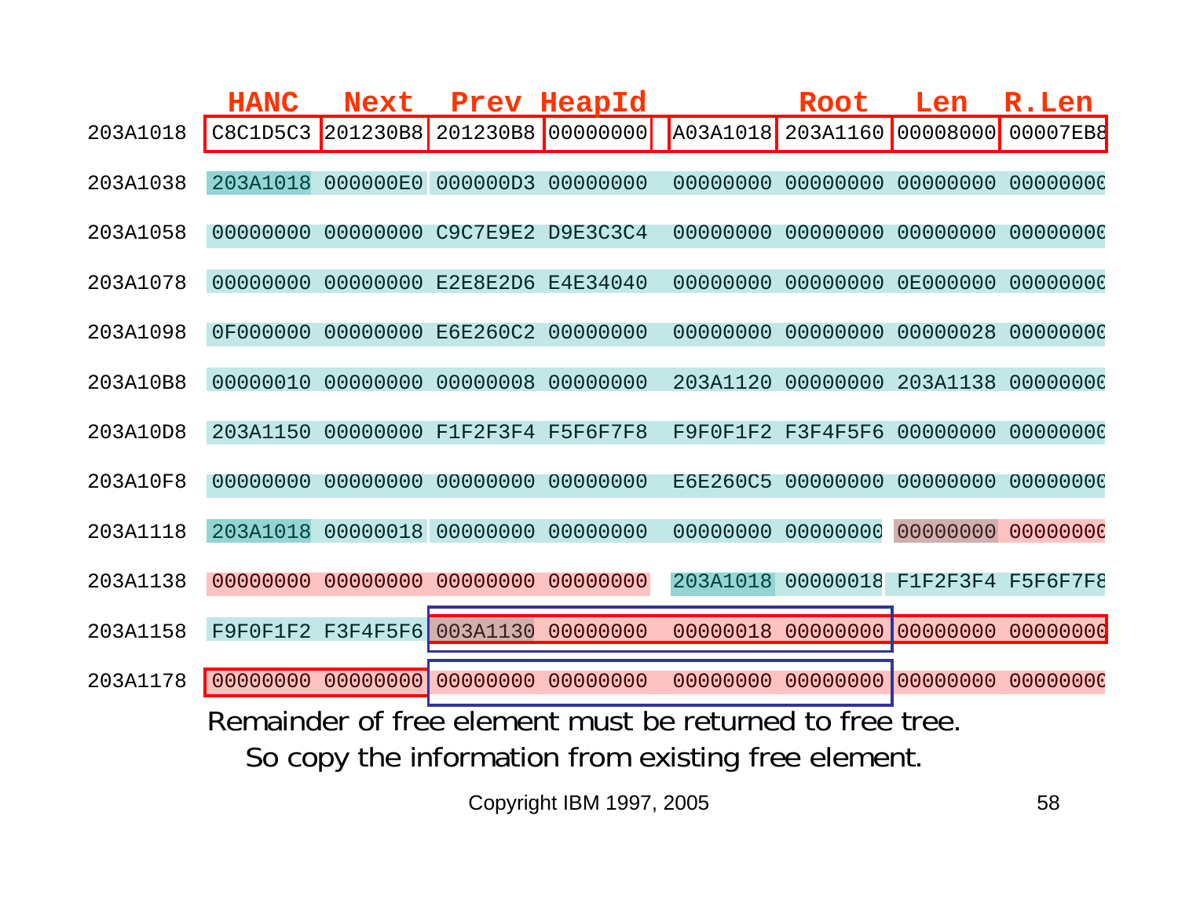| | HANC | Next | Prev | HeapId | | Root | Len | R.Len |
|---|---|---|---|---|---|---|---|---|
| 203A1018 | C8C1D5C3 | 201230B8 | 201230B8 | 00000000 | A03A1018 | 203A1160 | 00008000 | 00007EB8 |
| 203A1038 | 203A1018 | 000000E0 | 000000D3 | 00000000 | 00000000 | 00000000 | 00000000 | 00000000 |
| 203A1058 | 00000000 | 00000000 | C9C7E9E2 | D9E3C3C4 | 00000000 | 00000000 | 00000000 | 00000000 |
| 203A1078 | 00000000 | 00000000 | E2E8E2D6 | E4E34040 | 00000000 | 00000000 | 0E000000 | 00000000 |
| 203A1098 | 0F000000 | 00000000 | E6E260C2 | 00000000 | 00000000 | 00000000 | 00000028 | 00000000 |
| 203A10B8 | 00000010 | 00000000 | 00000008 | 00000000 | 203A1120 | 00000000 | 203A1138 | 00000000 |
| 203A10D8 | 203A1150 | 00000000 | F1F2F3F4 | F5F6F7F8 | F9F0F1F2 | F3F4F5F6 | 00000000 | 00000000 |
| 203A10F8 | 00000000 | 00000000 | 00000000 | 00000000 | E6E260C5 | 00000000 | 00000000 | 00000000 |
| 203A1118 | 203A1018 | 00000018 | 00000000 | 00000000 | 00000000 | 00000000 | 00000000 | 00000000 |
| 203A1138 | 00000000 | 00000000 | 00000000 | 00000000 | 203A1018 | 00000018 | F1F2F3F4 | F5F6F7F8 |
| 203A1158 | F9F0F1F2 | F3F4F5F6 | 003A1130 | 00000000 | 00000018 | 00000000 | 00000000 | 00000000 |
| 203A1178 | 00000000 | 00000000 | 00000000 | 00000000 | 00000000 | 00000000 | 00000000 | 00000000 |

Remainder of free element must be returned to free tree.
So copy the information from existing free element.

Copyright IBM 1997, 2005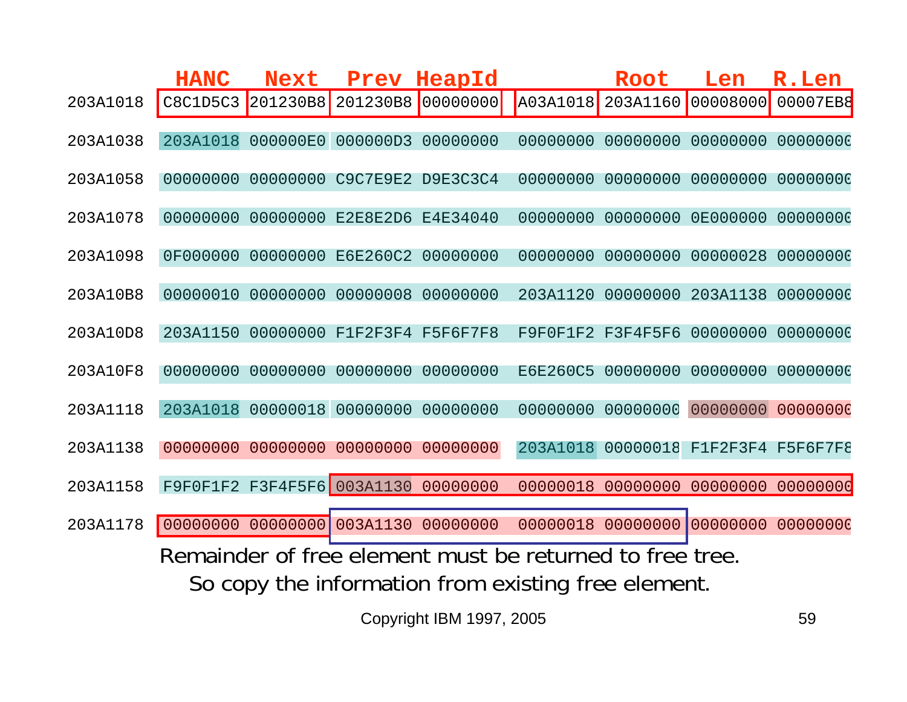| | HANC | Next | Prev | HeapId | | Root | Len | R.Len |
|---|---|---|---|---|---|---|---|---|
| 203A1018 | C8C1D5C3 | 201230B8 | 201230B8 | 00000000 | A03A1018 | 203A1160 | 00008000 | 00007EB8 |
| 203A1038 | 203A1018 | 000000E0 | 000000D3 | 00000000 | 00000000 | 00000000 | 00000000 | 00000000 |
| 203A1058 | 00000000 | 00000000 | C9C7E9E2 | D9E3C3C4 | 00000000 | 00000000 | 00000000 | 00000000 |
| 203A1078 | 00000000 | 00000000 | E2E8E2D6 | E4E34040 | 00000000 | 00000000 | 0E000000 | 00000000 |
| 203A1098 | 0F000000 | 00000000 | E6E260C2 | 00000000 | 00000000 | 00000000 | 00000028 | 00000000 |
| 203A10B8 | 00000010 | 00000000 | 00000008 | 00000000 | 203A1120 | 00000000 | 203A1138 | 00000000 |
| 203A10D8 | 203A1150 | 00000000 | F1F2F3F4 | F5F6F7F8 | F9F0F1F2 | F3F4F5F6 | 00000000 | 00000000 |
| 203A10F8 | 00000000 | 00000000 | 00000000 | 00000000 | E6E260C5 | 00000000 | 00000000 | 00000000 |
| 203A1118 | 203A1018 | 00000018 | 00000000 | 00000000 | 00000000 | 00000000 | 00000000 | 00000000 |
| 203A1138 | 00000000 | 00000000 | 00000000 | 00000000 | 203A1018 | 00000018 | F1F2F3F4 | F5F6F7F8 |
| 203A1158 | F9F0F1F2 | F3F4F5F6 | 003A1130 | 00000000 | 00000018 | 00000000 | 00000000 | 00000000 |
| 203A1178 | 00000000 | 00000000 | 003A1130 | 00000000 | 00000018 | 00000000 | 00000000 | 00000000 |

Remainder of free element must be returned to free tree.

So copy the information from existing free element.

Copyright IBM 1997, 2005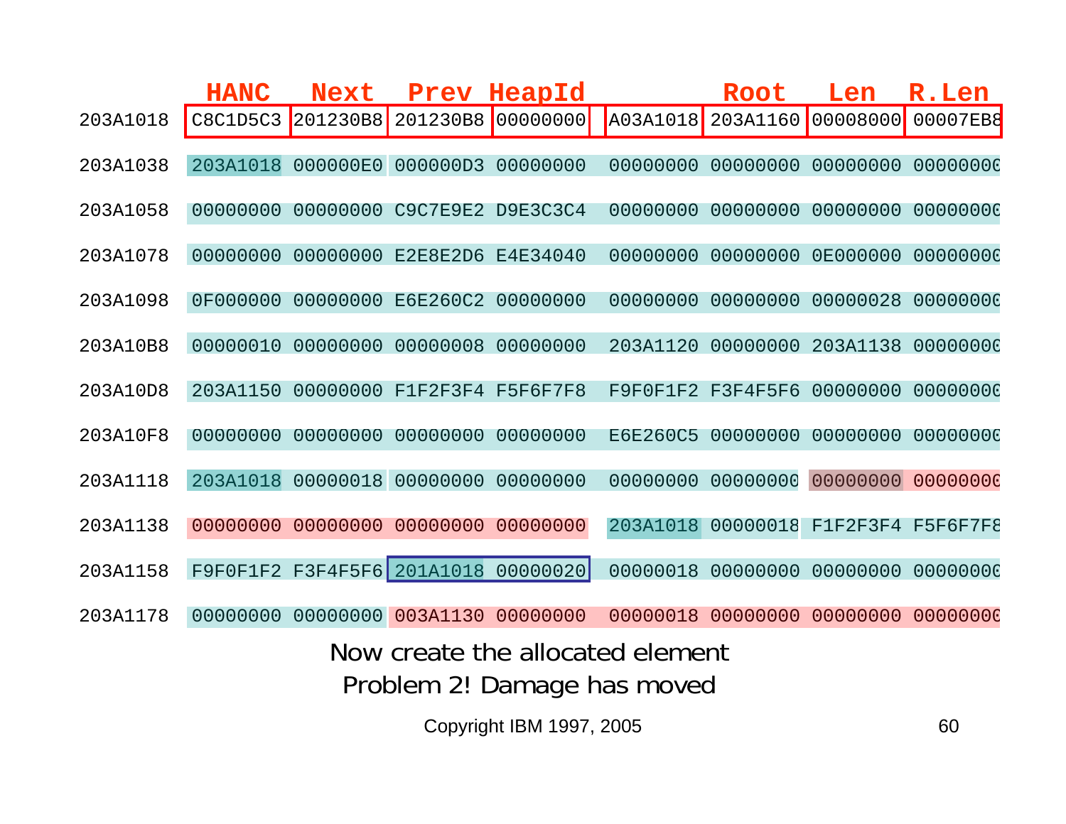| | HANC | Next | Prev | HeapId | | Root | Len | R.Len |
|---|---|---|---|---|---|---|---|---|
| 203A1018 | C8C1D5C3 | 201230B8 | 201230B8 | 00000000 | A03A1018 | 203A1160 | 00008000 | 00007EB8 |
| 203A1038 | 203A1018 | 000000E0 | 000000D3 | 00000000 | 00000000 | 00000000 | 00000000 | 00000000 |
| 203A1058 | 00000000 | 00000000 | C9C7E9E2 | D9E3C3C4 | 00000000 | 00000000 | 00000000 | 00000000 |
| 203A1078 | 00000000 | 00000000 | E2E8E2D6 | E4E34040 | 00000000 | 00000000 | 0E000000 | 00000000 |
| 203A1098 | 0F000000 | 00000000 | E6E260C2 | 00000000 | 00000000 | 00000000 | 00000028 | 00000000 |
| 203A10B8 | 00000010 | 00000000 | 00000008 | 00000000 | 203A1120 | 00000000 | 203A1138 | 00000000 |
| 203A10D8 | 203A1150 | 00000000 | F1F2F3F4 | F5F6F7F8 | F9F0F1F2 | F3F4F5F6 | 00000000 | 00000000 |
| 203A10F8 | 00000000 | 00000000 | 00000000 | 00000000 | E6E260C5 | 00000000 | 00000000 | 00000000 |
| 203A1118 | 203A1018 | 00000018 | 00000000 | 00000000 | 00000000 | 00000000 | 00000000 | 00000000 |
| 203A1138 | 00000000 | 00000000 | 00000000 | 00000000 | 203A1018 | 00000018 | F1F2F3F4 | F5F6F7F8 |
| 203A1158 | F9F0F1F2 | F3F4F5F6 | 201A1018 | 00000020 | 00000018 | 00000000 | 00000000 | 00000000 |
| 203A1178 | 00000000 | 00000000 | 003A1130 | 00000000 | 00000018 | 00000000 | 00000000 | 00000000 |

Now create the allocated element

Problem 2! Damage has moved

Copyright IBM 1997, 2005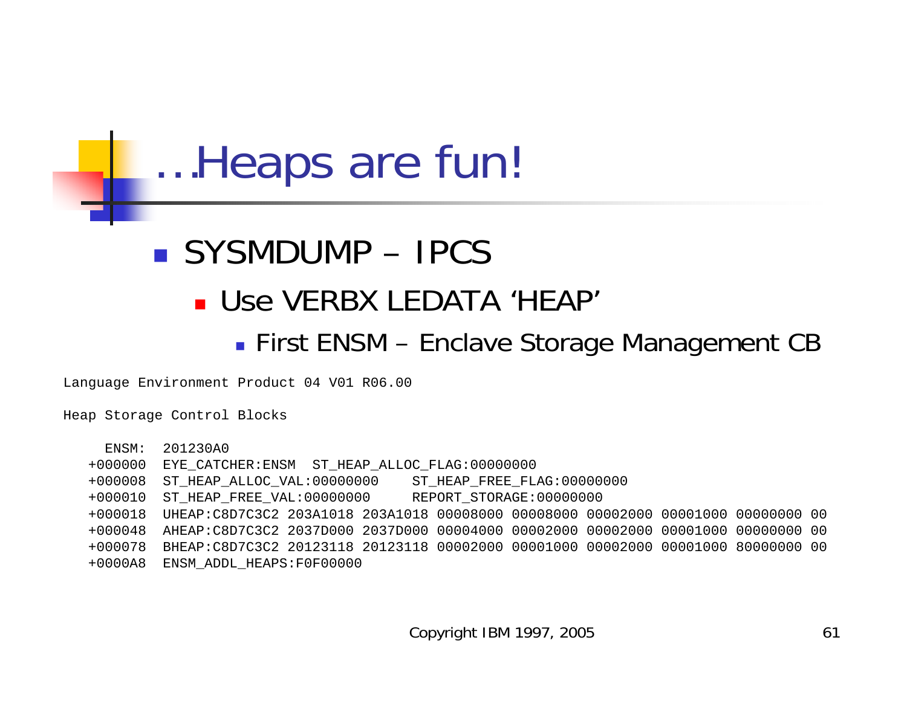# …Heaps are fun!

- SYSMDUMP – IPCS
  - Use VERBX LEDATA ‘HEAP’
    - First ENSM – Enclave Storage Management CB

```
Language Environment Product 04 V01 R06.00

Heap Storage Control Blocks

    ENSM:  201230A0
  +000000  EYE_CATCHER:ENSM  ST_HEAP_ALLOC_FLAG:00000000
  +000008  ST_HEAP_ALLOC_VAL:00000000    ST_HEAP_FREE_FLAG:00000000
  +000010  ST_HEAP_FREE_VAL:00000000     REPORT_STORAGE:00000000
  +000018  UHEAP:C8D7C3C2 203A1018 203A1018 00008000 00008000 00002000 00001000 00000000 00
  +000048  AHEAP:C8D7C3C2 2037D000 2037D000 00004000 00002000 00002000 00001000 00000000 00
  +000078  BHEAP:C8D7C3C2 20123118 20123118 00002000 00001000 00002000 00001000 80000000 00
  +0000A8  ENSM_ADDL_HEAPS:F0F00000
```

Copyright IBM 1997, 2005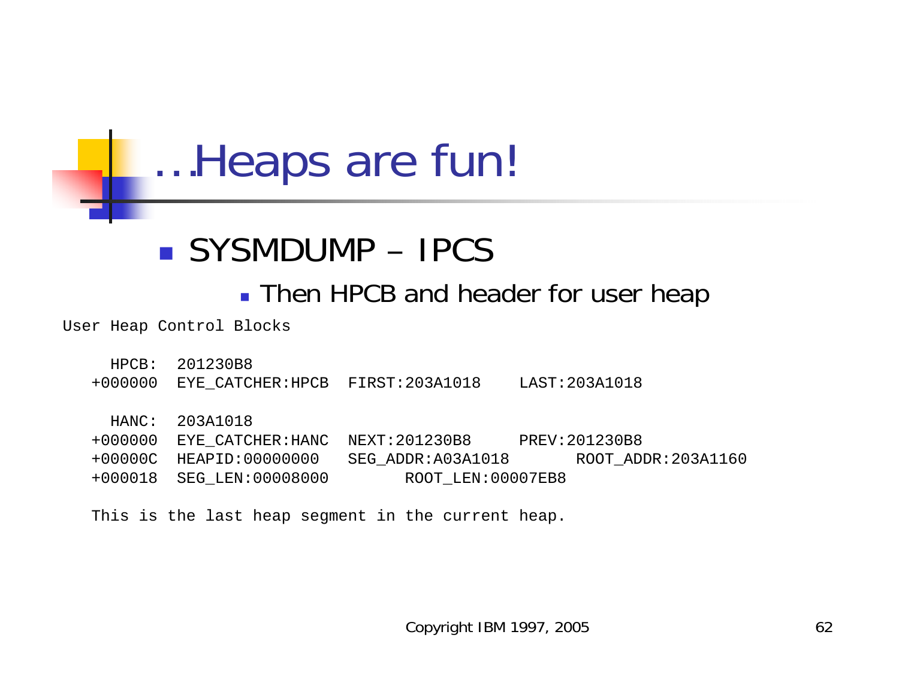# …Heaps are fun!

- SYSMDUMP – IPCS
  - Then HPCB and header for user heap

```
User Heap Control Blocks

     HPCB:   201230B8
   +000000  EYE_CATCHER:HPCB  FIRST:203A1018    LAST:203A1018

     HANC:   203A1018
   +000000  EYE_CATCHER:HANC  NEXT:201230B8     PREV:201230B8
   +00000C  HEAPID:00000000   SEG_ADDR:A03A1018       ROOT_ADDR:203A1160
   +000018  SEG_LEN:00008000        ROOT_LEN:00007EB8

   This is the last heap segment in the current heap.
```

Copyright IBM 1997, 2005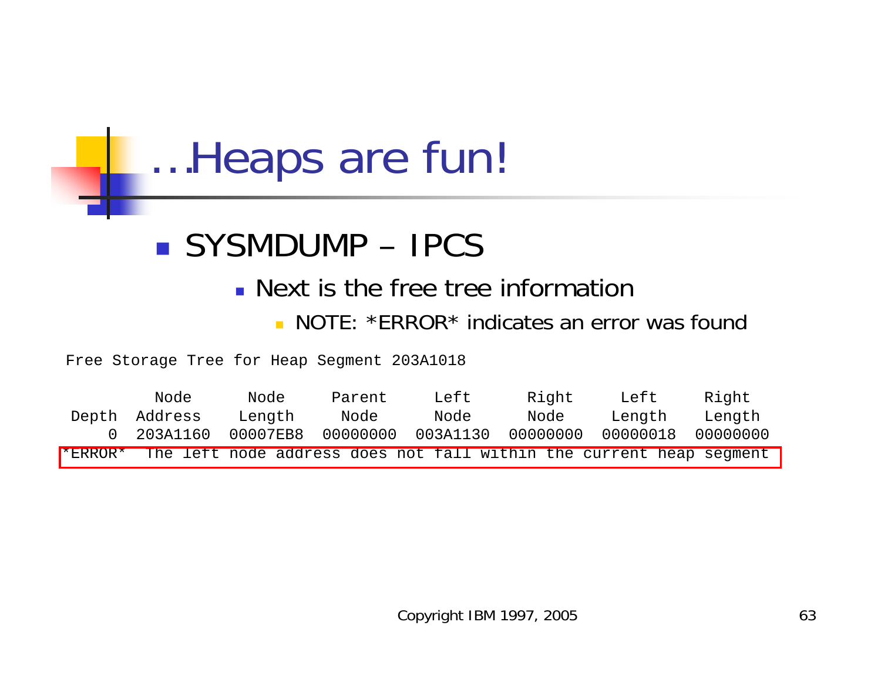# …Heaps are fun!

- SYSMDUMP – IPCS
  - Next is the free tree information
    - NOTE: *ERROR* indicates an error was found

```
Free Storage Tree for Heap Segment 203A1018

         Node      Node      Parent    Left      Right     Left      Right
Depth  Address   Length    Node      Node      Node      Length    Length
    0  203A1160  00007EB8  00000000  003A1130  00000000  00000018  00000000
*ERROR*  The left node address does not fall within the current heap segment
```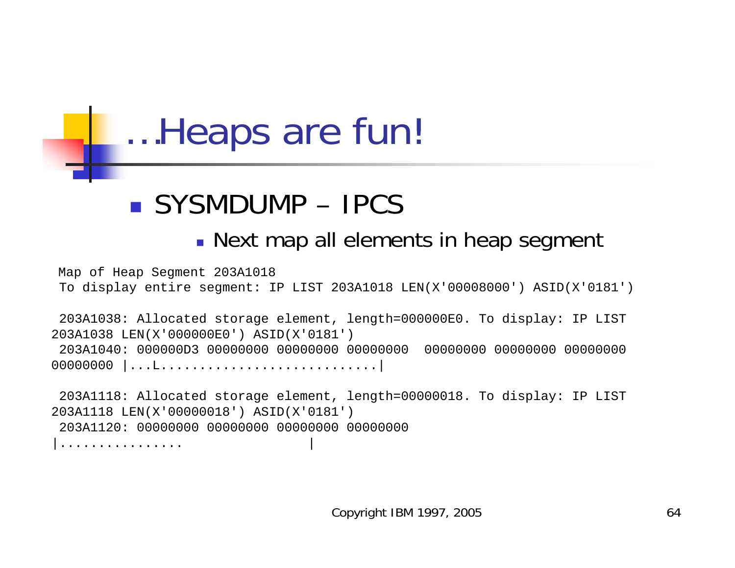# …Heaps are fun!

- SYSMDUMP – IPCS
  - Next map all elements in heap segment

```
 Map of Heap Segment 203A1018
 To display entire segment: IP LIST 203A1018 LEN(X'00008000') ASID(X'0181')

 203A1038: Allocated storage element, length=000000E0. To display: IP LIST
203A1038 LEN(X'000000E0') ASID(X'0181')
 203A1040: 000000D3 00000000 00000000 00000000  00000000 00000000 00000000
00000000 |...L............................|

 203A1118: Allocated storage element, length=00000018. To display: IP LIST
203A1118 LEN(X'00000018') ASID(X'0181')
 203A1120: 00000000 00000000 00000000 00000000
|................                |
```

Copyright IBM 1997, 2005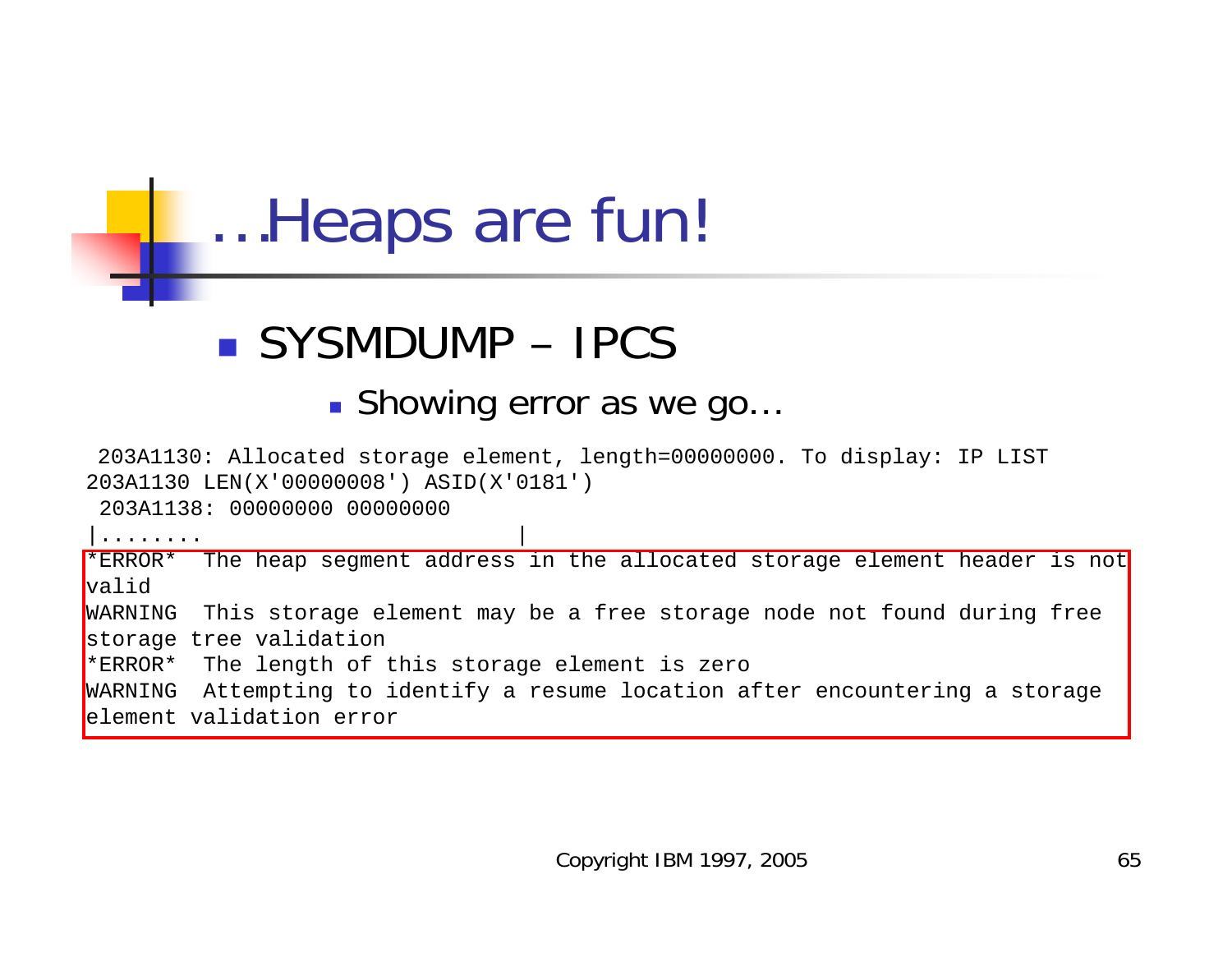# …Heaps are fun!

- SYSMDUMP – IPCS
  - Showing error as we go…

```
 203A1130: Allocated storage element, length=00000000. To display: IP LIST
203A1130 LEN(X'00000008') ASID(X'0181')
 203A1138: 00000000 00000000
|........                                 |
*ERROR*  The heap segment address in the allocated storage element header is not
valid
WARNING  This storage element may be a free storage node not found during free
storage tree validation
*ERROR*  The length of this storage element is zero
WARNING  Attempting to identify a resume location after encountering a storage
element validation error
```

Copyright IBM 1997, 2005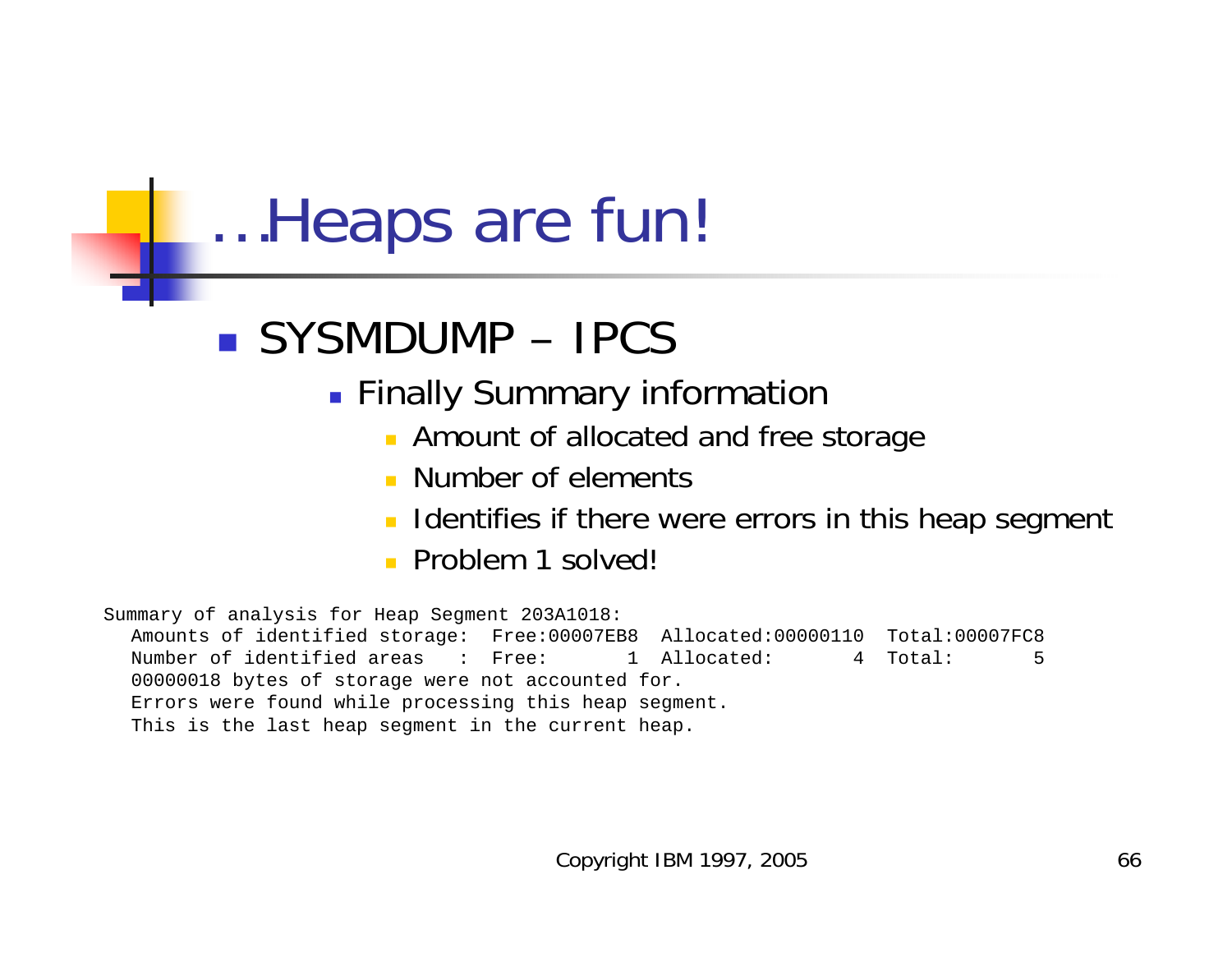# …Heaps are fun!

- SYSMDUMP – IPCS
  - Finally Summary information
    - Amount of allocated and free storage
    - Number of elements
    - Identifies if there were errors in this heap segment
    - Problem 1 solved!

```
Summary of analysis for Heap Segment 203A1018:
  Amounts of identified storage:  Free:00007EB8  Allocated:00000110  Total:00007FC8
  Number of identified areas   :  Free:       1  Allocated:       4  Total:       5
  00000018 bytes of storage were not accounted for.
  Errors were found while processing this heap segment.
  This is the last heap segment in the current heap.
```

Copyright IBM 1997, 2005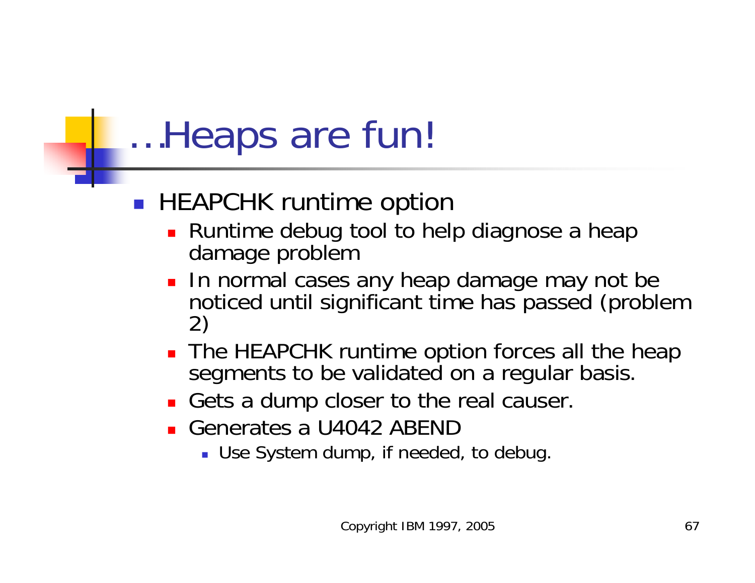# …Heaps are fun!

- HEAPCHK runtime option
  - Runtime debug tool to help diagnose a heap damage problem
  - In normal cases any heap damage may not be noticed until significant time has passed (problem 2)
  - The HEAPCHK runtime option forces all the heap segments to be validated on a regular basis.
  - Gets a dump closer to the real causer.
  - Generates a U4042 ABEND
    - Use System dump, if needed, to debug.

Copyright IBM 1997, 2005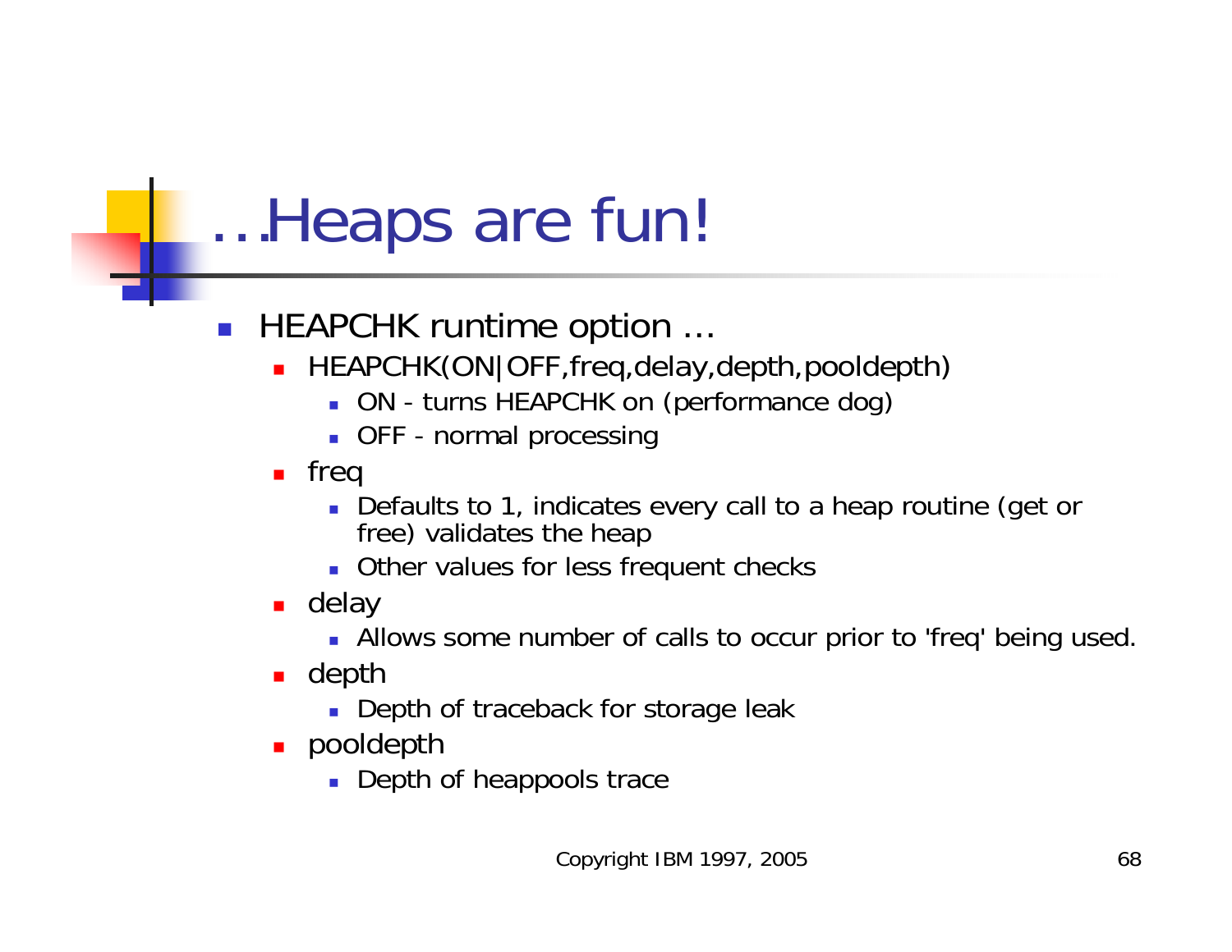# …Heaps are fun!

- HEAPCHK runtime option …
  - HEAPCHK(ON|OFF,freq,delay,depth,pooldepth)
    - ON - turns HEAPCHK on (performance dog)
    - OFF - normal processing
  - freq
    - Defaults to 1, indicates every call to a heap routine (get or free) validates the heap
    - Other values for less frequent checks
  - delay
    - Allows some number of calls to occur prior to 'freq' being used.
  - depth
    - Depth of traceback for storage leak
  - pooldepth
    - Depth of heappools trace

Copyright IBM 1997, 2005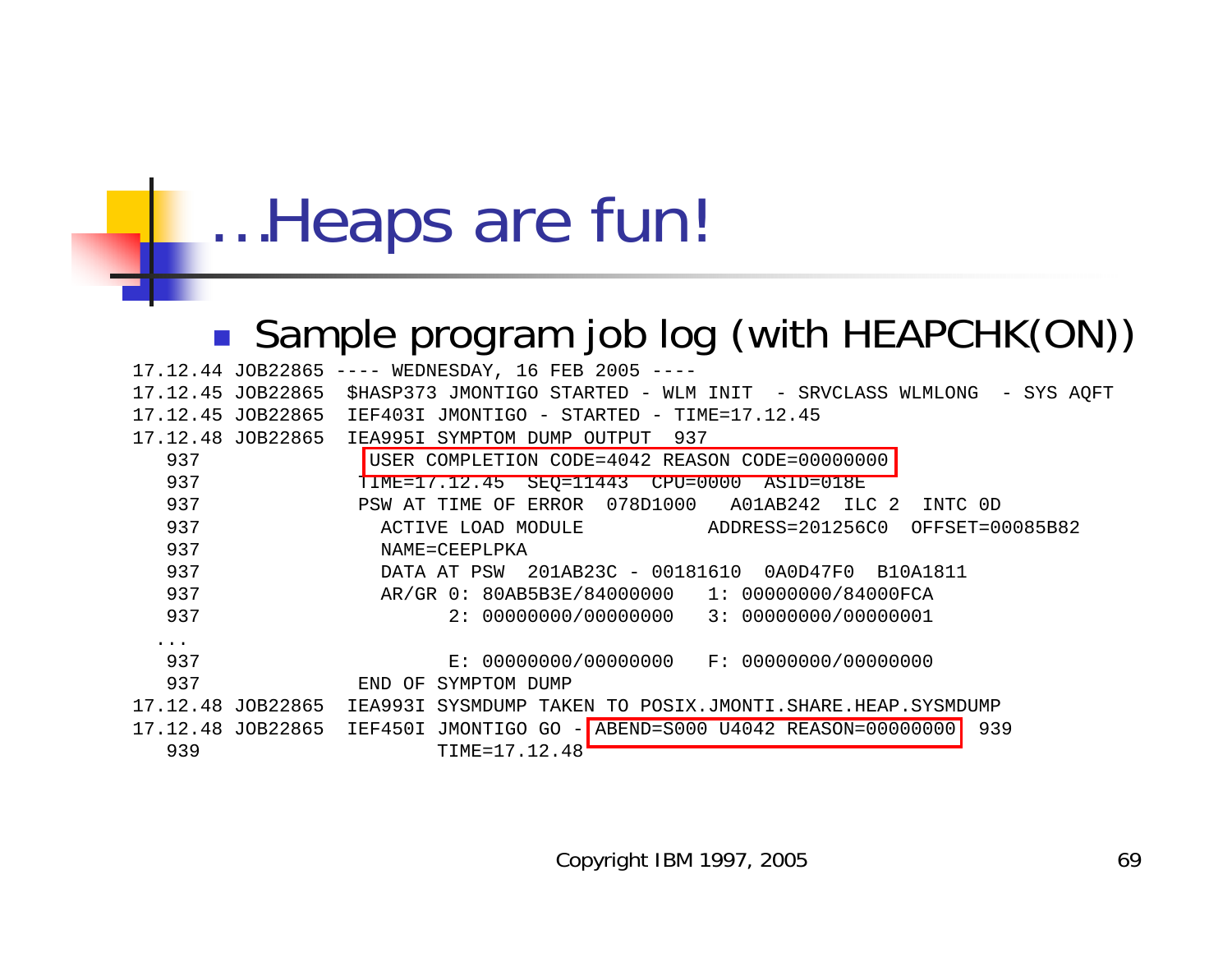# …Heaps are fun!

- Sample program job log (with HEAPCHK(ON))

```
17.12.44 JOB22865 ---- WEDNESDAY, 16 FEB 2005 ----
17.12.45 JOB22865  $HASP373 JMONTIGO STARTED - WLM INIT  - SRVCLASS WLMLONG  - SYS AQFT
17.12.45 JOB22865  IEF403I JMONTIGO - STARTED - TIME=17.12.45
17.12.48 JOB22865  IEA995I SYMPTOM DUMP OUTPUT  937
   937              USER COMPLETION CODE=4042 REASON CODE=00000000
   937              TIME=17.12.45  SEQ=11443  CPU=0000  ASID=018E
   937              PSW AT TIME OF ERROR  078D1000   A01AB242  ILC 2  INTC 0D
   937                ACTIVE LOAD MODULE           ADDRESS=201256C0  OFFSET=00085B82
   937                NAME=CEEPLPKA
   937                DATA AT PSW  201AB23C - 00181610  0A0D47F0  B10A1811
   937                AR/GR 0: 80AB5B3E/84000000   1: 00000000/84000FCA
   937                      2: 00000000/00000000   3: 00000000/00000001
  ...
   937                      E: 00000000/00000000   F: 00000000/00000000
   937              END OF SYMPTOM DUMP
17.12.48 JOB22865  IEA993I SYSMDUMP TAKEN TO POSIX.JMONTI.SHARE.HEAP.SYSMDUMP
17.12.48 JOB22865  IEF450I JMONTIGO GO - ABEND=S000 U4042 REASON=00000000  939
   939                     TIME=17.12.48
```

Copyright IBM 1997, 2005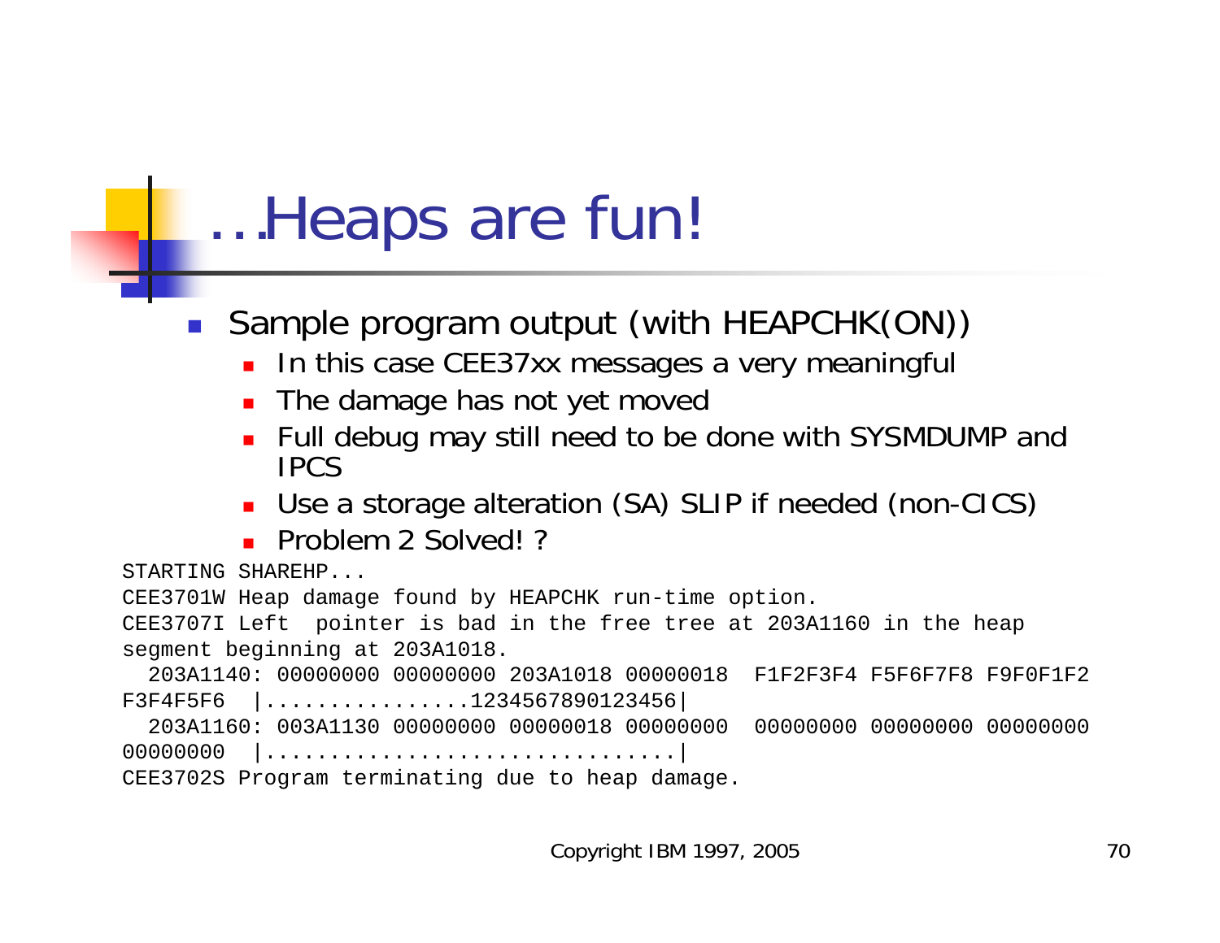# …Heaps are fun!

- Sample program output (with HEAPCHK(ON))
  - In this case CEE37xx messages a very meaningful
  - The damage has not yet moved
  - Full debug may still need to be done with SYSMDUMP and IPCS
  - Use a storage alteration (SA) SLIP if needed (non-CICS)
  - Problem 2 Solved! ?

```
STARTING SHAREHP...
CEE3701W Heap damage found by HEAPCHK run-time option.
CEE3707I Left  pointer is bad in the free tree at 203A1160 in the heap
segment beginning at 203A1018.
  203A1140: 00000000 00000000 203A1018 00000018  F1F2F3F4 F5F6F7F8 F9F0F1F2
F3F4F5F6  |................1234567890123456|
  203A1160: 003A1130 00000000 00000018 00000000  00000000 00000000 00000000
00000000  |................................|
CEE3702S Program terminating due to heap damage.
```

Copyright IBM 1997, 2005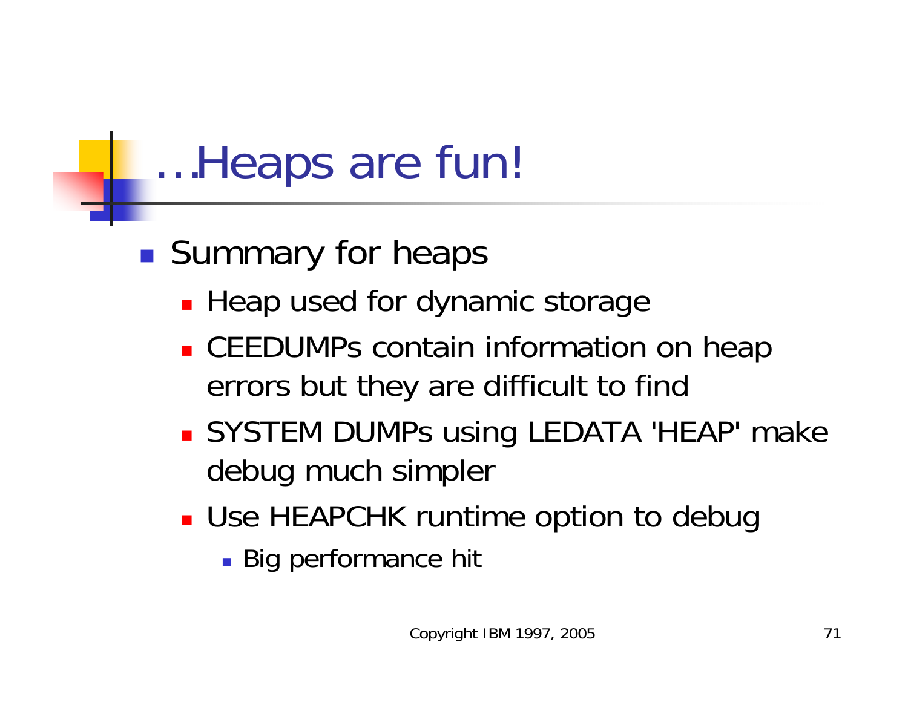# …Heaps are fun!

- Summary for heaps
  - Heap used for dynamic storage
  - CEEDUMPs contain information on heap errors but they are difficult to find
  - SYSTEM DUMPs using LEDATA 'HEAP' make debug much simpler
  - Use HEAPCHK runtime option to debug
    - Big performance hit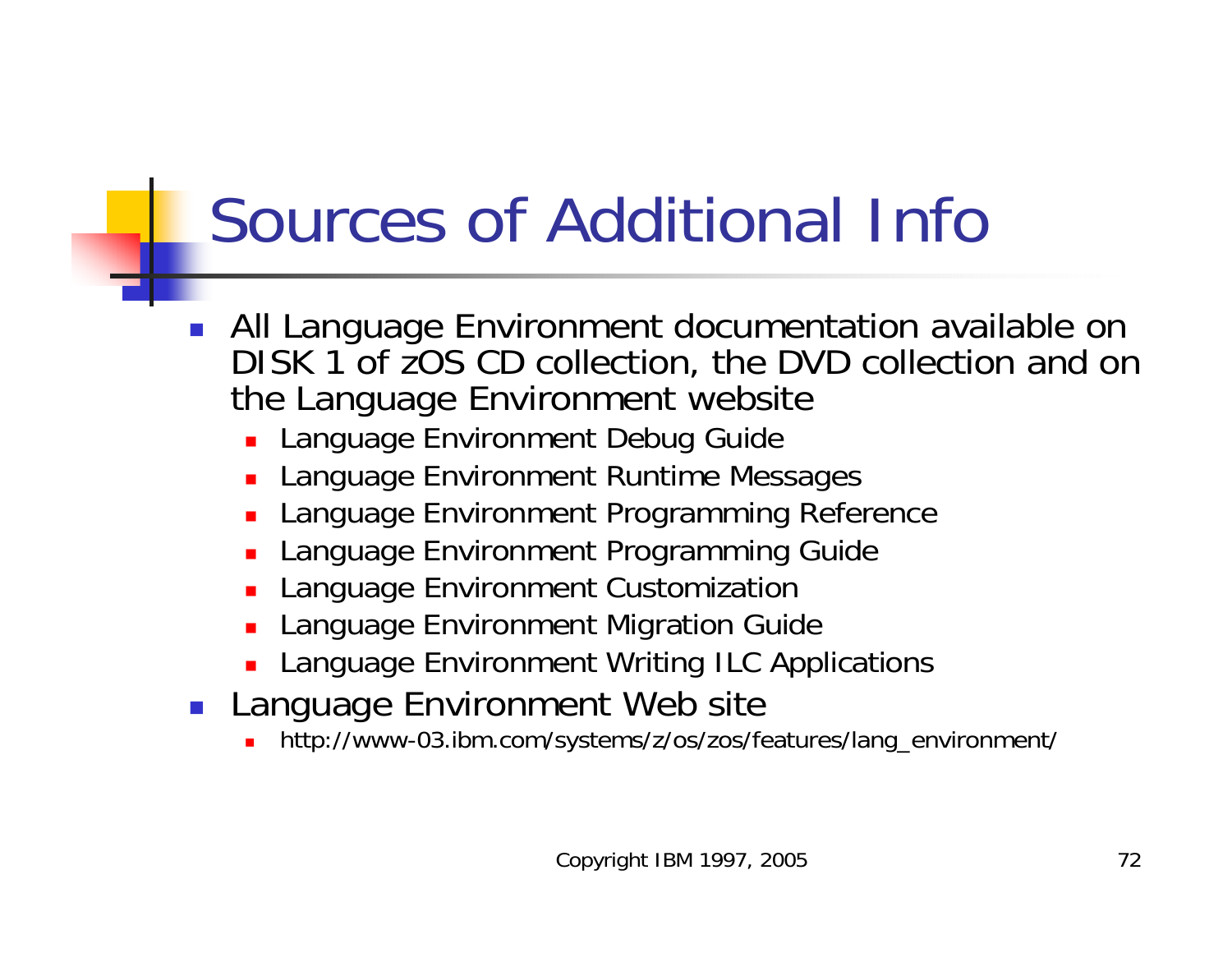# Sources of Additional Info

- All Language Environment documentation available on DISK 1 of zOS CD collection, the DVD collection and on the Language Environment website
  - Language Environment Debug Guide
  - Language Environment Runtime Messages
  - Language Environment Programming Reference
  - Language Environment Programming Guide
  - Language Environment Customization
  - Language Environment Migration Guide
  - Language Environment Writing ILC Applications
- Language Environment Web site
  - http://www-03.ibm.com/systems/z/os/zos/features/lang_environment/

Copyright IBM 1997, 2005